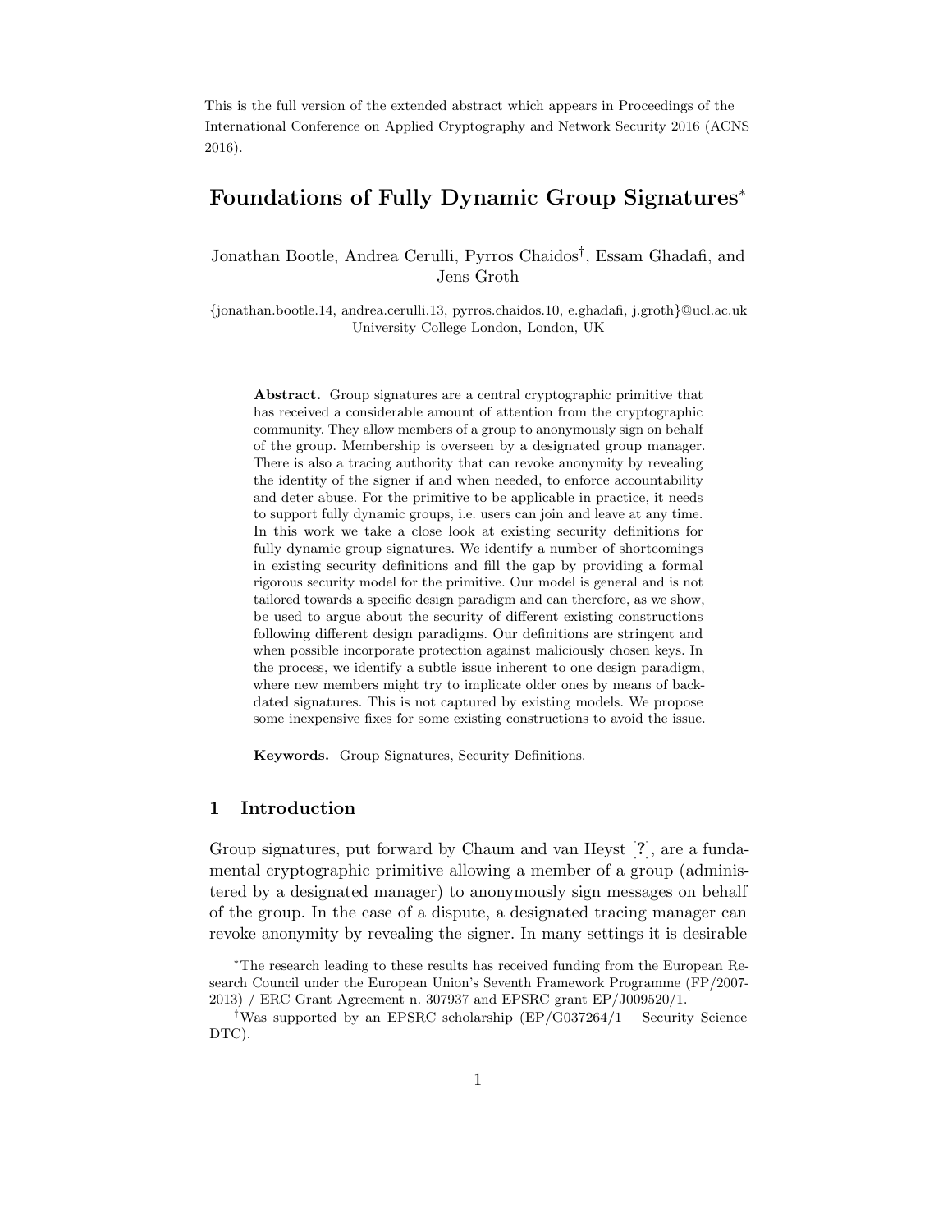This is the full version of the extended abstract which appears in Proceedings of the International Conference on Applied Cryptography and Network Security 2016 (ACNS 2016).

# Foundations of Fully Dynamic Group Signatures[*]

Jonathan Bootle, Andrea Cerulli, Pyrros Chaidos[†], Essam Ghadafi, and Jens Groth

{jonathan.bootle.14, andrea.cerulli.13, pyrros.chaidos.10, e.ghadafi, j.groth}@ucl.ac.uk
University College London, London, UK

**Abstract.** Group signatures are a central cryptographic primitive that has received a considerable amount of attention from the cryptographic community. They allow members of a group to anonymously sign on behalf of the group. Membership is overseen by a designated group manager. There is also a tracing authority that can revoke anonymity by revealing the identity of the signer if and when needed, to enforce accountability and deter abuse. For the primitive to be applicable in practice, it needs to support fully dynamic groups, i.e. users can join and leave at any time. In this work we take a close look at existing security definitions for fully dynamic group signatures. We identify a number of shortcomings in existing security definitions and fill the gap by providing a formal rigorous security model for the primitive. Our model is general and is not tailored towards a specific design paradigm and can therefore, as we show, be used to argue about the security of different existing constructions following different design paradigms. Our definitions are stringent and when possible incorporate protection against maliciously chosen keys. In the process, we identify a subtle issue inherent to one design paradigm, where new members might try to implicate older ones by means of back-dated signatures. This is not captured by existing models. We propose some inexpensive fixes for some existing constructions to avoid the issue.

**Keywords.** Group Signatures, Security Definitions.

## 1 Introduction

Group signatures, put forward by Chaum and van Heyst [?], are a fundamental cryptographic primitive allowing a member of a group (administered by a designated manager) to anonymously sign messages on behalf of the group. In the case of a dispute, a designated tracing manager can revoke anonymity by revealing the signer. In many settings it is desirable

---

[*] The research leading to these results has received funding from the European Research Council under the European Union's Seventh Framework Programme (FP/2007-2013) / ERC Grant Agreement n. 307937 and EPSRC grant EP/J009520/1.

[†] Was supported by an EPSRC scholarship (EP/G037264/1 – Security Science DTC).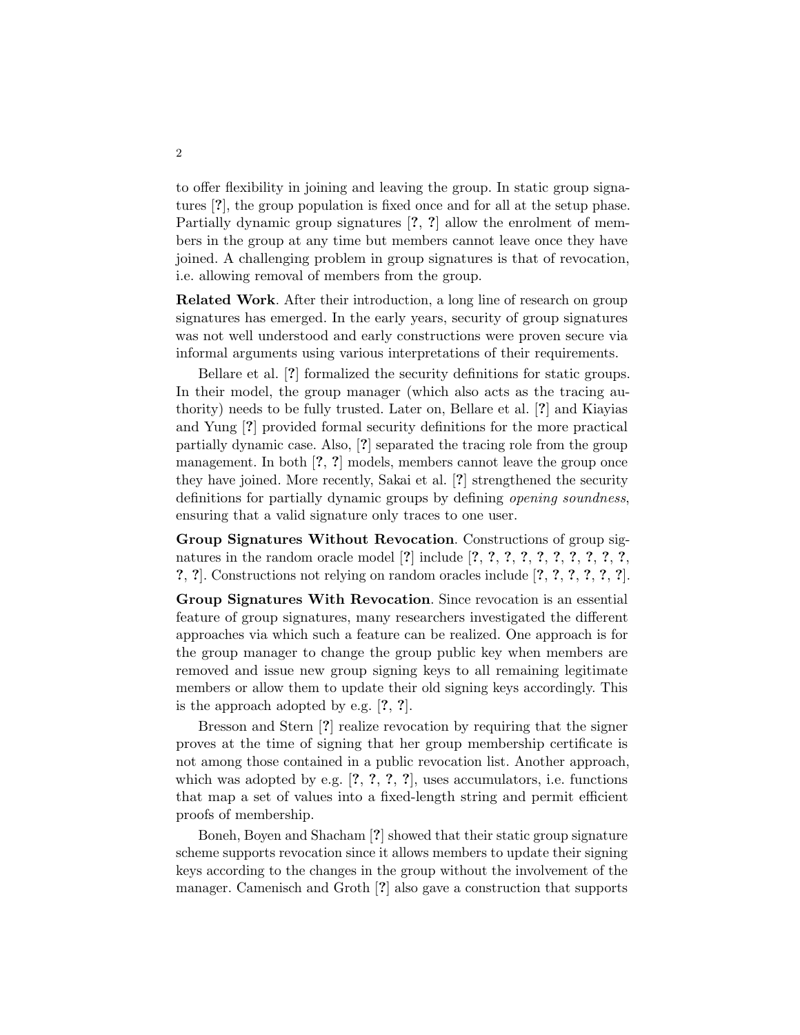to offer flexibility in joining and leaving the group. In static group signatures [**?**], the group population is fixed once and for all at the setup phase. Partially dynamic group signatures [**?**, **?**] allow the enrolment of members in the group at any time but members cannot leave once they have joined. A challenging problem in group signatures is that of revocation, i.e. allowing removal of members from the group.

**Related Work**. After their introduction, a long line of research on group signatures has emerged. In the early years, security of group signatures was not well understood and early constructions were proven secure via informal arguments using various interpretations of their requirements.

Bellare et al. [**?**] formalized the security definitions for static groups. In their model, the group manager (which also acts as the tracing authority) needs to be fully trusted. Later on, Bellare et al. [**?**] and Kiayias and Yung [**?**] provided formal security definitions for the more practical partially dynamic case. Also, [**?**] separated the tracing role from the group management. In both [**?**, **?**] models, members cannot leave the group once they have joined. More recently, Sakai et al. [**?**] strengthened the security definitions for partially dynamic groups by defining *opening soundness*, ensuring that a valid signature only traces to one user.

**Group Signatures Without Revocation**. Constructions of group signatures in the random oracle model [**?**] include [**?**, **?**, **?**, **?**, **?**, **?**, **?**, **?**, **?**, **?**, **?**, **?**]. Constructions not relying on random oracles include [**?**, **?**, **?**, **?**, **?**, **?**].

**Group Signatures With Revocation**. Since revocation is an essential feature of group signatures, many researchers investigated the different approaches via which such a feature can be realized. One approach is for the group manager to change the group public key when members are removed and issue new group signing keys to all remaining legitimate members or allow them to update their old signing keys accordingly. This is the approach adopted by e.g. [**?**, **?**].

Bresson and Stern [**?**] realize revocation by requiring that the signer proves at the time of signing that her group membership certificate is not among those contained in a public revocation list. Another approach, which was adopted by e.g. [**?**, **?**, **?**, **?**], uses accumulators, i.e. functions that map a set of values into a fixed-length string and permit efficient proofs of membership.

Boneh, Boyen and Shacham [**?**] showed that their static group signature scheme supports revocation since it allows members to update their signing keys according to the changes in the group without the involvement of the manager. Camenisch and Groth [**?**] also gave a construction that supports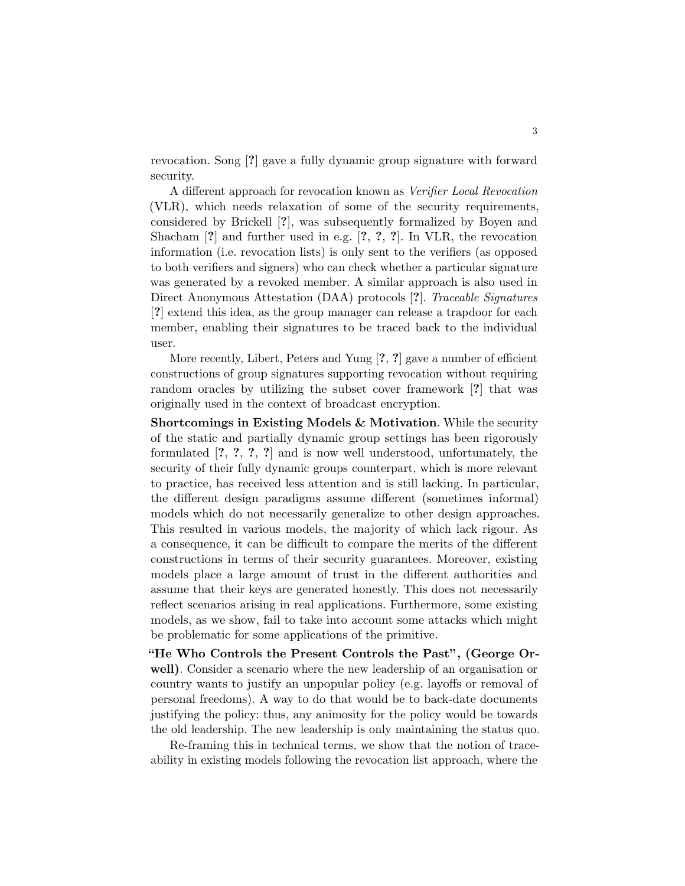revocation. Song [?] gave a fully dynamic group signature with forward security.

A different approach for revocation known as *Verifier Local Revocation* (VLR), which needs relaxation of some of the security requirements, considered by Brickell [?], was subsequently formalized by Boyen and Shacham [?] and further used in e.g. [?, ?, ?]. In VLR, the revocation information (i.e. revocation lists) is only sent to the verifiers (as opposed to both verifiers and signers) who can check whether a particular signature was generated by a revoked member. A similar approach is also used in Direct Anonymous Attestation (DAA) protocols [?]. *Traceable Signatures* [?] extend this idea, as the group manager can release a trapdoor for each member, enabling their signatures to be traced back to the individual user.

More recently, Libert, Peters and Yung [?, ?] gave a number of efficient constructions of group signatures supporting revocation without requiring random oracles by utilizing the subset cover framework [?] that was originally used in the context of broadcast encryption.

**Shortcomings in Existing Models & Motivation**. While the security of the static and partially dynamic group settings has been rigorously formulated [?, ?, ?, ?] and is now well understood, unfortunately, the security of their fully dynamic groups counterpart, which is more relevant to practice, has received less attention and is still lacking. In particular, the different design paradigms assume different (sometimes informal) models which do not necessarily generalize to other design approaches. This resulted in various models, the majority of which lack rigour. As a consequence, it can be difficult to compare the merits of the different constructions in terms of their security guarantees. Moreover, existing models place a large amount of trust in the different authorities and assume that their keys are generated honestly. This does not necessarily reflect scenarios arising in real applications. Furthermore, some existing models, as we show, fail to take into account some attacks which might be problematic for some applications of the primitive.

**"He Who Controls the Present Controls the Past", (George Orwell)**. Consider a scenario where the new leadership of an organisation or country wants to justify an unpopular policy (e.g. layoffs or removal of personal freedoms). A way to do that would be to back-date documents justifying the policy: thus, any animosity for the policy would be towards the old leadership. The new leadership is only maintaining the status quo.

Re-framing this in technical terms, we show that the notion of traceability in existing models following the revocation list approach, where the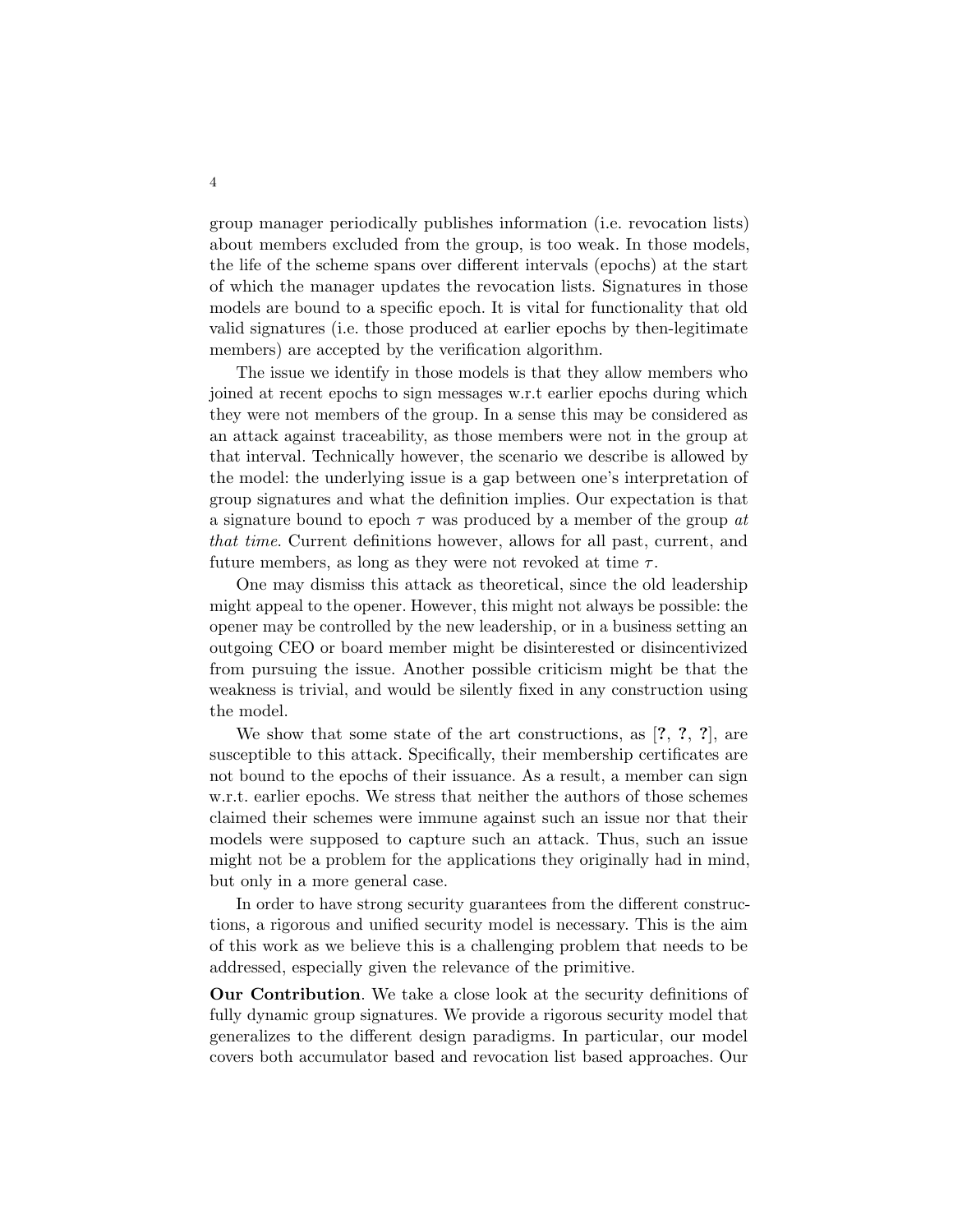group manager periodically publishes information (i.e. revocation lists) about members excluded from the group, is too weak. In those models, the life of the scheme spans over different intervals (epochs) at the start of which the manager updates the revocation lists. Signatures in those models are bound to a specific epoch. It is vital for functionality that old valid signatures (i.e. those produced at earlier epochs by then-legitimate members) are accepted by the verification algorithm.

The issue we identify in those models is that they allow members who joined at recent epochs to sign messages w.r.t earlier epochs during which they were not members of the group. In a sense this may be considered as an attack against traceability, as those members were not in the group at that interval. Technically however, the scenario we describe is allowed by the model: the underlying issue is a gap between one's interpretation of group signatures and what the definition implies. Our expectation is that a signature bound to epoch $\tau$ was produced by a member of the group *at that time*. Current definitions however, allows for all past, current, and future members, as long as they were not revoked at time $\tau$.

One may dismiss this attack as theoretical, since the old leadership might appeal to the opener. However, this might not always be possible: the opener may be controlled by the new leadership, or in a business setting an outgoing CEO or board member might be disinterested or disincentivized from pursuing the issue. Another possible criticism might be that the weakness is trivial, and would be silently fixed in any construction using the model.

We show that some state of the art constructions, as [**?**, **?**, **?**], are susceptible to this attack. Specifically, their membership certificates are not bound to the epochs of their issuance. As a result, a member can sign w.r.t. earlier epochs. We stress that neither the authors of those schemes claimed their schemes were immune against such an issue nor that their models were supposed to capture such an attack. Thus, such an issue might not be a problem for the applications they originally had in mind, but only in a more general case.

In order to have strong security guarantees from the different constructions, a rigorous and unified security model is necessary. This is the aim of this work as we believe this is a challenging problem that needs to be addressed, especially given the relevance of the primitive.

**Our Contribution**. We take a close look at the security definitions of fully dynamic group signatures. We provide a rigorous security model that generalizes to the different design paradigms. In particular, our model covers both accumulator based and revocation list based approaches. Our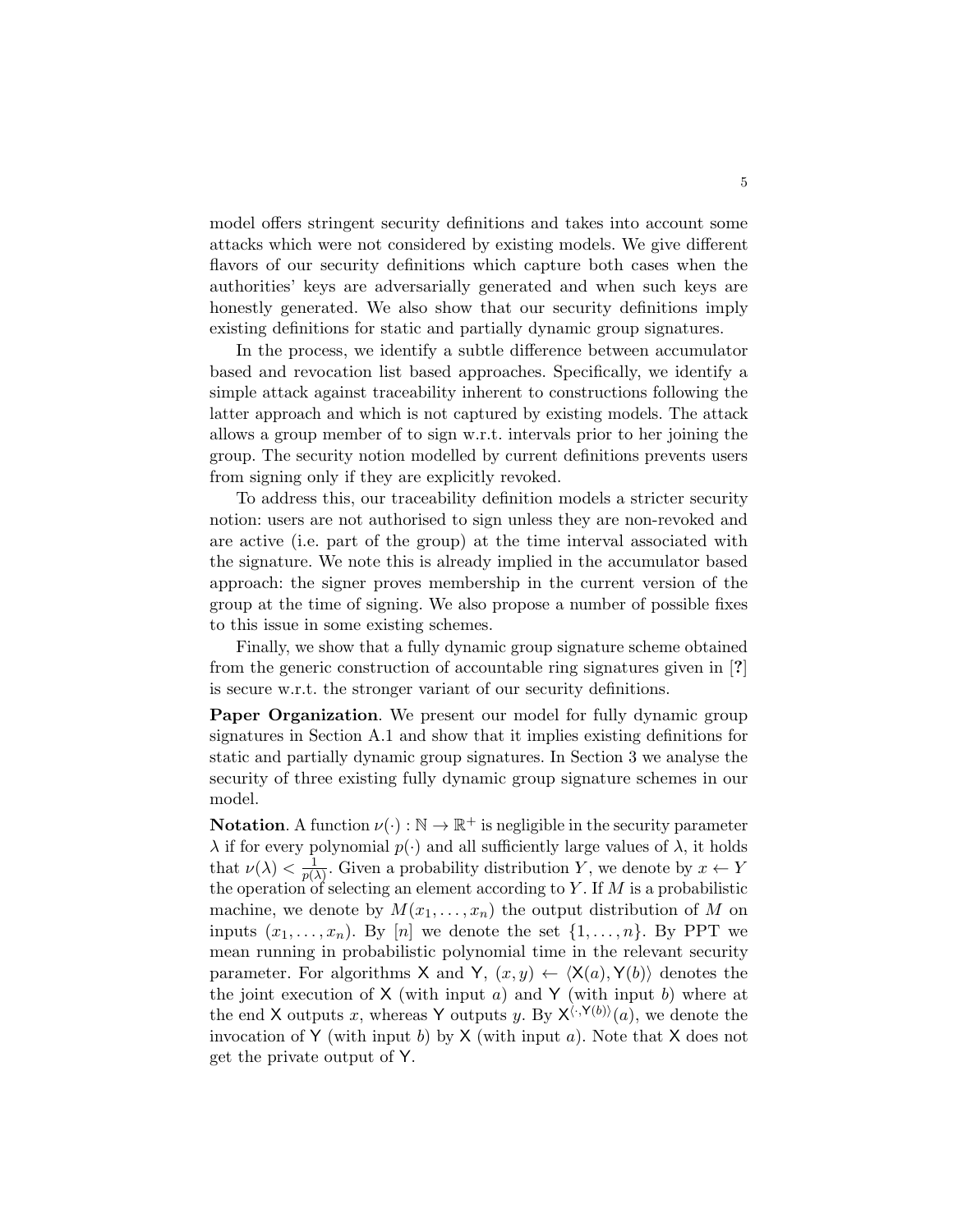model offers stringent security definitions and takes into account some attacks which were not considered by existing models. We give different flavors of our security definitions which capture both cases when the authorities' keys are adversarially generated and when such keys are honestly generated. We also show that our security definitions imply existing definitions for static and partially dynamic group signatures.

In the process, we identify a subtle difference between accumulator based and revocation list based approaches. Specifically, we identify a simple attack against traceability inherent to constructions following the latter approach and which is not captured by existing models. The attack allows a group member of to sign w.r.t. intervals prior to her joining the group. The security notion modelled by current definitions prevents users from signing only if they are explicitly revoked.

To address this, our traceability definition models a stricter security notion: users are not authorised to sign unless they are non-revoked and are active (i.e. part of the group) at the time interval associated with the signature. We note this is already implied in the accumulator based approach: the signer proves membership in the current version of the group at the time of signing. We also propose a number of possible fixes to this issue in some existing schemes.

Finally, we show that a fully dynamic group signature scheme obtained from the generic construction of accountable ring signatures given in [**?**] is secure w.r.t. the stronger variant of our security definitions.

**Paper Organization**. We present our model for fully dynamic group signatures in Section A.1 and show that it implies existing definitions for static and partially dynamic group signatures. In Section 3 we analyse the security of three existing fully dynamic group signature schemes in our model.

**Notation**. A function $\nu(\cdot) : \mathbb{N} \rightarrow \mathbb{R}^{+}$ is negligible in the security parameter $\lambda$ if for every polynomial $p(\cdot)$ and all sufficiently large values of $\lambda$, it holds that $\nu(\lambda) < \frac{1}{p(\lambda)}$. Given a probability distribution $Y$, we denote by $x \leftarrow Y$ the operation of selecting an element according to $Y$. If $M$ is a probabilistic machine, we denote by $M(x_1, \ldots, x_n)$ the output distribution of $M$ on inputs $(x_1, \ldots, x_n)$. By $[n]$ we denote the set $\{1, \ldots, n\}$. By PPT we mean running in probabilistic polynomial time in the relevant security parameter. For algorithms $\mathsf{X}$ and $\mathsf{Y}$, $(x, y) \leftarrow \langle \mathsf{X}(a), \mathsf{Y}(b) \rangle$ denotes the the joint execution of $\mathsf{X}$ (with input $a$) and $\mathsf{Y}$ (with input $b$) where at the end $\mathsf{X}$ outputs $x$, whereas $\mathsf{Y}$ outputs $y$. By $\mathsf{X}^{\langle \cdot, \mathsf{Y}(b) \rangle}(a)$, we denote the invocation of $\mathsf{Y}$ (with input $b$) by $\mathsf{X}$ (with input $a$). Note that $\mathsf{X}$ does not get the private output of $\mathsf{Y}$.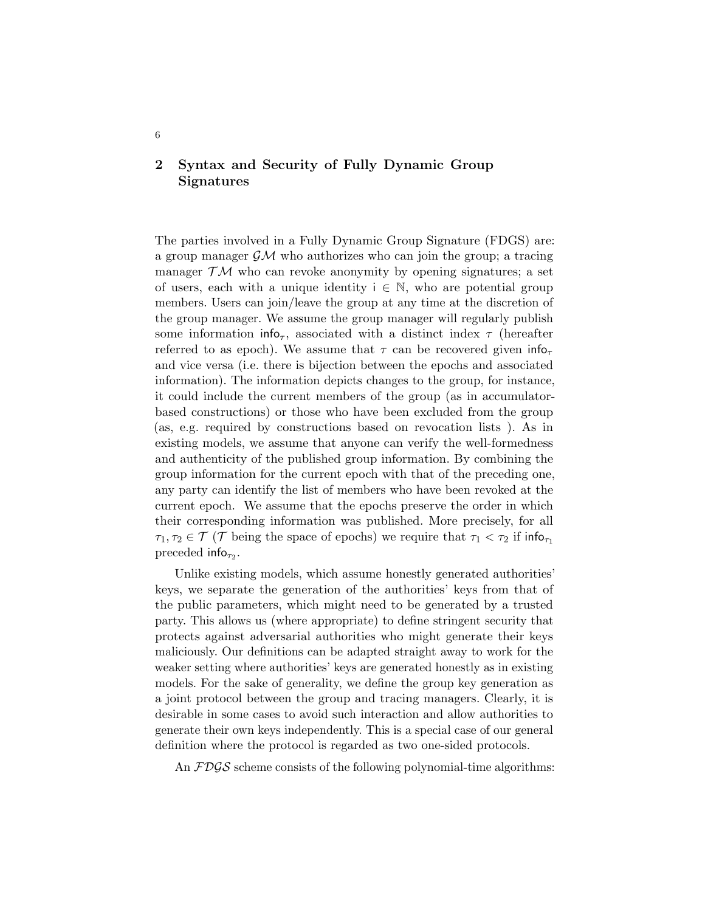## 2 Syntax and Security of Fully Dynamic Group Signatures

The parties involved in a Fully Dynamic Group Signature (FDGS) are: a group manager $\mathcal{GM}$ who authorizes who can join the group; a tracing manager $\mathcal{TM}$ who can revoke anonymity by opening signatures; a set of users, each with a unique identity $\mathsf{i} \in \mathbb{N}$, who are potential group members. Users can join/leave the group at any time at the discretion of the group manager. We assume the group manager will regularly publish some information $\mathsf{info}_\tau$, associated with a distinct index $\tau$ (hereafter referred to as epoch). We assume that $\tau$ can be recovered given $\mathsf{info}_\tau$ and vice versa (i.e. there is bijection between the epochs and associated information). The information depicts changes to the group, for instance, it could include the current members of the group (as in accumulator-based constructions) or those who have been excluded from the group (as, e.g. required by constructions based on revocation lists ). As in existing models, we assume that anyone can verify the well-formedness and authenticity of the published group information. By combining the group information for the current epoch with that of the preceding one, any party can identify the list of members who have been revoked at the current epoch. We assume that the epochs preserve the order in which their corresponding information was published. More precisely, for all $\tau_1, \tau_2 \in \mathcal{T}$ ($\mathcal{T}$ being the space of epochs) we require that $\tau_1 < \tau_2$ if $\mathsf{info}_{\tau_1}$ preceded $\mathsf{info}_{\tau_2}$.

Unlike existing models, which assume honestly generated authorities' keys, we separate the generation of the authorities' keys from that of the public parameters, which might need to be generated by a trusted party. This allows us (where appropriate) to define stringent security that protects against adversarial authorities who might generate their keys maliciously. Our definitions can be adapted straight away to work for the weaker setting where authorities' keys are generated honestly as in existing models. For the sake of generality, we define the group key generation as a joint protocol between the group and tracing managers. Clearly, it is desirable in some cases to avoid such interaction and allow authorities to generate their own keys independently. This is a special case of our general definition where the protocol is regarded as two one-sided protocols.

An $\mathcal{FDGS}$ scheme consists of the following polynomial-time algorithms: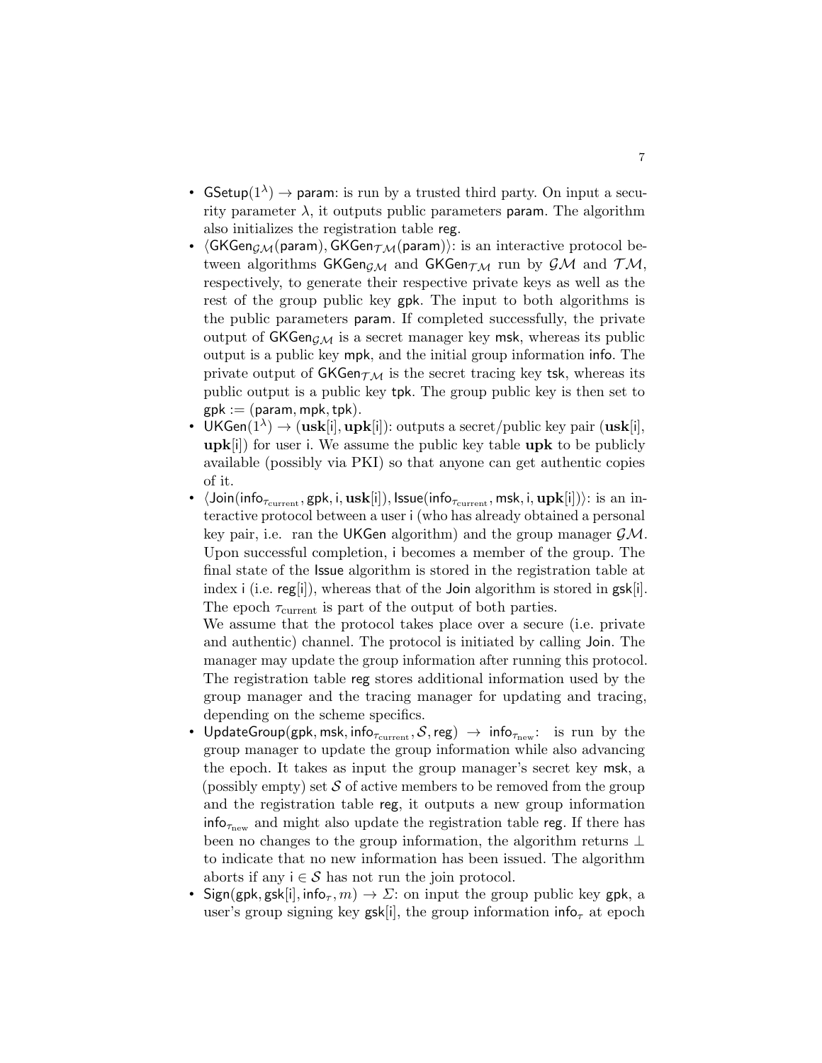- $\mathsf{GSetup}(1^\lambda) \rightarrow \mathsf{param}$: is run by a trusted third party. On input a security parameter $\lambda$, it outputs public parameters $\mathsf{param}$. The algorithm also initializes the registration table $\mathsf{reg}$.
- $\langle \mathsf{GKGen}_{\mathcal{GM}}(\mathsf{param}), \mathsf{GKGen}_{\mathcal{TM}}(\mathsf{param})\rangle$: is an interactive protocol between algorithms $\mathsf{GKGen}_{\mathcal{GM}}$ and $\mathsf{GKGen}_{\mathcal{TM}}$ run by $\mathcal{GM}$ and $\mathcal{TM}$, respectively, to generate their respective private keys as well as the rest of the group public key $\mathsf{gpk}$. The input to both algorithms is the public parameters $\mathsf{param}$. If completed successfully, the private output of $\mathsf{GKGen}_{\mathcal{GM}}$ is a secret manager key $\mathsf{msk}$, whereas its public output is a public key $\mathsf{mpk}$, and the initial group information $\mathsf{info}$. The private output of $\mathsf{GKGen}_{\mathcal{TM}}$ is the secret tracing key $\mathsf{tsk}$, whereas its public output is a public key $\mathsf{tpk}$. The group public key is then set to $\mathsf{gpk} := (\mathsf{param}, \mathsf{mpk}, \mathsf{tpk})$.
- $\mathsf{UKGen}(1^\lambda) \rightarrow (\mathbf{usk}[\mathsf{i}], \mathbf{upk}[\mathsf{i}])$: outputs a secret/public key pair ($\mathbf{usk}[\mathsf{i}]$, $\mathbf{upk}[\mathsf{i}]$) for user $\mathsf{i}$. We assume the public key table $\mathbf{upk}$ to be publicly available (possibly via PKI) so that anyone can get authentic copies of it.
- $\langle \mathsf{Join}(\mathsf{info}_{\tau_{\text{current}}}, \mathsf{gpk}, \mathsf{i}, \mathbf{usk}[\mathsf{i}]), \mathsf{Issue}(\mathsf{info}_{\tau_{\text{current}}}, \mathsf{msk}, \mathsf{i}, \mathbf{upk}[\mathsf{i}])\rangle$: is an interactive protocol between a user $\mathsf{i}$ (who has already obtained a personal key pair, i.e. ran the $\mathsf{UKGen}$ algorithm) and the group manager $\mathcal{GM}$. Upon successful completion, $\mathsf{i}$ becomes a member of the group. The final state of the $\mathsf{Issue}$ algorithm is stored in the registration table at index $\mathsf{i}$ (i.e. $\mathsf{reg}[\mathsf{i}]$), whereas that of the $\mathsf{Join}$ algorithm is stored in $\mathsf{gsk}[\mathsf{i}]$. The epoch $\tau_{\text{current}}$ is part of the output of both parties.

  We assume that the protocol takes place over a secure (i.e. private and authentic) channel. The protocol is initiated by calling $\mathsf{Join}$. The manager may update the group information after running this protocol. The registration table $\mathsf{reg}$ stores additional information used by the group manager and the tracing manager for updating and tracing, depending on the scheme specifics.
- $\mathsf{UpdateGroup}(\mathsf{gpk}, \mathsf{msk}, \mathsf{info}_{\tau_{\text{current}}}, \mathcal{S}, \mathsf{reg}) \rightarrow \mathsf{info}_{\tau_{\text{new}}}$: is run by the group manager to update the group information while also advancing the epoch. It takes as input the group manager's secret key $\mathsf{msk}$, a (possibly empty) set $\mathcal{S}$ of active members to be removed from the group and the registration table $\mathsf{reg}$, it outputs a new group information $\mathsf{info}_{\tau_{\text{new}}}$ and might also update the registration table $\mathsf{reg}$. If there has been no changes to the group information, the algorithm returns $\perp$ to indicate that no new information has been issued. The algorithm aborts if any $\mathsf{i} \in \mathcal{S}$ has not run the join protocol.
- $\mathsf{Sign}(\mathsf{gpk}, \mathsf{gsk}[\mathsf{i}], \mathsf{info}_\tau, m) \rightarrow \Sigma$: on input the group public key $\mathsf{gpk}$, a user's group signing key $\mathsf{gsk}[\mathsf{i}]$, the group information $\mathsf{info}_\tau$ at epoch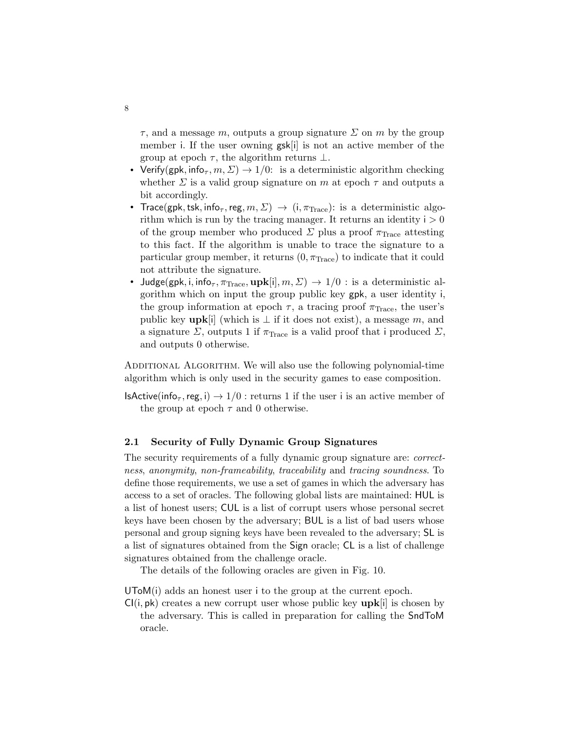$\tau$, and a message $m$, outputs a group signature $\Sigma$ on $m$ by the group member $\mathsf{i}$. If the user owning $\mathsf{gsk}[\mathsf{i}]$ is not an active member of the group at epoch $\tau$, the algorithm returns $\perp$.

- $\mathsf{Verify}(\mathsf{gpk}, \mathsf{info}_\tau, m, \Sigma) \rightarrow 1/0$: is a deterministic algorithm checking whether $\Sigma$ is a valid group signature on $m$ at epoch $\tau$ and outputs a bit accordingly.
- $\mathsf{Trace}(\mathsf{gpk}, \mathsf{tsk}, \mathsf{info}_\tau, \mathsf{reg}, m, \Sigma) \rightarrow (\mathsf{i}, \pi_{\mathrm{Trace}})$: is a deterministic algorithm which is run by the tracing manager. It returns an identity $\mathsf{i} > 0$ of the group member who produced $\Sigma$ plus a proof $\pi_{\mathrm{Trace}}$ attesting to this fact. If the algorithm is unable to trace the signature to a particular group member, it returns $(0, \pi_{\mathrm{Trace}})$ to indicate that it could not attribute the signature.
- $\mathsf{Judge}(\mathsf{gpk}, \mathsf{i}, \mathsf{info}_\tau, \pi_{\mathrm{Trace}}, \mathbf{upk}[\mathsf{i}], m, \Sigma) \rightarrow 1/0$ : is a deterministic algorithm which on input the group public key $\mathsf{gpk}$, a user identity $\mathsf{i}$, the group information at epoch $\tau$, a tracing proof $\pi_{\mathrm{Trace}}$, the user's public key $\mathbf{upk}[\mathsf{i}]$ (which is $\perp$ if it does not exist), a message $m$, and a signature $\Sigma$, outputs 1 if $\pi_{\mathrm{Trace}}$ is a valid proof that $\mathsf{i}$ produced $\Sigma$, and outputs 0 otherwise.

Additional Algorithm. We will also use the following polynomial-time algorithm which is only used in the security games to ease composition.

$\mathsf{IsActive}(\mathsf{info}_\tau, \mathsf{reg}, \mathsf{i}) \rightarrow 1/0$ : returns 1 if the user $\mathsf{i}$ is an active member of the group at epoch $\tau$ and 0 otherwise.

### 2.1 Security of Fully Dynamic Group Signatures

The security requirements of a fully dynamic group signature are: *correctness*, *anonymity*, *non-frameability*, *traceability* and *tracing soundness*. To define those requirements, we use a set of games in which the adversary has access to a set of oracles. The following global lists are maintained: HUL is a list of honest users; CUL is a list of corrupt users whose personal secret keys have been chosen by the adversary; BUL is a list of bad users whose personal and group signing keys have been revealed to the adversary; SL is a list of signatures obtained from the Sign oracle; CL is a list of challenge signatures obtained from the challenge oracle.

The details of the following oracles are given in Fig. 10.

$\mathsf{UToM}(\mathsf{i})$ adds an honest user $\mathsf{i}$ to the group at the current epoch.

$\mathsf{CI}(\mathsf{i}, \mathsf{pk})$ creates a new corrupt user whose public key $\mathbf{upk}[\mathsf{i}]$ is chosen by the adversary. This is called in preparation for calling the SndToM oracle.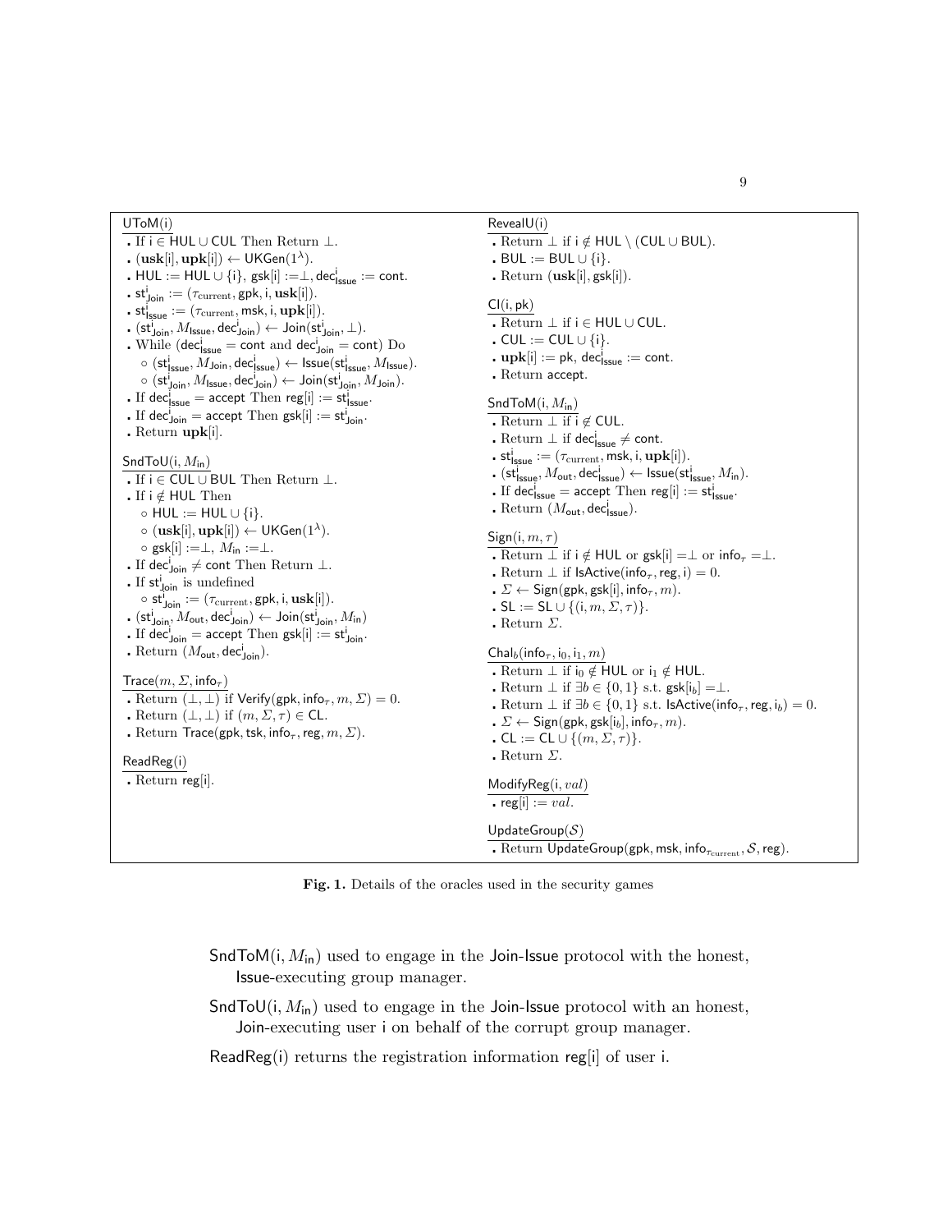**UToM(i)**

- If $\mathsf{i} \in \mathsf{HUL} \cup \mathsf{CUL}$ Then Return $\perp$.
- $(\mathbf{usk}[\mathsf{i}], \mathbf{upk}[\mathsf{i}]) \leftarrow \mathsf{UKGen}(1^\lambda)$.
- $\mathsf{HUL} := \mathsf{HUL} \cup \{\mathsf{i}\}$, $\mathsf{gsk}[\mathsf{i}] := \perp$, $\mathsf{dec}^{\mathsf{i}}_{\mathsf{Issue}} := \mathsf{cont}$.
- $\mathsf{st}^{\mathsf{i}}_{\mathsf{Join}} := (\tau_{\mathrm{current}}, \mathsf{gpk}, \mathsf{i}, \mathbf{usk}[\mathsf{i}])$.
- $\mathsf{st}^{\mathsf{i}}_{\mathsf{Issue}} := (\tau_{\mathrm{current}}, \mathsf{msk}, \mathsf{i}, \mathbf{upk}[\mathsf{i}])$.
- $(\mathsf{st}^{\mathsf{i}}_{\mathsf{Join}}, M_{\mathsf{Issue}}, \mathsf{dec}^{\mathsf{i}}_{\mathsf{Join}}) \leftarrow \mathsf{Join}(\mathsf{st}^{\mathsf{i}}_{\mathsf{Join}}, \perp)$.
- While ($\mathsf{dec}^{\mathsf{i}}_{\mathsf{Issue}} = \mathsf{cont}$ and $\mathsf{dec}^{\mathsf{i}}_{\mathsf{Join}} = \mathsf{cont}$) Do
  - $(\mathsf{st}^{\mathsf{i}}_{\mathsf{Issue}}, M_{\mathsf{Join}}, \mathsf{dec}^{\mathsf{i}}_{\mathsf{Issue}}) \leftarrow \mathsf{Issue}(\mathsf{st}^{\mathsf{i}}_{\mathsf{Issue}}, M_{\mathsf{Issue}})$.
  - $(\mathsf{st}^{\mathsf{i}}_{\mathsf{Join}}, M_{\mathsf{Issue}}, \mathsf{dec}^{\mathsf{i}}_{\mathsf{Join}}) \leftarrow \mathsf{Join}(\mathsf{st}^{\mathsf{i}}_{\mathsf{Join}}, M_{\mathsf{Join}})$.
- If $\mathsf{dec}^{\mathsf{i}}_{\mathsf{Issue}} = \mathsf{accept}$ Then $\mathsf{reg}[\mathsf{i}] := \mathsf{st}^{\mathsf{i}}_{\mathsf{Issue}}$.
- If $\mathsf{dec}^{\mathsf{i}}_{\mathsf{Join}} = \mathsf{accept}$ Then $\mathsf{gsk}[\mathsf{i}] := \mathsf{st}^{\mathsf{i}}_{\mathsf{Join}}$.
- Return $\mathbf{upk}[\mathsf{i}]$.

**SndToU(i, $M_{\mathsf{in}}$)**

- If $\mathsf{i} \in \mathsf{CUL} \cup \mathsf{BUL}$ Then Return $\perp$.
- If $\mathsf{i} \notin \mathsf{HUL}$ Then
  - $\mathsf{HUL} := \mathsf{HUL} \cup \{\mathsf{i}\}$.
  - $(\mathbf{usk}[\mathsf{i}], \mathbf{upk}[\mathsf{i}]) \leftarrow \mathsf{UKGen}(1^\lambda)$.
  - $\mathsf{gsk}[\mathsf{i}] := \perp$, $M_{\mathsf{in}} := \perp$.
- If $\mathsf{dec}^{\mathsf{i}}_{\mathsf{Join}} \neq \mathsf{cont}$ Then Return $\perp$.
- If $\mathsf{st}^{\mathsf{i}}_{\mathsf{Join}}$ is undefined
  - $\mathsf{st}^{\mathsf{i}}_{\mathsf{Join}} := (\tau_{\mathrm{current}}, \mathsf{gpk}, \mathsf{i}, \mathbf{usk}[\mathsf{i}])$.
- $(\mathsf{st}^{\mathsf{i}}_{\mathsf{Join}}, M_{\mathsf{out}}, \mathsf{dec}^{\mathsf{i}}_{\mathsf{Join}}) \leftarrow \mathsf{Join}(\mathsf{st}^{\mathsf{i}}_{\mathsf{Join}}, M_{\mathsf{in}})$
- If $\mathsf{dec}^{\mathsf{i}}_{\mathsf{Join}} = \mathsf{accept}$ Then $\mathsf{gsk}[\mathsf{i}] := \mathsf{st}^{\mathsf{i}}_{\mathsf{Join}}$.
- Return $(M_{\mathsf{out}}, \mathsf{dec}^{\mathsf{i}}_{\mathsf{Join}})$.

**Trace($m, \Sigma, \mathsf{info}_\tau$)**

- Return $(\perp, \perp)$ if $\mathsf{Verify}(\mathsf{gpk}, \mathsf{info}_\tau, m, \Sigma) = 0$.
- Return $(\perp, \perp)$ if $(m, \Sigma, \tau) \in \mathsf{CL}$.
- Return $\mathsf{Trace}(\mathsf{gpk}, \mathsf{tsk}, \mathsf{info}_\tau, \mathsf{reg}, m, \Sigma)$.

**ReadReg(i)**

- Return $\mathsf{reg}[\mathsf{i}]$.

**RevealU(i)**

- Return $\perp$ if $\mathsf{i} \notin \mathsf{HUL} \setminus (\mathsf{CUL} \cup \mathsf{BUL})$.
- $\mathsf{BUL} := \mathsf{BUL} \cup \{\mathsf{i}\}$.
- Return $(\mathbf{usk}[\mathsf{i}], \mathsf{gsk}[\mathsf{i}])$.

**CI(i, pk)**

- Return $\perp$ if $\mathsf{i} \in \mathsf{HUL} \cup \mathsf{CUL}$.
- $\mathsf{CUL} := \mathsf{CUL} \cup \{\mathsf{i}\}$.
- $\mathbf{upk}[\mathsf{i}] := \mathsf{pk}$, $\mathsf{dec}^{\mathsf{i}}_{\mathsf{Issue}} := \mathsf{cont}$.
- Return $\mathsf{accept}$.

**SndToM(i, $M_{\mathsf{in}}$)**

- Return $\perp$ if $\mathsf{i} \notin \mathsf{CUL}$.
- Return $\perp$ if $\mathsf{dec}^{\mathsf{i}}_{\mathsf{Issue}} \neq \mathsf{cont}$.
- $\mathsf{st}^{\mathsf{i}}_{\mathsf{Issue}} := (\tau_{\mathrm{current}}, \mathsf{msk}, \mathsf{i}, \mathbf{upk}[\mathsf{i}])$.
- $(\mathsf{st}^{\mathsf{i}}_{\mathsf{Issue}}, M_{\mathsf{out}}, \mathsf{dec}^{\mathsf{i}}_{\mathsf{Issue}}) \leftarrow \mathsf{Issue}(\mathsf{st}^{\mathsf{i}}_{\mathsf{Issue}}, M_{\mathsf{in}})$.
- If $\mathsf{dec}^{\mathsf{i}}_{\mathsf{Issue}} = \mathsf{accept}$ Then $\mathsf{reg}[\mathsf{i}] := \mathsf{st}^{\mathsf{i}}_{\mathsf{Issue}}$.
- Return $(M_{\mathsf{out}}, \mathsf{dec}^{\mathsf{i}}_{\mathsf{Issue}})$.

**Sign(i, $m, \tau$)**

- Return $\perp$ if $\mathsf{i} \notin \mathsf{HUL}$ or $\mathsf{gsk}[\mathsf{i}] = \perp$ or $\mathsf{info}_\tau = \perp$.
- Return $\perp$ if $\mathsf{IsActive}(\mathsf{info}_\tau, \mathsf{reg}, \mathsf{i}) = 0$.
- $\Sigma \leftarrow \mathsf{Sign}(\mathsf{gpk}, \mathsf{gsk}[\mathsf{i}], \mathsf{info}_\tau, m)$.
- $\mathsf{SL} := \mathsf{SL} \cup \{(\mathsf{i}, m, \Sigma, \tau)\}$.
- Return $\Sigma$.

**Chal$_b$($\mathsf{info}_\tau, \mathsf{i}_0, \mathsf{i}_1, m$)**

- Return $\perp$ if $\mathsf{i}_0 \notin \mathsf{HUL}$ or $\mathsf{i}_1 \notin \mathsf{HUL}$.
- Return $\perp$ if $\exists b \in \{0,1\}$ s.t. $\mathsf{gsk}[\mathsf{i}_b] = \perp$.
- Return $\perp$ if $\exists b \in \{0,1\}$ s.t. $\mathsf{IsActive}(\mathsf{info}_\tau, \mathsf{reg}, \mathsf{i}_b) = 0$.
- $\Sigma \leftarrow \mathsf{Sign}(\mathsf{gpk}, \mathsf{gsk}[\mathsf{i}_b], \mathsf{info}_\tau, m)$.
- $\mathsf{CL} := \mathsf{CL} \cup \{(m, \Sigma, \tau)\}$.
- Return $\Sigma$.

**ModifyReg(i, $val$)**

- $\mathsf{reg}[\mathsf{i}] := val$.

**UpdateGroup($\mathcal{S}$)**

- Return $\mathsf{UpdateGroup}(\mathsf{gpk}, \mathsf{msk}, \mathsf{info}_{\tau_{\mathrm{current}}}, \mathcal{S}, \mathsf{reg})$.

**Fig. 1.** Details of the oracles used in the security games

SndToM(i, $M_{\mathsf{in}}$) used to engage in the Join-Issue protocol with the honest, Issue-executing group manager.

SndToU(i, $M_{\mathsf{in}}$) used to engage in the Join-Issue protocol with an honest, Join-executing user i on behalf of the corrupt group manager.

ReadReg(i) returns the registration information reg[i] of user i.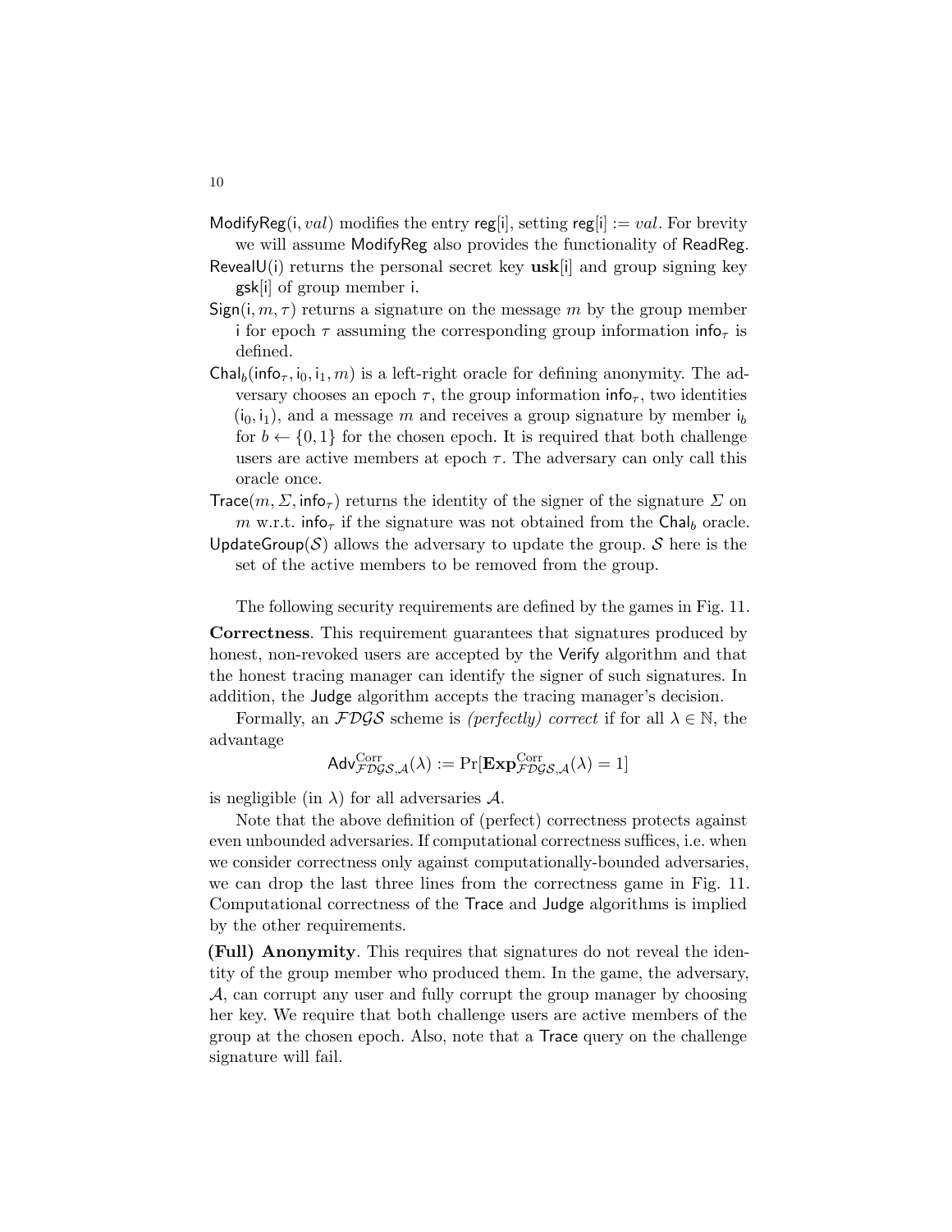ModifyReg(i, $val$) modifies the entry reg[i], setting reg[i] $:= val$. For brevity we will assume ModifyReg also provides the functionality of ReadReg.

RevealU(i) returns the personal secret key $\mathbf{usk}$[i] and group signing key gsk[i] of group member i.

Sign(i, $m$, $\tau$) returns a signature on the message $m$ by the group member i for epoch $\tau$ assuming the corresponding group information $\mathsf{info}_\tau$ is defined.

$\mathsf{Chal}_b(\mathsf{info}_\tau, \mathsf{i}_0, \mathsf{i}_1, m)$ is a left-right oracle for defining anonymity. The adversary chooses an epoch $\tau$, the group information $\mathsf{info}_\tau$, two identities $(\mathsf{i}_0, \mathsf{i}_1)$, and a message $m$ and receives a group signature by member $\mathsf{i}_b$ for $b \leftarrow \{0, 1\}$ for the chosen epoch. It is required that both challenge users are active members at epoch $\tau$. The adversary can only call this oracle once.

$\mathsf{Trace}(m, \Sigma, \mathsf{info}_\tau)$ returns the identity of the signer of the signature $\Sigma$ on $m$ w.r.t. $\mathsf{info}_\tau$ if the signature was not obtained from the $\mathsf{Chal}_b$ oracle.

UpdateGroup($\mathcal{S}$) allows the adversary to update the group. $\mathcal{S}$ here is the set of the active members to be removed from the group.

The following security requirements are defined by the games in Fig. 11.

**Correctness**. This requirement guarantees that signatures produced by honest, non-revoked users are accepted by the Verify algorithm and that the honest tracing manager can identify the signer of such signatures. In addition, the Judge algorithm accepts the tracing manager's decision.

Formally, an $\mathcal{FDGS}$ scheme is *(perfectly) correct* if for all $\lambda \in \mathbb{N}$, the advantage

$$\mathsf{Adv}^{\mathrm{Corr}}_{\mathcal{FDGS},\mathcal{A}}(\lambda) := \Pr[\mathbf{Exp}^{\mathrm{Corr}}_{\mathcal{FDGS},\mathcal{A}}(\lambda) = 1]$$

is negligible (in $\lambda$) for all adversaries $\mathcal{A}$.

Note that the above definition of (perfect) correctness protects against even unbounded adversaries. If computational correctness suffices, i.e. when we consider correctness only against computationally-bounded adversaries, we can drop the last three lines from the correctness game in Fig. 11. Computational correctness of the Trace and Judge algorithms is implied by the other requirements.

**(Full) Anonymity**. This requires that signatures do not reveal the identity of the group member who produced them. In the game, the adversary, $\mathcal{A}$, can corrupt any user and fully corrupt the group manager by choosing her key. We require that both challenge users are active members of the group at the chosen epoch. Also, note that a Trace query on the challenge signature will fail.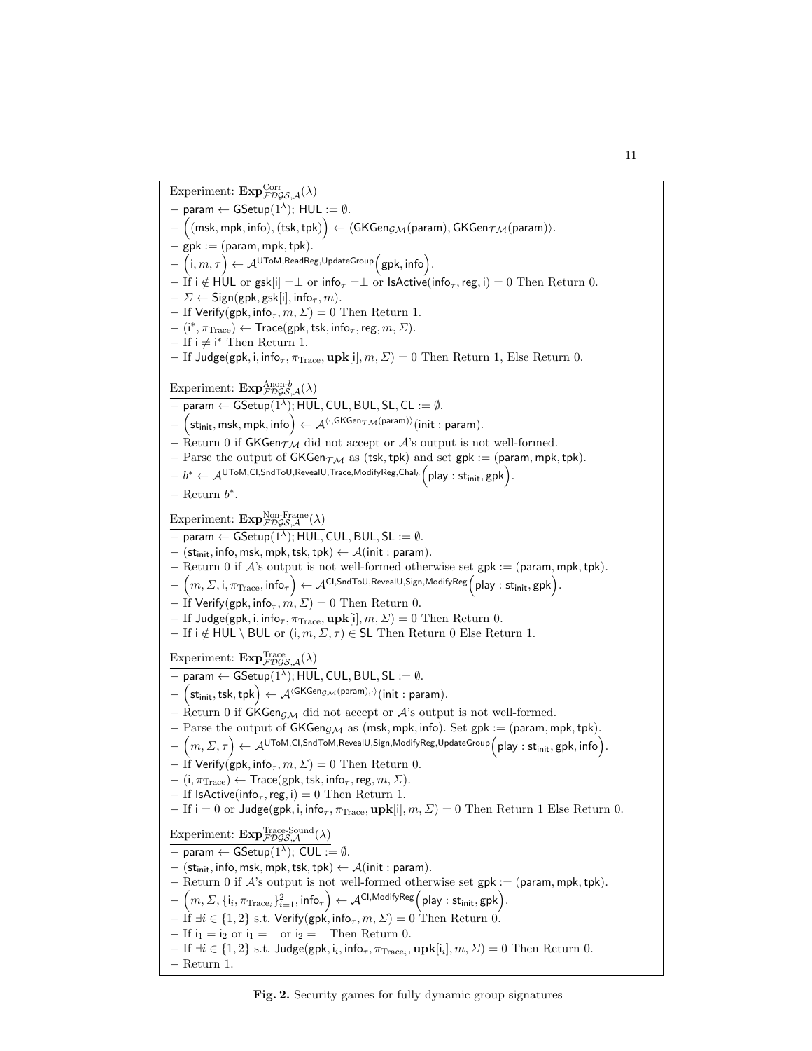Experiment: $\mathbf{Exp}^{\mathrm{Corr}}_{\mathcal{FDGS},\mathcal{A}}(\lambda)$

- $\mathsf{param} \leftarrow \mathsf{GSetup}(1^\lambda)$; $\mathsf{HUL} := \emptyset$.
- $\Big((\mathsf{msk},\mathsf{mpk},\mathsf{info}),(\mathsf{tsk},\mathsf{tpk})\Big) \leftarrow \langle \mathsf{GKGen}_{\mathcal{GM}}(\mathsf{param}), \mathsf{GKGen}_{\mathcal{TM}}(\mathsf{param})\rangle$.
- $\mathsf{gpk} := (\mathsf{param},\mathsf{mpk},\mathsf{tpk})$.
- $\Big(\mathsf{i}, m, \tau\Big) \leftarrow \mathcal{A}^{\mathsf{UToM},\mathsf{ReadReg},\mathsf{UpdateGroup}}\Big(\mathsf{gpk},\mathsf{info}\Big)$.
- If $\mathsf{i} \notin \mathsf{HUL}$ or $\mathsf{gsk}[\mathsf{i}] = \perp$ or $\mathsf{info}_\tau = \perp$ or $\mathsf{IsActive}(\mathsf{info}_\tau, \mathsf{reg}, \mathsf{i}) = 0$ Then Return 0.
- $\Sigma \leftarrow \mathsf{Sign}(\mathsf{gpk}, \mathsf{gsk}[\mathsf{i}], \mathsf{info}_\tau, m)$.
- If $\mathsf{Verify}(\mathsf{gpk}, \mathsf{info}_\tau, m, \Sigma) = 0$ Then Return 1.
- $(\mathsf{i}^*, \pi_{\mathrm{Trace}}) \leftarrow \mathsf{Trace}(\mathsf{gpk}, \mathsf{tsk}, \mathsf{info}_\tau, \mathsf{reg}, m, \Sigma)$.
- If $\mathsf{i} \neq \mathsf{i}^*$ Then Return 1.
- If $\mathsf{Judge}(\mathsf{gpk}, \mathsf{i}, \mathsf{info}_\tau, \pi_{\mathrm{Trace}}, \mathbf{upk}[\mathsf{i}], m, \Sigma) = 0$ Then Return 1, Else Return 0.

Experiment: $\mathbf{Exp}^{\mathrm{Anon}\text{-}b}_{\mathcal{FDGS},\mathcal{A}}(\lambda)$

- $\mathsf{param} \leftarrow \mathsf{GSetup}(1^\lambda)$; $\mathsf{HUL}, \mathsf{CUL}, \mathsf{BUL}, \mathsf{SL}, \mathsf{CL} := \emptyset$.
- $\Big(\mathsf{st}_{\mathsf{init}}, \mathsf{msk}, \mathsf{mpk}, \mathsf{info}\Big) \leftarrow \mathcal{A}^{\langle\cdot, \mathsf{GKGen}_{\mathcal{TM}}(\mathsf{param})\rangle}(\mathsf{init} : \mathsf{param})$.
- Return 0 if $\mathsf{GKGen}_{\mathcal{TM}}$ did not accept or $\mathcal{A}$'s output is not well-formed.
- Parse the output of $\mathsf{GKGen}_{\mathcal{TM}}$ as $(\mathsf{tsk},\mathsf{tpk})$ and set $\mathsf{gpk} := (\mathsf{param},\mathsf{mpk},\mathsf{tpk})$.
- $b^* \leftarrow \mathcal{A}^{\mathsf{UToM},\mathsf{CI},\mathsf{SndToU},\mathsf{RevealU},\mathsf{Trace},\mathsf{ModifyReg},\mathsf{Chal}_b}\Big(\mathsf{play} : \mathsf{st}_{\mathsf{init}}, \mathsf{gpk}\Big)$.
- Return $b^*$.

Experiment: $\mathbf{Exp}^{\mathrm{Non\text{-}Frame}}_{\mathcal{FDGS},\mathcal{A}}(\lambda)$

- $\mathsf{param} \leftarrow \mathsf{GSetup}(1^\lambda)$; $\mathsf{HUL}, \mathsf{CUL}, \mathsf{BUL}, \mathsf{SL} := \emptyset$.
- $(\mathsf{st}_{\mathsf{init}}, \mathsf{info}, \mathsf{msk}, \mathsf{mpk}, \mathsf{tsk}, \mathsf{tpk}) \leftarrow \mathcal{A}(\mathsf{init} : \mathsf{param})$.
- Return 0 if $\mathcal{A}$'s output is not well-formed otherwise set $\mathsf{gpk} := (\mathsf{param},\mathsf{mpk},\mathsf{tpk})$.
- $\Big(m, \Sigma, \mathsf{i}, \pi_{\mathrm{Trace}}, \mathsf{info}_\tau\Big) \leftarrow \mathcal{A}^{\mathsf{CI},\mathsf{SndToU},\mathsf{RevealU},\mathsf{Sign},\mathsf{ModifyReg}}\Big(\mathsf{play} : \mathsf{st}_{\mathsf{init}}, \mathsf{gpk}\Big)$.
- If $\mathsf{Verify}(\mathsf{gpk}, \mathsf{info}_\tau, m, \Sigma) = 0$ Then Return 0.
- If $\mathsf{Judge}(\mathsf{gpk}, \mathsf{i}, \mathsf{info}_\tau, \pi_{\mathrm{Trace}}, \mathbf{upk}[\mathsf{i}], m, \Sigma) = 0$ Then Return 0.
- If $\mathsf{i} \notin \mathsf{HUL} \setminus \mathsf{BUL}$ or $(\mathsf{i}, m, \Sigma, \tau) \in \mathsf{SL}$ Then Return 0 Else Return 1.

Experiment: $\mathbf{Exp}^{\mathrm{Trace}}_{\mathcal{FDGS},\mathcal{A}}(\lambda)$

- $\mathsf{param} \leftarrow \mathsf{GSetup}(1^\lambda)$; $\mathsf{HUL}, \mathsf{CUL}, \mathsf{BUL}, \mathsf{SL} := \emptyset$.
- $\Big(\mathsf{st}_{\mathsf{init}}, \mathsf{tsk}, \mathsf{tpk}\Big) \leftarrow \mathcal{A}^{\langle \mathsf{GKGen}_{\mathcal{GM}}(\mathsf{param}), \cdot\rangle}(\mathsf{init} : \mathsf{param})$.
- Return 0 if $\mathsf{GKGen}_{\mathcal{GM}}$ did not accept or $\mathcal{A}$'s output is not well-formed.
- Parse the output of $\mathsf{GKGen}_{\mathcal{GM}}$ as $(\mathsf{msk},\mathsf{mpk},\mathsf{info})$. Set $\mathsf{gpk} := (\mathsf{param},\mathsf{mpk},\mathsf{tpk})$.
- $\Big(m, \Sigma, \tau\Big) \leftarrow \mathcal{A}^{\mathsf{UToM},\mathsf{CI},\mathsf{SndToM},\mathsf{RevealU},\mathsf{Sign},\mathsf{ModifyReg},\mathsf{UpdateGroup}}\Big(\mathsf{play} : \mathsf{st}_{\mathsf{init}}, \mathsf{gpk}, \mathsf{info}\Big)$.
- If $\mathsf{Verify}(\mathsf{gpk}, \mathsf{info}_\tau, m, \Sigma) = 0$ Then Return 0.
- $(\mathsf{i}, \pi_{\mathrm{Trace}}) \leftarrow \mathsf{Trace}(\mathsf{gpk}, \mathsf{tsk}, \mathsf{info}_\tau, \mathsf{reg}, m, \Sigma)$.
- If $\mathsf{IsActive}(\mathsf{info}_\tau, \mathsf{reg}, \mathsf{i}) = 0$ Then Return 1.
- If $\mathsf{i} = 0$ or $\mathsf{Judge}(\mathsf{gpk}, \mathsf{i}, \mathsf{info}_\tau, \pi_{\mathrm{Trace}}, \mathbf{upk}[\mathsf{i}], m, \Sigma) = 0$ Then Return 1 Else Return 0.

Experiment: $\mathbf{Exp}^{\mathrm{Trace\text{-}Sound}}_{\mathcal{FDGS},\mathcal{A}}(\lambda)$

- $\mathsf{param} \leftarrow \mathsf{GSetup}(1^\lambda)$; $\mathsf{CUL} := \emptyset$.
- $(\mathsf{st}_{\mathsf{init}}, \mathsf{info}, \mathsf{msk}, \mathsf{mpk}, \mathsf{tsk}, \mathsf{tpk}) \leftarrow \mathcal{A}(\mathsf{init} : \mathsf{param})$.
- Return 0 if $\mathcal{A}$'s output is not well-formed otherwise set $\mathsf{gpk} := (\mathsf{param},\mathsf{mpk},\mathsf{tpk})$.
- $\Big(m, \Sigma, \{\mathsf{i}_i, \pi_{\mathrm{Trace}_i}\}_{i=1}^2, \mathsf{info}_\tau\Big) \leftarrow \mathcal{A}^{\mathsf{CI},\mathsf{ModifyReg}}\Big(\mathsf{play} : \mathsf{st}_{\mathsf{init}}, \mathsf{gpk}\Big)$.
- If $\exists i \in \{1,2\}$ s.t. $\mathsf{Verify}(\mathsf{gpk}, \mathsf{info}_\tau, m, \Sigma) = 0$ Then Return 0.
- If $\mathsf{i}_1 = \mathsf{i}_2$ or $\mathsf{i}_1 = \perp$ or $\mathsf{i}_2 = \perp$ Then Return 0.
- If $\exists i \in \{1,2\}$ s.t. $\mathsf{Judge}(\mathsf{gpk}, \mathsf{i}_i, \mathsf{info}_\tau, \pi_{\mathrm{Trace}_i}, \mathbf{upk}[\mathsf{i}_i], m, \Sigma) = 0$ Then Return 0.
- Return 1.

**Fig. 2.** Security games for fully dynamic group signatures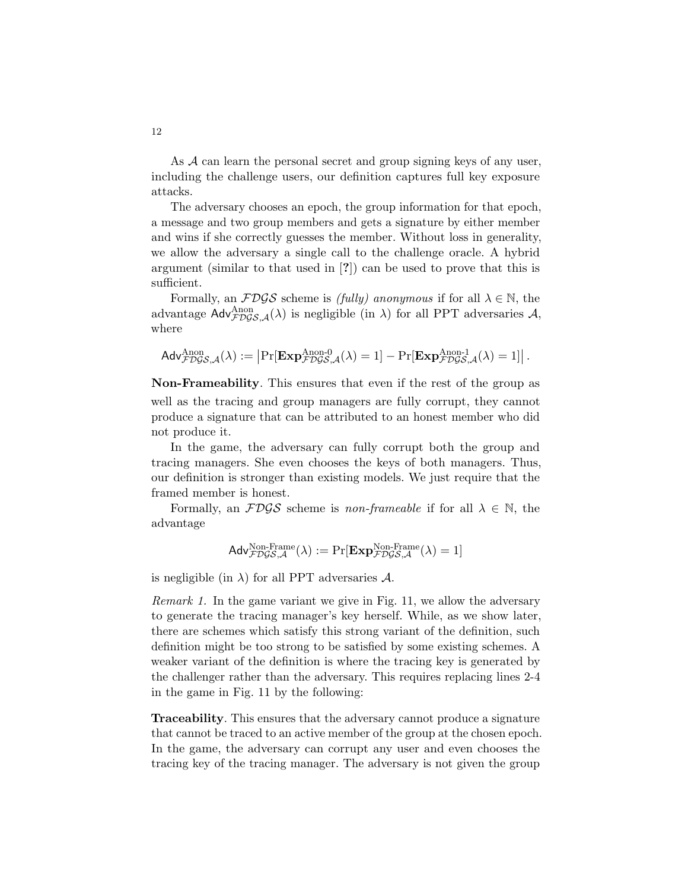As $\mathcal{A}$ can learn the personal secret and group signing keys of any user, including the challenge users, our definition captures full key exposure attacks.

The adversary chooses an epoch, the group information for that epoch, a message and two group members and gets a signature by either member and wins if she correctly guesses the member. Without loss in generality, we allow the adversary a single call to the challenge oracle. A hybrid argument (similar to that used in [?]) can be used to prove that this is sufficient.

Formally, an $\mathcal{FDGS}$ scheme is *(fully) anonymous* if for all $\lambda \in \mathbb{N}$, the advantage $\mathsf{Adv}^{\text{Anon}}_{\mathcal{FDGS},\mathcal{A}}(\lambda)$ is negligible (in $\lambda$) for all PPT adversaries $\mathcal{A}$, where

$$\mathsf{Adv}^{\text{Anon}}_{\mathcal{FDGS},\mathcal{A}}(\lambda) := \left|\Pr[\mathbf{Exp}^{\text{Anon-0}}_{\mathcal{FDGS},\mathcal{A}}(\lambda) = 1] - \Pr[\mathbf{Exp}^{\text{Anon-1}}_{\mathcal{FDGS},\mathcal{A}}(\lambda) = 1]\right|.$$

**Non-Frameability**. This ensures that even if the rest of the group as well as the tracing and group managers are fully corrupt, they cannot produce a signature that can be attributed to an honest member who did not produce it.

In the game, the adversary can fully corrupt both the group and tracing managers. She even chooses the keys of both managers. Thus, our definition is stronger than existing models. We just require that the framed member is honest.

Formally, an $\mathcal{FDGS}$ scheme is *non-frameable* if for all $\lambda \in \mathbb{N}$, the advantage

$$\mathsf{Adv}^{\text{Non-Frame}}_{\mathcal{FDGS},\mathcal{A}}(\lambda) := \Pr[\mathbf{Exp}^{\text{Non-Frame}}_{\mathcal{FDGS},\mathcal{A}}(\lambda) = 1]$$

is negligible (in $\lambda$) for all PPT adversaries $\mathcal{A}$.

*Remark 1.* In the game variant we give in Fig. 11, we allow the adversary to generate the tracing manager's key herself. While, as we show later, there are schemes which satisfy this strong variant of the definition, such definition might be too strong to be satisfied by some existing schemes. A weaker variant of the definition is where the tracing key is generated by the challenger rather than the adversary. This requires replacing lines 2-4 in the game in Fig. 11 by the following:

**Traceability**. This ensures that the adversary cannot produce a signature that cannot be traced to an active member of the group at the chosen epoch. In the game, the adversary can corrupt any user and even chooses the tracing key of the tracing manager. The adversary is not given the group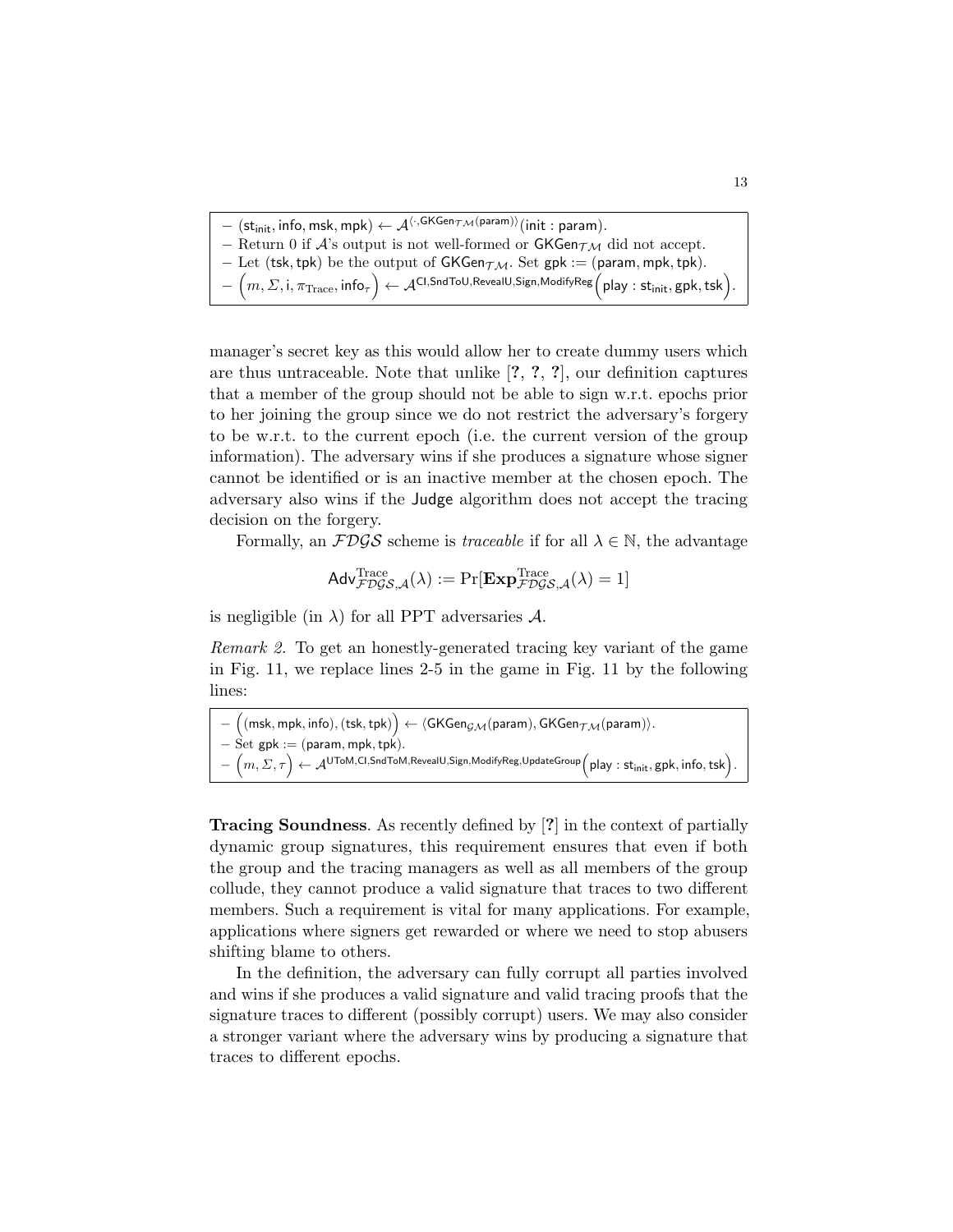- $(\mathsf{st_{init}}, \mathsf{info}, \mathsf{msk}, \mathsf{mpk}) \leftarrow \mathcal{A}^{\langle \cdot, \mathsf{GKGen}_{\mathcal{TM}}(\mathsf{param}) \rangle}(\mathsf{init} : \mathsf{param})$.
- Return 0 if $\mathcal{A}$'s output is not well-formed or $\mathsf{GKGen}_{\mathcal{TM}}$ did not accept.
- Let $(\mathsf{tsk}, \mathsf{tpk})$ be the output of $\mathsf{GKGen}_{\mathcal{TM}}$. Set $\mathsf{gpk} := (\mathsf{param}, \mathsf{mpk}, \mathsf{tpk})$.
- $\left(m, \Sigma, \mathsf{i}, \pi_{\text{Trace}}, \mathsf{info}_\tau\right) \leftarrow \mathcal{A}^{\mathsf{CI}, \mathsf{SndToU}, \mathsf{RevealU}, \mathsf{Sign}, \mathsf{ModifyReg}}\left(\mathsf{play} : \mathsf{st_{init}}, \mathsf{gpk}, \mathsf{tsk}\right)$.

manager's secret key as this would allow her to create dummy users which are thus untraceable. Note that unlike [?, ?, ?], our definition captures that a member of the group should not be able to sign w.r.t. epochs prior to her joining the group since we do not restrict the adversary's forgery to be w.r.t. to the current epoch (i.e. the current version of the group information). The adversary wins if she produces a signature whose signer cannot be identified or is an inactive member at the chosen epoch. The adversary also wins if the Judge algorithm does not accept the tracing decision on the forgery.

Formally, an $\mathcal{FDGS}$ scheme is *traceable* if for all $\lambda \in \mathbb{N}$, the advantage

$$\mathsf{Adv}^{\text{Trace}}_{\mathcal{FDGS},\mathcal{A}}(\lambda) := \Pr[\mathbf{Exp}^{\text{Trace}}_{\mathcal{FDGS},\mathcal{A}}(\lambda) = 1]$$

is negligible (in $\lambda$) for all PPT adversaries $\mathcal{A}$.

*Remark 2.* To get an honestly-generated tracing key variant of the game in Fig. 11, we replace lines 2-5 in the game in Fig. 11 by the following lines:

- $\left((\mathsf{msk}, \mathsf{mpk}, \mathsf{info}), (\mathsf{tsk}, \mathsf{tpk})\right) \leftarrow \langle \mathsf{GKGen}_{\mathcal{GM}}(\mathsf{param}), \mathsf{GKGen}_{\mathcal{TM}}(\mathsf{param}) \rangle$.
- Set $\mathsf{gpk} := (\mathsf{param}, \mathsf{mpk}, \mathsf{tpk})$.
- $\left(m, \Sigma, \tau\right) \leftarrow \mathcal{A}^{\mathsf{UToM}, \mathsf{CI}, \mathsf{SndToM}, \mathsf{RevealU}, \mathsf{Sign}, \mathsf{ModifyReg}, \mathsf{UpdateGroup}}\left(\mathsf{play} : \mathsf{st_{init}}, \mathsf{gpk}, \mathsf{info}, \mathsf{tsk}\right)$.

**Tracing Soundness**. As recently defined by [?] in the context of partially dynamic group signatures, this requirement ensures that even if both the group and the tracing managers as well as all members of the group collude, they cannot produce a valid signature that traces to two different members. Such a requirement is vital for many applications. For example, applications where signers get rewarded or where we need to stop abusers shifting blame to others.

In the definition, the adversary can fully corrupt all parties involved and wins if she produces a valid signature and valid tracing proofs that the signature traces to different (possibly corrupt) users. We may also consider a stronger variant where the adversary wins by producing a signature that traces to different epochs.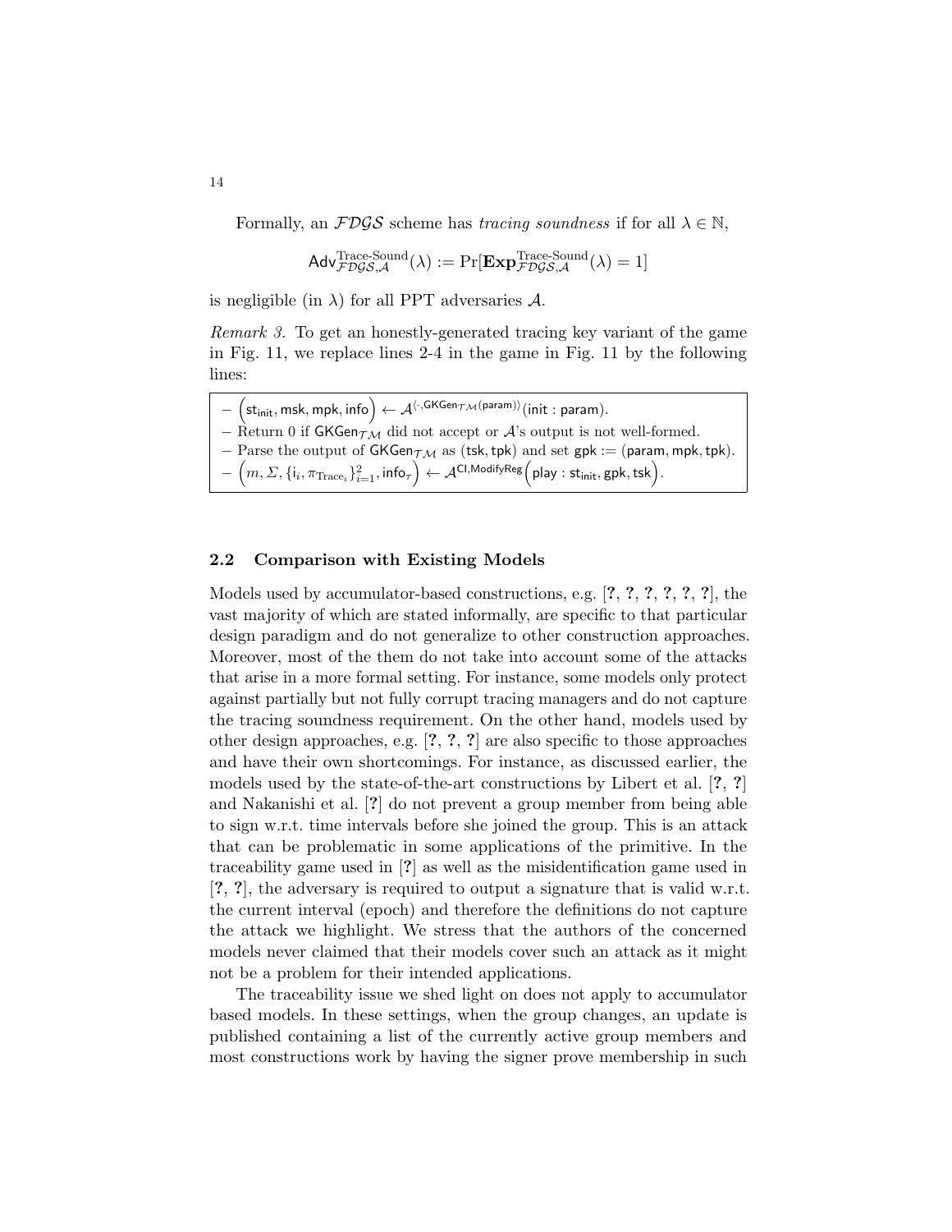Formally, an $\mathcal{FDGS}$ scheme has *tracing soundness* if for all $\lambda \in \mathbb{N}$,

$$\mathsf{Adv}^{\text{Trace-Sound}}_{\mathcal{FDGS},\mathcal{A}}(\lambda) := \Pr[\mathbf{Exp}^{\text{Trace-Sound}}_{\mathcal{FDGS},\mathcal{A}}(\lambda) = 1]$$

is negligible (in $\lambda$) for all PPT adversaries $\mathcal{A}$.

*Remark 3.* To get an honestly-generated tracing key variant of the game in Fig. 11, we replace lines 2-4 in the game in Fig. 11 by the following lines:

- $\Big(\mathsf{st}_{\mathsf{init}}, \mathsf{msk}, \mathsf{mpk}, \mathsf{info}\Big) \leftarrow \mathcal{A}^{\langle \cdot, \mathsf{GKGen}_{\mathcal{TM}}(\mathsf{param})\rangle}(\mathsf{init} : \mathsf{param})$.
- Return 0 if $\mathsf{GKGen}_{\mathcal{TM}}$ did not accept or $\mathcal{A}$'s output is not well-formed.
- Parse the output of $\mathsf{GKGen}_{\mathcal{TM}}$ as $(\mathsf{tsk}, \mathsf{tpk})$ and set $\mathsf{gpk} := (\mathsf{param}, \mathsf{mpk}, \mathsf{tpk})$.
- $\Big(m, \Sigma, \{\mathsf{i}_i, \pi_{\mathrm{Trace}_i}\}_{i=1}^{2}, \mathsf{info}_\tau\Big) \leftarrow \mathcal{A}^{\mathsf{CI}, \mathsf{ModifyReg}}\Big(\mathsf{play} : \mathsf{st}_{\mathsf{init}}, \mathsf{gpk}, \mathsf{tsk}\Big)$.

## 2.2 Comparison with Existing Models

Models used by accumulator-based constructions, e.g. [?, ?, ?, ?, ?, ?], the vast majority of which are stated informally, are specific to that particular design paradigm and do not generalize to other construction approaches. Moreover, most of the them do not take into account some of the attacks that arise in a more formal setting. For instance, some models only protect against partially but not fully corrupt tracing managers and do not capture the tracing soundness requirement. On the other hand, models used by other design approaches, e.g. [?, ?, ?] are also specific to those approaches and have their own shortcomings. For instance, as discussed earlier, the models used by the state-of-the-art constructions by Libert et al. [?, ?] and Nakanishi et al. [?] do not prevent a group member from being able to sign w.r.t. time intervals before she joined the group. This is an attack that can be problematic in some applications of the primitive. In the traceability game used in [?] as well as the misidentification game used in [?, ?], the adversary is required to output a signature that is valid w.r.t. the current interval (epoch) and therefore the definitions do not capture the attack we highlight. We stress that the authors of the concerned models never claimed that their models cover such an attack as it might not be a problem for their intended applications.

The traceability issue we shed light on does not apply to accumulator based models. In these settings, when the group changes, an update is published containing a list of the currently active group members and most constructions work by having the signer prove membership in such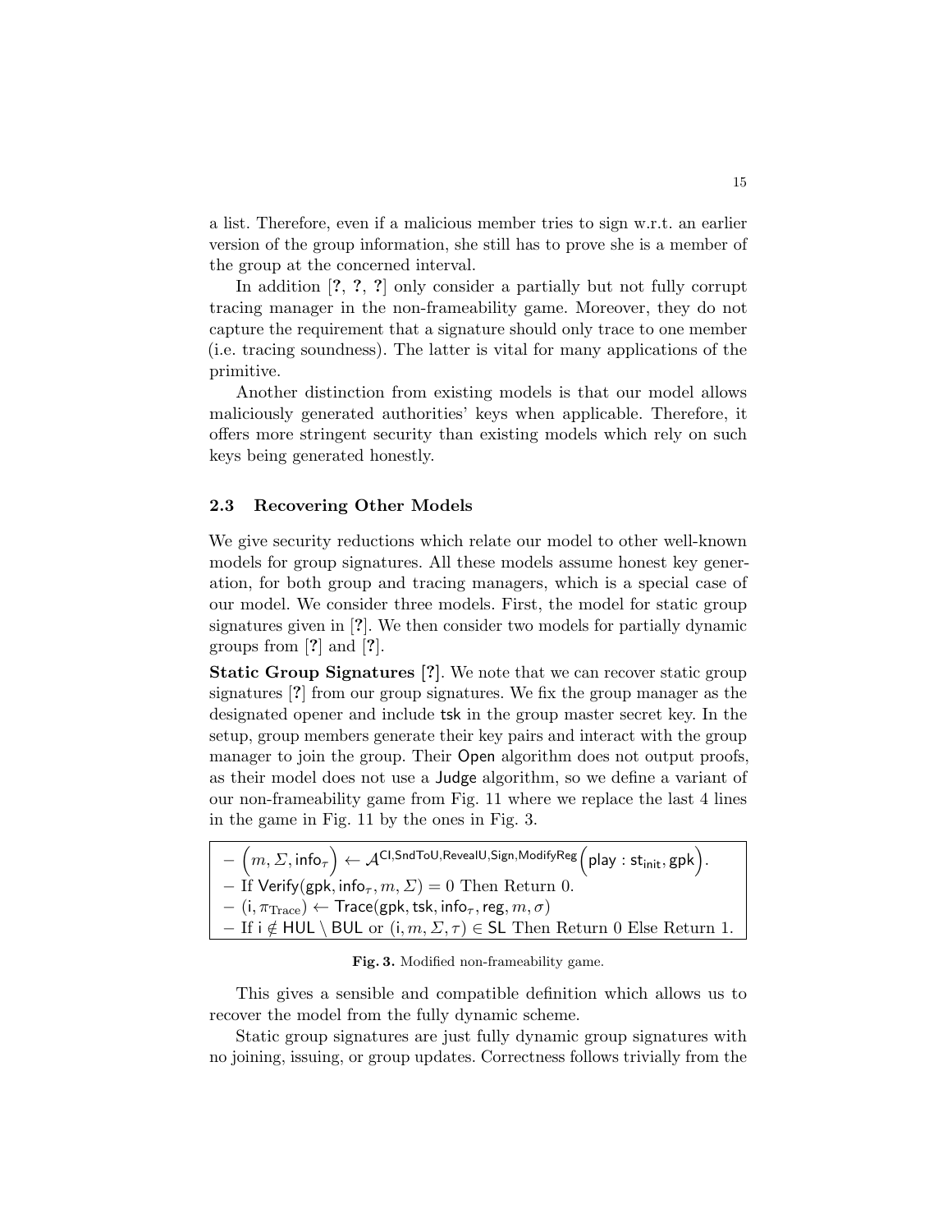a list. Therefore, even if a malicious member tries to sign w.r.t. an earlier version of the group information, she still has to prove she is a member of the group at the concerned interval.

In addition [?, ?, ?] only consider a partially but not fully corrupt tracing manager in the non-frameability game. Moreover, they do not capture the requirement that a signature should only trace to one member (i.e. tracing soundness). The latter is vital for many applications of the primitive.

Another distinction from existing models is that our model allows maliciously generated authorities' keys when applicable. Therefore, it offers more stringent security than existing models which rely on such keys being generated honestly.

### 2.3 Recovering Other Models

We give security reductions which relate our model to other well-known models for group signatures. All these models assume honest key generation, for both group and tracing managers, which is a special case of our model. We consider three models. First, the model for static group signatures given in [?]. We then consider two models for partially dynamic groups from [?] and [?].

**Static Group Signatures [?].** We note that we can recover static group signatures [?] from our group signatures. We fix the group manager as the designated opener and include $\mathsf{tsk}$ in the group master secret key. In the setup, group members generate their key pairs and interact with the group manager to join the group. Their $\mathsf{Open}$ algorithm does not output proofs, as their model does not use a $\mathsf{Judge}$ algorithm, so we define a variant of our non-frameability game from Fig. 11 where we replace the last 4 lines in the game in Fig. 11 by the ones in Fig. 3.

- $\left(m, \Sigma, \mathsf{info}_\tau\right) \leftarrow \mathcal{A}^{\mathsf{CI},\mathsf{SndToU},\mathsf{RevealU},\mathsf{Sign},\mathsf{ModifyReg}}\left(\mathsf{play} : \mathsf{st}_{\mathsf{init}}, \mathsf{gpk}\right)$.
- If $\mathsf{Verify}(\mathsf{gpk}, \mathsf{info}_\tau, m, \Sigma) = 0$ Then Return 0.
- $(\mathsf{i}, \pi_{\mathrm{Trace}}) \leftarrow \mathsf{Trace}(\mathsf{gpk}, \mathsf{tsk}, \mathsf{info}_\tau, \mathsf{reg}, m, \sigma)$
- If $\mathsf{i} \notin \mathsf{HUL} \setminus \mathsf{BUL}$ or $(\mathsf{i}, m, \Sigma, \tau) \in \mathsf{SL}$ Then Return 0 Else Return 1.

**Fig. 3.** Modified non-frameability game.

This gives a sensible and compatible definition which allows us to recover the model from the fully dynamic scheme.

Static group signatures are just fully dynamic group signatures with no joining, issuing, or group updates. Correctness follows trivially from the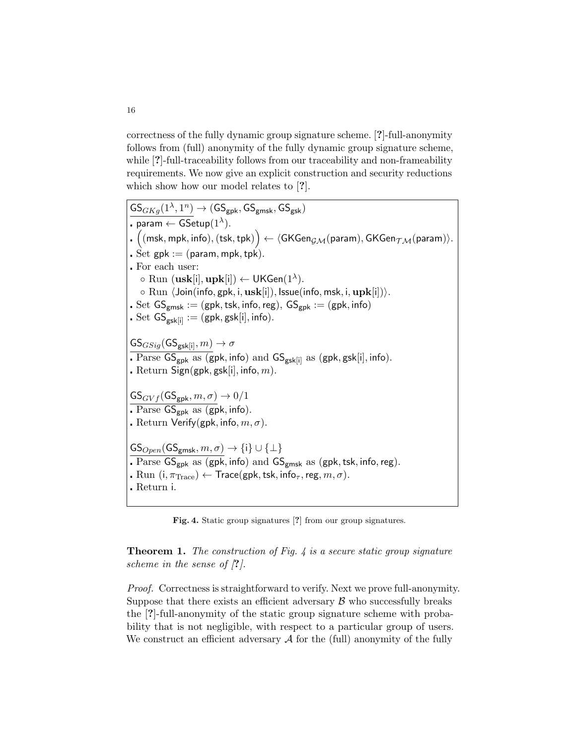correctness of the fully dynamic group signature scheme. [?]-full-anonymity follows from (full) anonymity of the fully dynamic group signature scheme, while [?]-full-traceability follows from our traceability and non-frameability requirements. We now give an explicit construction and security reductions which show how our model relates to [?].

$\underline{\mathsf{GS}_{GKg}(1^\lambda, 1^n) \rightarrow (\mathsf{GS}_{\mathsf{gpk}}, \mathsf{GS}_{\mathsf{gmsk}}, \mathsf{GS}_{\mathsf{gsk}})}$

- $\mathsf{param} \leftarrow \mathsf{GSetup}(1^\lambda)$.
- $\Big((\mathsf{msk}, \mathsf{mpk}, \mathsf{info}), (\mathsf{tsk}, \mathsf{tpk})\Big) \leftarrow \langle \mathsf{GKGen}_{\mathcal{GM}}(\mathsf{param}), \mathsf{GKGen}_{\mathcal{TM}}(\mathsf{param})\rangle$.
- Set $\mathsf{gpk} := (\mathsf{param}, \mathsf{mpk}, \mathsf{tpk})$.
- For each user:
  - Run $(\mathbf{usk}[\mathsf{i}], \mathbf{upk}[\mathsf{i}]) \leftarrow \mathsf{UKGen}(1^\lambda)$.
  - Run $\langle \mathsf{Join}(\mathsf{info}, \mathsf{gpk}, \mathsf{i}, \mathbf{usk}[\mathsf{i}]), \mathsf{Issue}(\mathsf{info}, \mathsf{msk}, \mathsf{i}, \mathbf{upk}[\mathsf{i}])\rangle$.
- Set $\mathsf{GS}_{\mathsf{gmsk}} := (\mathsf{gpk}, \mathsf{tsk}, \mathsf{info}, \mathsf{reg})$, $\mathsf{GS}_{\mathsf{gpk}} := (\mathsf{gpk}, \mathsf{info})$
- Set $\mathsf{GS}_{\mathsf{gsk[i]}} := (\mathsf{gpk}, \mathsf{gsk[i]}, \mathsf{info})$.

$\underline{\mathsf{GS}_{GSig}(\mathsf{GS}_{\mathsf{gsk[i]}}, m) \rightarrow \sigma}$

- Parse $\mathsf{GS}_{\mathsf{gpk}}$ as $(\mathsf{gpk}, \mathsf{info})$ and $\mathsf{GS}_{\mathsf{gsk[i]}}$ as $(\mathsf{gpk}, \mathsf{gsk[i]}, \mathsf{info})$.
- Return $\mathsf{Sign}(\mathsf{gpk}, \mathsf{gsk[i]}, \mathsf{info}, m)$.

$\underline{\mathsf{GS}_{GVf}(\mathsf{GS}_{\mathsf{gpk}}, m, \sigma) \rightarrow 0/1}$

- Parse $\mathsf{GS}_{\mathsf{gpk}}$ as $(\mathsf{gpk}, \mathsf{info})$.
- Return $\mathsf{Verify}(\mathsf{gpk}, \mathsf{info}, m, \sigma)$.

$\underline{\mathsf{GS}_{Open}(\mathsf{GS}_{\mathsf{gmsk}}, m, \sigma) \rightarrow \{\mathsf{i}\} \cup \{\perp\}}$

- Parse $\mathsf{GS}_{\mathsf{gpk}}$ as $(\mathsf{gpk}, \mathsf{info})$ and $\mathsf{GS}_{\mathsf{gmsk}}$ as $(\mathsf{gpk}, \mathsf{tsk}, \mathsf{info}, \mathsf{reg})$.
- Run $(\mathsf{i}, \pi_{\text{Trace}}) \leftarrow \mathsf{Trace}(\mathsf{gpk}, \mathsf{tsk}, \mathsf{info}_\tau, \mathsf{reg}, m, \sigma)$.
- Return $\mathsf{i}$.

**Fig. 4.** Static group signatures [?] from our group signatures.

**Theorem 1.** *The construction of Fig. 4 is a secure static group signature scheme in the sense of [?].*

*Proof.* Correctness is straightforward to verify. Next we prove full-anonymity. Suppose that there exists an efficient adversary $\mathcal{B}$ who successfully breaks the [?]-full-anonymity of the static group signature scheme with probability that is not negligible, with respect to a particular group of users. We construct an efficient adversary $\mathcal{A}$ for the (full) anonymity of the fully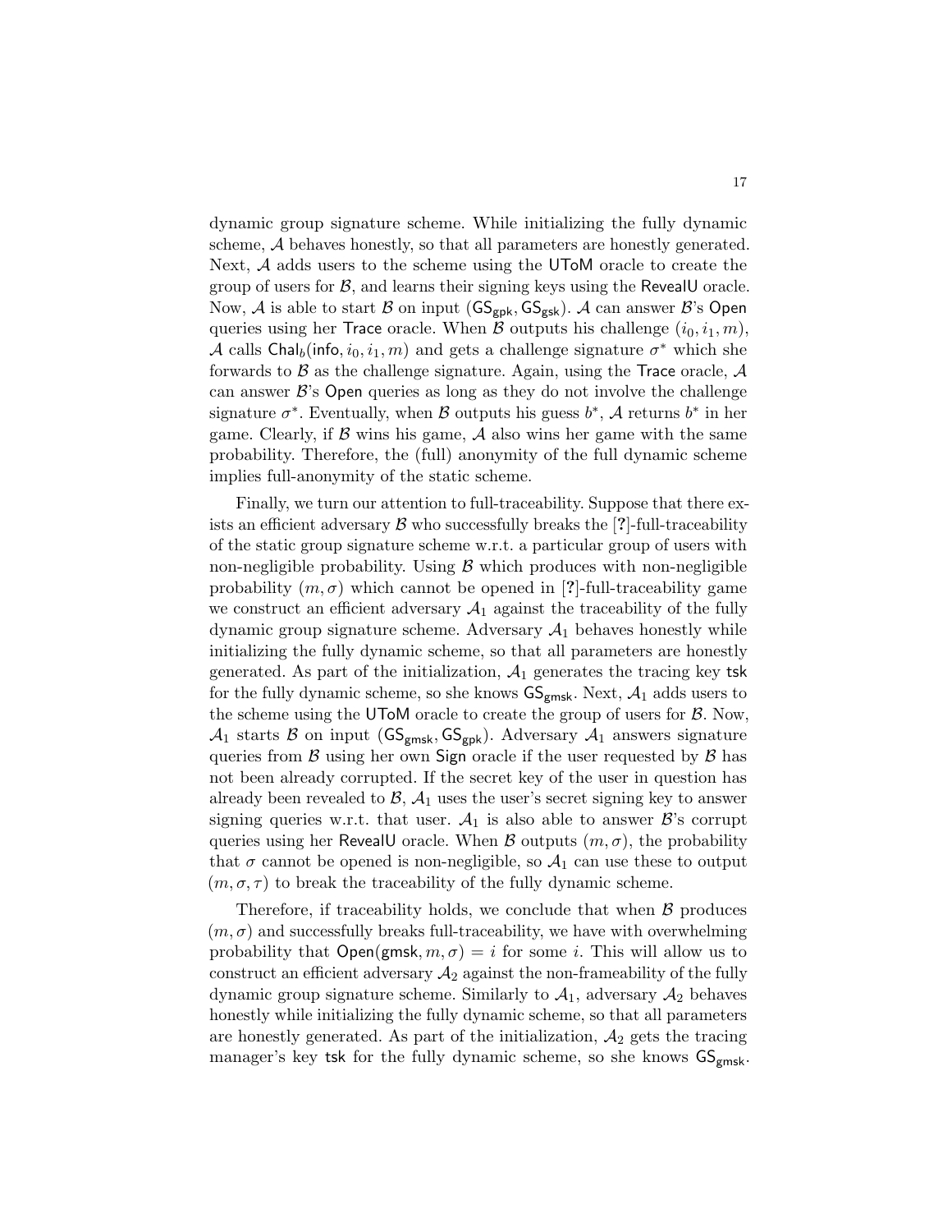dynamic group signature scheme. While initializing the fully dynamic scheme, $\mathcal{A}$ behaves honestly, so that all parameters are honestly generated. Next, $\mathcal{A}$ adds users to the scheme using the $\mathsf{UToM}$ oracle to create the group of users for $\mathcal{B}$, and learns their signing keys using the $\mathsf{RevealU}$ oracle. Now, $\mathcal{A}$ is able to start $\mathcal{B}$ on input $(\mathsf{GS}_{\mathsf{gpk}}, \mathsf{GS}_{\mathsf{gsk}})$. $\mathcal{A}$ can answer $\mathcal{B}$'s $\mathsf{Open}$ queries using her $\mathsf{Trace}$ oracle. When $\mathcal{B}$ outputs his challenge $(i_0, i_1, m)$, $\mathcal{A}$ calls $\mathsf{Chal}_b(\mathsf{info}, i_0, i_1, m)$ and gets a challenge signature $\sigma^*$ which she forwards to $\mathcal{B}$ as the challenge signature. Again, using the $\mathsf{Trace}$ oracle, $\mathcal{A}$ can answer $\mathcal{B}$'s $\mathsf{Open}$ queries as long as they do not involve the challenge signature $\sigma^*$. Eventually, when $\mathcal{B}$ outputs his guess $b^*$, $\mathcal{A}$ returns $b^*$ in her game. Clearly, if $\mathcal{B}$ wins his game, $\mathcal{A}$ also wins her game with the same probability. Therefore, the (full) anonymity of the full dynamic scheme implies full-anonymity of the static scheme.

Finally, we turn our attention to full-traceability. Suppose that there exists an efficient adversary $\mathcal{B}$ who successfully breaks the [**?**]-full-traceability of the static group signature scheme w.r.t. a particular group of users with non-negligible probability. Using $\mathcal{B}$ which produces with non-negligible probability $(m, \sigma)$ which cannot be opened in [**?**]-full-traceability game we construct an efficient adversary $\mathcal{A}_1$ against the traceability of the fully dynamic group signature scheme. Adversary $\mathcal{A}_1$ behaves honestly while initializing the fully dynamic scheme, so that all parameters are honestly generated. As part of the initialization, $\mathcal{A}_1$ generates the tracing key $\mathsf{tsk}$ for the fully dynamic scheme, so she knows $\mathsf{GS}_{\mathsf{gmsk}}$. Next, $\mathcal{A}_1$ adds users to the scheme using the $\mathsf{UToM}$ oracle to create the group of users for $\mathcal{B}$. Now, $\mathcal{A}_1$ starts $\mathcal{B}$ on input $(\mathsf{GS}_{\mathsf{gmsk}}, \mathsf{GS}_{\mathsf{gpk}})$. Adversary $\mathcal{A}_1$ answers signature queries from $\mathcal{B}$ using her own $\mathsf{Sign}$ oracle if the user requested by $\mathcal{B}$ has not been already corrupted. If the secret key of the user in question has already been revealed to $\mathcal{B}$, $\mathcal{A}_1$ uses the user's secret signing key to answer signing queries w.r.t. that user. $\mathcal{A}_1$ is also able to answer $\mathcal{B}$'s corrupt queries using her $\mathsf{RevealU}$ oracle. When $\mathcal{B}$ outputs $(m, \sigma)$, the probability that $\sigma$ cannot be opened is non-negligible, so $\mathcal{A}_1$ can use these to output $(m, \sigma, \tau)$ to break the traceability of the fully dynamic scheme.

Therefore, if traceability holds, we conclude that when $\mathcal{B}$ produces $(m, \sigma)$ and successfully breaks full-traceability, we have with overwhelming probability that $\mathsf{Open}(\mathsf{gmsk}, m, \sigma) = i$ for some $i$. This will allow us to construct an efficient adversary $\mathcal{A}_2$ against the non-frameability of the fully dynamic group signature scheme. Similarly to $\mathcal{A}_1$, adversary $\mathcal{A}_2$ behaves honestly while initializing the fully dynamic scheme, so that all parameters are honestly generated. As part of the initialization, $\mathcal{A}_2$ gets the tracing manager's key $\mathsf{tsk}$ for the fully dynamic scheme, so she knows $\mathsf{GS}_{\mathsf{gmsk}}$.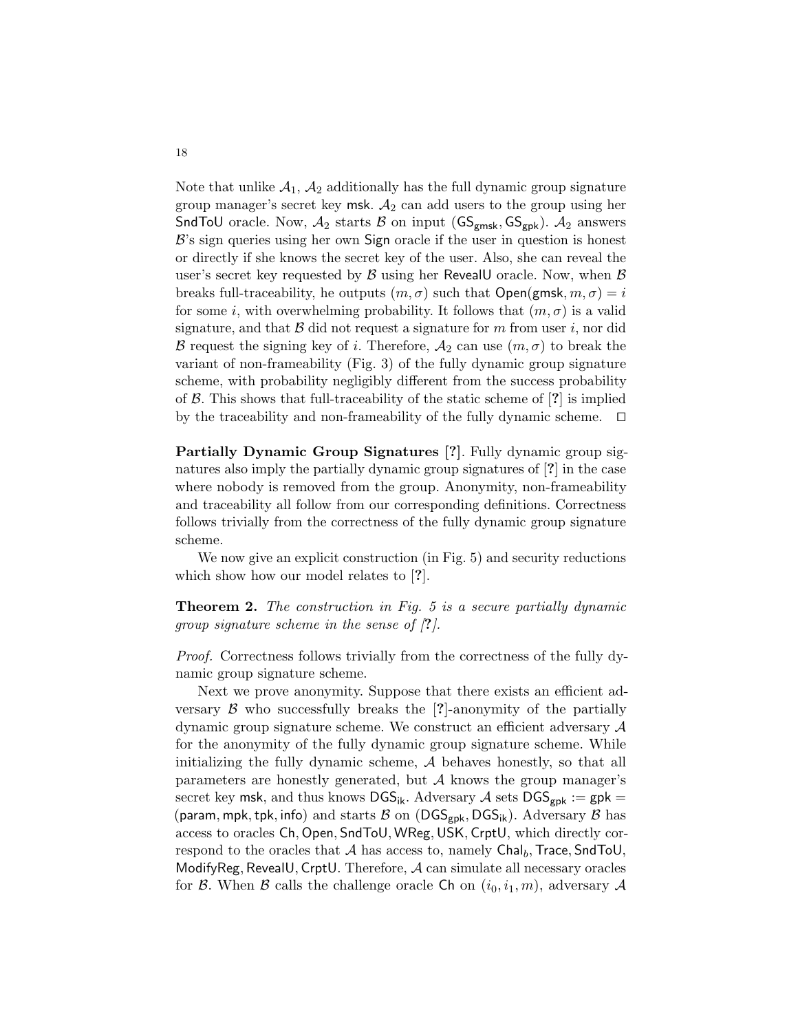Note that unlike $\mathcal{A}_1$, $\mathcal{A}_2$ additionally has the full dynamic group signature group manager's secret key $\mathsf{msk}$. $\mathcal{A}_2$ can add users to the group using her $\mathsf{SndToU}$ oracle. Now, $\mathcal{A}_2$ starts $\mathcal{B}$ on input $(\mathsf{GS}_{\mathsf{gmsk}}, \mathsf{GS}_{\mathsf{gpk}})$. $\mathcal{A}_2$ answers $\mathcal{B}$'s sign queries using her own $\mathsf{Sign}$ oracle if the user in question is honest or directly if she knows the secret key of the user. Also, she can reveal the user's secret key requested by $\mathcal{B}$ using her $\mathsf{RevealU}$ oracle. Now, when $\mathcal{B}$ breaks full-traceability, he outputs $(m, \sigma)$ such that $\mathsf{Open}(\mathsf{gmsk}, m, \sigma) = i$ for some $i$, with overwhelming probability. It follows that $(m, \sigma)$ is a valid signature, and that $\mathcal{B}$ did not request a signature for $m$ from user $i$, nor did $\mathcal{B}$ request the signing key of $i$. Therefore, $\mathcal{A}_2$ can use $(m, \sigma)$ to break the variant of non-frameability (Fig. 3) of the fully dynamic group signature scheme, with probability negligibly different from the success probability of $\mathcal{B}$. This shows that full-traceability of the static scheme of [?] is implied by the traceability and non-frameability of the fully dynamic scheme. $\square$

**Partially Dynamic Group Signatures [?].** Fully dynamic group signatures also imply the partially dynamic group signatures of [?] in the case where nobody is removed from the group. Anonymity, non-frameability and traceability all follow from our corresponding definitions. Correctness follows trivially from the correctness of the fully dynamic group signature scheme.

We now give an explicit construction (in Fig. 5) and security reductions which show how our model relates to [?].

**Theorem 2.** *The construction in Fig. 5 is a secure partially dynamic group signature scheme in the sense of [?].*

*Proof.* Correctness follows trivially from the correctness of the fully dynamic group signature scheme.

Next we prove anonymity. Suppose that there exists an efficient adversary $\mathcal{B}$ who successfully breaks the [?]-anonymity of the partially dynamic group signature scheme. We construct an efficient adversary $\mathcal{A}$ for the anonymity of the fully dynamic group signature scheme. While initializing the fully dynamic scheme, $\mathcal{A}$ behaves honestly, so that all parameters are honestly generated, but $\mathcal{A}$ knows the group manager's secret key $\mathsf{msk}$, and thus knows $\mathsf{DGS}_{\mathsf{ik}}$. Adversary $\mathcal{A}$ sets $\mathsf{DGS}_{\mathsf{gpk}} := \mathsf{gpk} = (\mathsf{param}, \mathsf{mpk}, \mathsf{tpk}, \mathsf{info})$ and starts $\mathcal{B}$ on $(\mathsf{DGS}_{\mathsf{gpk}}, \mathsf{DGS}_{\mathsf{ik}})$. Adversary $\mathcal{B}$ has access to oracles $\mathsf{Ch}, \mathsf{Open}, \mathsf{SndToU}, \mathsf{WReg}, \mathsf{USK}, \mathsf{CrptU}$, which directly correspond to the oracles that $\mathcal{A}$ has access to, namely $\mathsf{Chal}_b, \mathsf{Trace}, \mathsf{SndToU}, \mathsf{ModifyReg}, \mathsf{RevealU}, \mathsf{CrptU}$. Therefore, $\mathcal{A}$ can simulate all necessary oracles for $\mathcal{B}$. When $\mathcal{B}$ calls the challenge oracle $\mathsf{Ch}$ on $(i_0, i_1, m)$, adversary $\mathcal{A}$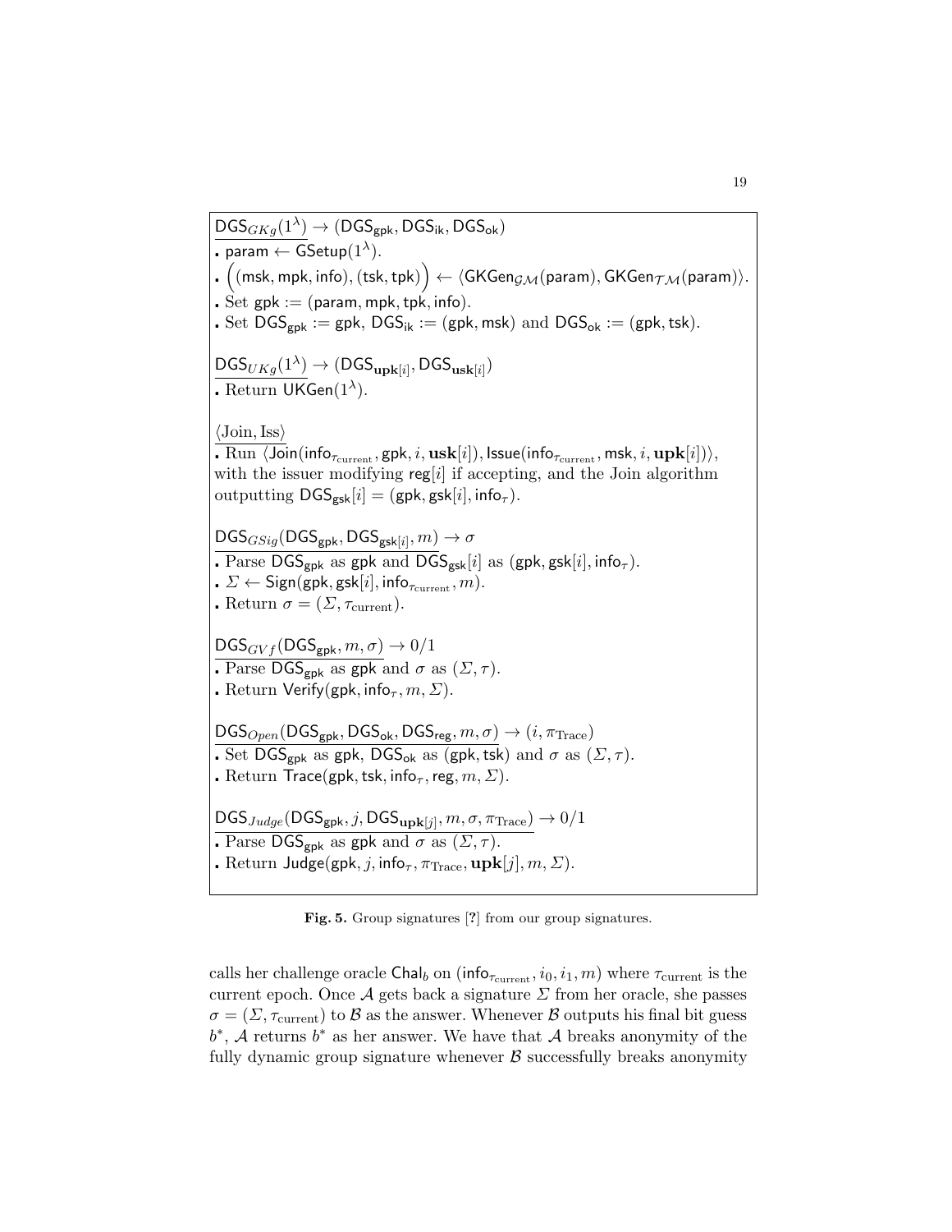$\underline{\mathsf{DGS}_{GKg}(1^\lambda) \to (\mathsf{DGS}_{\mathsf{gpk}}, \mathsf{DGS}_{\mathsf{ik}}, \mathsf{DGS}_{\mathsf{ok}})}$

- $\mathsf{param} \leftarrow \mathsf{GSetup}(1^\lambda)$.
- $\Big((\mathsf{msk}, \mathsf{mpk}, \mathsf{info}), (\mathsf{tsk}, \mathsf{tpk})\Big) \leftarrow \langle \mathsf{GKGen}_{\mathcal{GM}}(\mathsf{param}), \mathsf{GKGen}_{\mathcal{TM}}(\mathsf{param})\rangle$.
- Set $\mathsf{gpk} := (\mathsf{param}, \mathsf{mpk}, \mathsf{tpk}, \mathsf{info})$.
- Set $\mathsf{DGS}_{\mathsf{gpk}} := \mathsf{gpk}$, $\mathsf{DGS}_{\mathsf{ik}} := (\mathsf{gpk}, \mathsf{msk})$ and $\mathsf{DGS}_{\mathsf{ok}} := (\mathsf{gpk}, \mathsf{tsk})$.

$\underline{\mathsf{DGS}_{UKg}(1^\lambda) \to (\mathsf{DGS}_{\mathbf{upk}[i]}, \mathsf{DGS}_{\mathbf{usk}[i]})}$

- Return $\mathsf{UKGen}(1^\lambda)$.

$\underline{\langle \text{Join}, \text{Iss}\rangle}$

- Run $\langle \mathsf{Join}(\mathsf{info}_{\tau_{\text{current}}}, \mathsf{gpk}, i, \mathbf{usk}[i]), \mathsf{Issue}(\mathsf{info}_{\tau_{\text{current}}}, \mathsf{msk}, i, \mathbf{upk}[i])\rangle$, with the issuer modifying $\mathsf{reg}[i]$ if accepting, and the Join algorithm outputting $\mathsf{DGS}_{\mathsf{gsk}}[i] = (\mathsf{gpk}, \mathsf{gsk}[i], \mathsf{info}_\tau)$.

$\underline{\mathsf{DGS}_{GSig}(\mathsf{DGS}_{\mathsf{gpk}}, \mathsf{DGS}_{\mathsf{gsk}[i]}, m) \to \sigma}$

- Parse $\mathsf{DGS}_{\mathsf{gpk}}$ as $\mathsf{gpk}$ and $\mathsf{DGS}_{\mathsf{gsk}}[i]$ as $(\mathsf{gpk}, \mathsf{gsk}[i], \mathsf{info}_\tau)$.
- $\Sigma \leftarrow \mathsf{Sign}(\mathsf{gpk}, \mathsf{gsk}[i], \mathsf{info}_{\tau_{\text{current}}}, m)$.
- Return $\sigma = (\Sigma, \tau_{\text{current}})$.

$\underline{\mathsf{DGS}_{GVf}(\mathsf{DGS}_{\mathsf{gpk}}, m, \sigma) \to 0/1}$

- Parse $\mathsf{DGS}_{\mathsf{gpk}}$ as $\mathsf{gpk}$ and $\sigma$ as $(\Sigma, \tau)$.
- Return $\mathsf{Verify}(\mathsf{gpk}, \mathsf{info}_\tau, m, \Sigma)$.

$\underline{\mathsf{DGS}_{Open}(\mathsf{DGS}_{\mathsf{gpk}}, \mathsf{DGS}_{\mathsf{ok}}, \mathsf{DGS}_{\mathsf{reg}}, m, \sigma) \to (i, \pi_{\text{Trace}})}$

- Set $\mathsf{DGS}_{\mathsf{gpk}}$ as $\mathsf{gpk}$, $\mathsf{DGS}_{\mathsf{ok}}$ as $(\mathsf{gpk}, \mathsf{tsk})$ and $\sigma$ as $(\Sigma, \tau)$.
- Return $\mathsf{Trace}(\mathsf{gpk}, \mathsf{tsk}, \mathsf{info}_\tau, \mathsf{reg}, m, \Sigma)$.

$\underline{\mathsf{DGS}_{Judge}(\mathsf{DGS}_{\mathsf{gpk}}, j, \mathsf{DGS}_{\mathbf{upk}[j]}, m, \sigma, \pi_{\text{Trace}}) \to 0/1}$

- Parse $\mathsf{DGS}_{\mathsf{gpk}}$ as $\mathsf{gpk}$ and $\sigma$ as $(\Sigma, \tau)$.
- Return $\mathsf{Judge}(\mathsf{gpk}, j, \mathsf{info}_\tau, \pi_{\text{Trace}}, \mathbf{upk}[j], m, \Sigma)$.

**Fig. 5.** Group signatures [?] from our group signatures.

calls her challenge oracle $\mathsf{Chal}_b$ on $(\mathsf{info}_{\tau_{\text{current}}}, i_0, i_1, m)$ where $\tau_{\text{current}}$ is the current epoch. Once $\mathcal{A}$ gets back a signature $\Sigma$ from her oracle, she passes $\sigma = (\Sigma, \tau_{\text{current}})$ to $\mathcal{B}$ as the answer. Whenever $\mathcal{B}$ outputs his final bit guess $b^*$, $\mathcal{A}$ returns $b^*$ as her answer. We have that $\mathcal{A}$ breaks anonymity of the fully dynamic group signature whenever $\mathcal{B}$ successfully breaks anonymity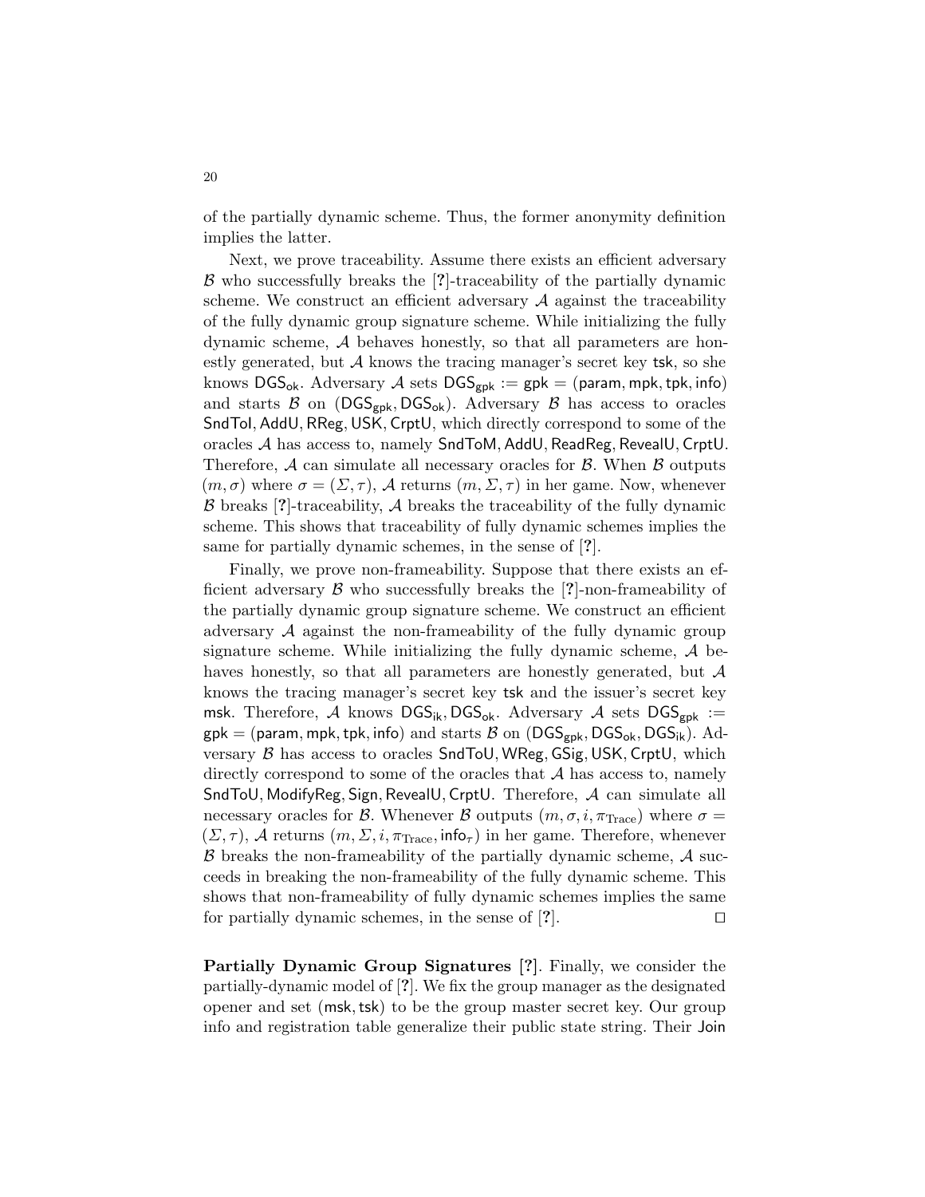of the partially dynamic scheme. Thus, the former anonymity definition implies the latter.

Next, we prove traceability. Assume there exists an efficient adversary $\mathcal{B}$ who successfully breaks the [?]-traceability of the partially dynamic scheme. We construct an efficient adversary $\mathcal{A}$ against the traceability of the fully dynamic group signature scheme. While initializing the fully dynamic scheme, $\mathcal{A}$ behaves honestly, so that all parameters are honestly generated, but $\mathcal{A}$ knows the tracing manager's secret key $\mathsf{tsk}$, so she knows $\mathsf{DGS_{ok}}$. Adversary $\mathcal{A}$ sets $\mathsf{DGS_{gpk}} := \mathsf{gpk} = (\mathsf{param}, \mathsf{mpk}, \mathsf{tpk}, \mathsf{info})$ and starts $\mathcal{B}$ on $(\mathsf{DGS_{gpk}}, \mathsf{DGS_{ok}})$. Adversary $\mathcal{B}$ has access to oracles $\mathsf{SndToI}, \mathsf{AddU}, \mathsf{RReg}, \mathsf{USK}, \mathsf{CrptU}$, which directly correspond to some of the oracles $\mathcal{A}$ has access to, namely $\mathsf{SndToM}, \mathsf{AddU}, \mathsf{ReadReg}, \mathsf{RevealU}, \mathsf{CrptU}$. Therefore, $\mathcal{A}$ can simulate all necessary oracles for $\mathcal{B}$. When $\mathcal{B}$ outputs $(m, \sigma)$ where $\sigma = (\Sigma, \tau)$, $\mathcal{A}$ returns $(m, \Sigma, \tau)$ in her game. Now, whenever $\mathcal{B}$ breaks [?]-traceability, $\mathcal{A}$ breaks the traceability of the fully dynamic scheme. This shows that traceability of fully dynamic schemes implies the same for partially dynamic schemes, in the sense of [?].

Finally, we prove non-frameability. Suppose that there exists an efficient adversary $\mathcal{B}$ who successfully breaks the [?]-non-frameability of the partially dynamic group signature scheme. We construct an efficient adversary $\mathcal{A}$ against the non-frameability of the fully dynamic group signature scheme. While initializing the fully dynamic scheme, $\mathcal{A}$ behaves honestly, so that all parameters are honestly generated, but $\mathcal{A}$ knows the tracing manager's secret key $\mathsf{tsk}$ and the issuer's secret key $\mathsf{msk}$. Therefore, $\mathcal{A}$ knows $\mathsf{DGS_{ik}}, \mathsf{DGS_{ok}}$. Adversary $\mathcal{A}$ sets $\mathsf{DGS_{gpk}} := \mathsf{gpk} = (\mathsf{param}, \mathsf{mpk}, \mathsf{tpk}, \mathsf{info})$ and starts $\mathcal{B}$ on $(\mathsf{DGS_{gpk}}, \mathsf{DGS_{ok}}, \mathsf{DGS_{ik}})$. Adversary $\mathcal{B}$ has access to oracles $\mathsf{SndToU}, \mathsf{WReg}, \mathsf{GSig}, \mathsf{USK}, \mathsf{CrptU}$, which directly correspond to some of the oracles that $\mathcal{A}$ has access to, namely $\mathsf{SndToU}, \mathsf{ModifyReg}, \mathsf{Sign}, \mathsf{RevealU}, \mathsf{CrptU}$. Therefore, $\mathcal{A}$ can simulate all necessary oracles for $\mathcal{B}$. Whenever $\mathcal{B}$ outputs $(m, \sigma, i, \pi_{\mathrm{Trace}})$ where $\sigma = (\Sigma, \tau)$, $\mathcal{A}$ returns $(m, \Sigma, i, \pi_{\mathrm{Trace}}, \mathsf{info}_\tau)$ in her game. Therefore, whenever $\mathcal{B}$ breaks the non-frameability of the partially dynamic scheme, $\mathcal{A}$ succeeds in breaking the non-frameability of the fully dynamic scheme. This shows that non-frameability of fully dynamic schemes implies the same for partially dynamic schemes, in the sense of [?]. ◻

**Partially Dynamic Group Signatures [?].** Finally, we consider the partially-dynamic model of [?]. We fix the group manager as the designated opener and set $(\mathsf{msk}, \mathsf{tsk})$ to be the group master secret key. Our group info and registration table generalize their public state string. Their $\mathsf{Join}$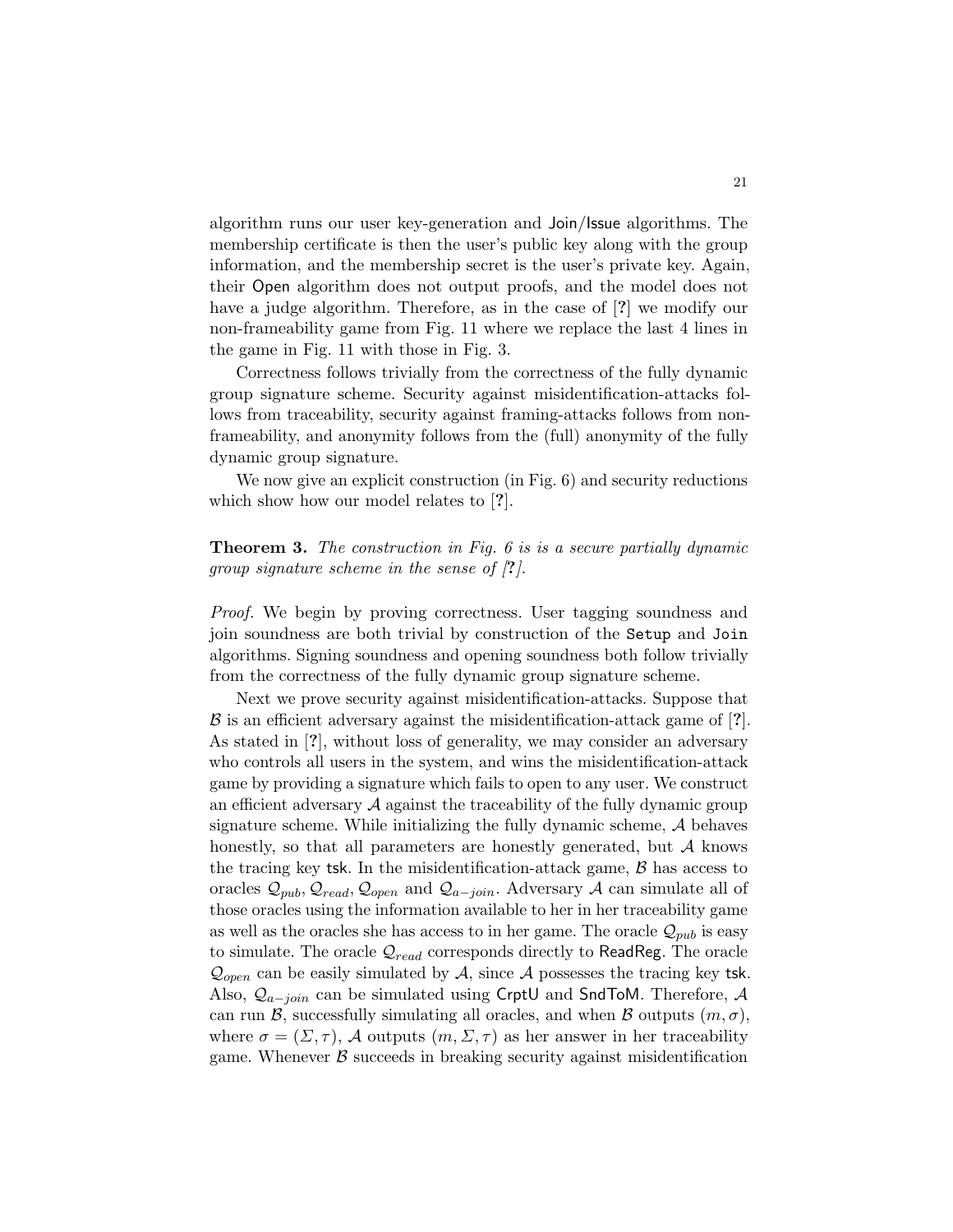algorithm runs our user key-generation and Join/Issue algorithms. The membership certificate is then the user's public key along with the group information, and the membership secret is the user's private key. Again, their Open algorithm does not output proofs, and the model does not have a judge algorithm. Therefore, as in the case of [?] we modify our non-frameability game from Fig. 11 where we replace the last 4 lines in the game in Fig. 11 with those in Fig. 3.

Correctness follows trivially from the correctness of the fully dynamic group signature scheme. Security against misidentification-attacks follows from traceability, security against framing-attacks follows from non-frameability, and anonymity follows from the (full) anonymity of the fully dynamic group signature.

We now give an explicit construction (in Fig. 6) and security reductions which show how our model relates to [?].

**Theorem 3.** *The construction in Fig. 6 is is a secure partially dynamic group signature scheme in the sense of [?].*

*Proof.* We begin by proving correctness. User tagging soundness and join soundness are both trivial by construction of the `Setup` and `Join` algorithms. Signing soundness and opening soundness both follow trivially from the correctness of the fully dynamic group signature scheme.

Next we prove security against misidentification-attacks. Suppose that $\mathcal{B}$ is an efficient adversary against the misidentification-attack game of [?]. As stated in [?], without loss of generality, we may consider an adversary who controls all users in the system, and wins the misidentification-attack game by providing a signature which fails to open to any user. We construct an efficient adversary $\mathcal{A}$ against the traceability of the fully dynamic group signature scheme. While initializing the fully dynamic scheme, $\mathcal{A}$ behaves honestly, so that all parameters are honestly generated, but $\mathcal{A}$ knows the tracing key $\mathsf{tsk}$. In the misidentification-attack game, $\mathcal{B}$ has access to oracles $\mathcal{Q}_{pub}, \mathcal{Q}_{read}, \mathcal{Q}_{open}$ and $\mathcal{Q}_{a-join}$. Adversary $\mathcal{A}$ can simulate all of those oracles using the information available to her in her traceability game as well as the oracles she has access to in her game. The oracle $\mathcal{Q}_{pub}$ is easy to simulate. The oracle $\mathcal{Q}_{read}$ corresponds directly to ReadReg. The oracle $\mathcal{Q}_{open}$ can be easily simulated by $\mathcal{A}$, since $\mathcal{A}$ possesses the tracing key $\mathsf{tsk}$. Also, $\mathcal{Q}_{a-join}$ can be simulated using CrptU and SndToM. Therefore, $\mathcal{A}$ can run $\mathcal{B}$, successfully simulating all oracles, and when $\mathcal{B}$ outputs $(m, \sigma)$, where $\sigma = (\Sigma, \tau)$, $\mathcal{A}$ outputs $(m, \Sigma, \tau)$ as her answer in her traceability game. Whenever $\mathcal{B}$ succeeds in breaking security against misidentification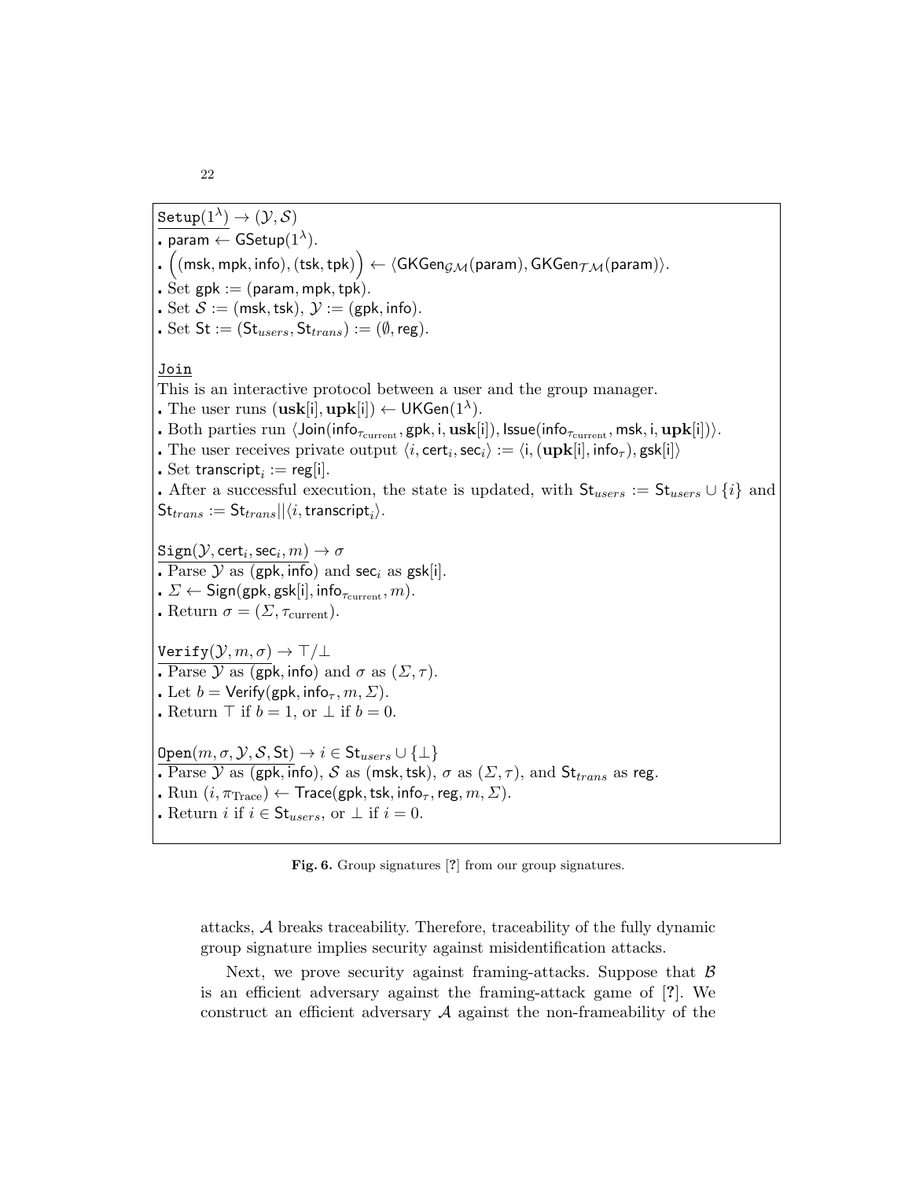$\underline{\texttt{Setup}(1^\lambda) \to (\mathcal{Y}, \mathcal{S})}$

- $\mathsf{param} \leftarrow \mathsf{GSetup}(1^\lambda)$.
- $\Big((\mathsf{msk}, \mathsf{mpk}, \mathsf{info}), (\mathsf{tsk}, \mathsf{tpk})\Big) \leftarrow \langle \mathsf{GKGen}_{\mathcal{GM}}(\mathsf{param}), \mathsf{GKGen}_{\mathcal{TM}}(\mathsf{param})\rangle$.
- Set $\mathsf{gpk} := (\mathsf{param}, \mathsf{mpk}, \mathsf{tpk})$.
- Set $\mathcal{S} := (\mathsf{msk}, \mathsf{tsk})$, $\mathcal{Y} := (\mathsf{gpk}, \mathsf{info})$.
- Set $\mathsf{St} := (\mathsf{St}_{users}, \mathsf{St}_{trans}) := (\emptyset, \mathsf{reg})$.

$\underline{\texttt{Join}}$

This is an interactive protocol between a user and the group manager.

- The user runs $(\mathbf{usk}[\mathsf{i}], \mathbf{upk}[\mathsf{i}]) \leftarrow \mathsf{UKGen}(1^\lambda)$.
- Both parties run $\langle \mathsf{Join}(\mathsf{info}_{\tau_{\text{current}}}, \mathsf{gpk}, \mathsf{i}, \mathbf{usk}[\mathsf{i}]), \mathsf{Issue}(\mathsf{info}_{\tau_{\text{current}}}, \mathsf{msk}, \mathsf{i}, \mathbf{upk}[\mathsf{i}])\rangle$.
- The user receives private output $\langle i, \mathsf{cert}_i, \mathsf{sec}_i\rangle := \langle \mathsf{i}, (\mathbf{upk}[\mathsf{i}], \mathsf{info}_\tau), \mathsf{gsk}[\mathsf{i}]\rangle$
- Set $\mathsf{transcript}_i := \mathsf{reg}[\mathsf{i}]$.
- After a successful execution, the state is updated, with $\mathsf{St}_{users} := \mathsf{St}_{users} \cup \{i\}$ and $\mathsf{St}_{trans} := \mathsf{St}_{trans} || \langle i, \mathsf{transcript}_i\rangle$.

$\underline{\texttt{Sign}(\mathcal{Y}, \mathsf{cert}_i, \mathsf{sec}_i, m) \to \sigma}$

- Parse $\mathcal{Y}$ as $(\mathsf{gpk}, \mathsf{info})$ and $\mathsf{sec}_i$ as $\mathsf{gsk}[\mathsf{i}]$.
- $\Sigma \leftarrow \mathsf{Sign}(\mathsf{gpk}, \mathsf{gsk}[\mathsf{i}], \mathsf{info}_{\tau_{\text{current}}}, m)$.
- Return $\sigma = (\Sigma, \tau_{\text{current}})$.

$\underline{\texttt{Verify}(\mathcal{Y}, m, \sigma) \to \top/\bot}$

- Parse $\mathcal{Y}$ as $(\mathsf{gpk}, \mathsf{info})$ and $\sigma$ as $(\Sigma, \tau)$.
- Let $b = \mathsf{Verify}(\mathsf{gpk}, \mathsf{info}_\tau, m, \Sigma)$.
- Return $\top$ if $b = 1$, or $\bot$ if $b = 0$.

$\underline{\texttt{Open}(m, \sigma, \mathcal{Y}, \mathcal{S}, \mathsf{St}) \to i \in \mathsf{St}_{users} \cup \{\bot\}}$

- Parse $\mathcal{Y}$ as $(\mathsf{gpk}, \mathsf{info})$, $\mathcal{S}$ as $(\mathsf{msk}, \mathsf{tsk})$, $\sigma$ as $(\Sigma, \tau)$, and $\mathsf{St}_{trans}$ as $\mathsf{reg}$.
- Run $(i, \pi_{\text{Trace}}) \leftarrow \mathsf{Trace}(\mathsf{gpk}, \mathsf{tsk}, \mathsf{info}_\tau, \mathsf{reg}, m, \Sigma)$.
- Return $i$ if $i \in \mathsf{St}_{users}$, or $\bot$ if $i = 0$.

**Fig. 6.** Group signatures [?] from our group signatures.

attacks, $\mathcal{A}$ breaks traceability. Therefore, traceability of the fully dynamic group signature implies security against misidentification attacks.

Next, we prove security against framing-attacks. Suppose that $\mathcal{B}$ is an efficient adversary against the framing-attack game of [?]. We construct an efficient adversary $\mathcal{A}$ against the non-frameability of the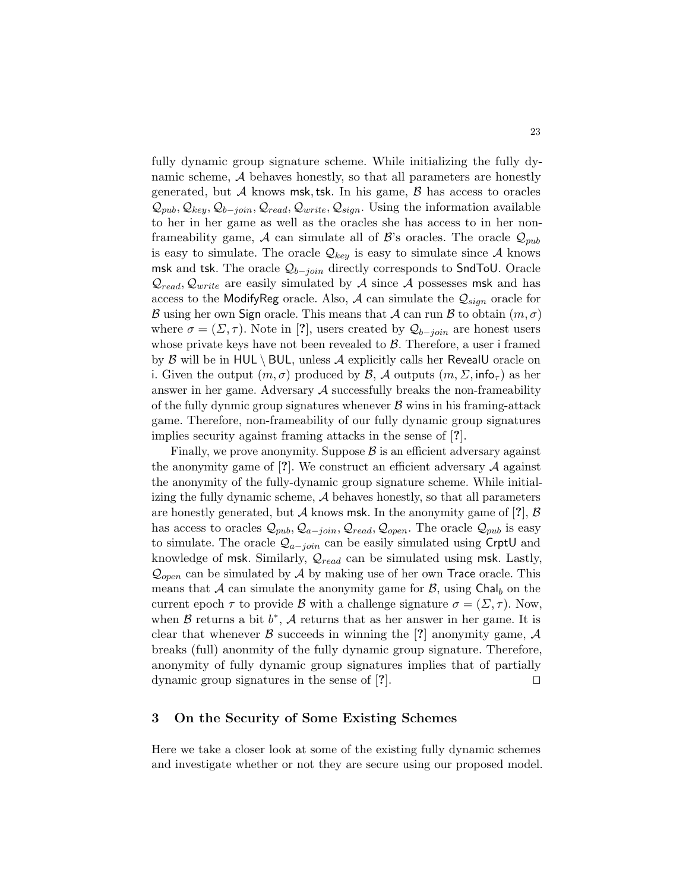fully dynamic group signature scheme. While initializing the fully dynamic scheme, $\mathcal{A}$ behaves honestly, so that all parameters are honestly generated, but $\mathcal{A}$ knows $\mathsf{msk}, \mathsf{tsk}$. In his game, $\mathcal{B}$ has access to oracles $\mathcal{Q}_{pub}, \mathcal{Q}_{key}, \mathcal{Q}_{b-join}, \mathcal{Q}_{read}, \mathcal{Q}_{write}, \mathcal{Q}_{sign}$. Using the information available to her in her game as well as the oracles she has access to in her non-frameability game, $\mathcal{A}$ can simulate all of $\mathcal{B}$'s oracles. The oracle $\mathcal{Q}_{pub}$ is easy to simulate. The oracle $\mathcal{Q}_{key}$ is easy to simulate since $\mathcal{A}$ knows $\mathsf{msk}$ and $\mathsf{tsk}$. The oracle $\mathcal{Q}_{b-join}$ directly corresponds to $\mathsf{SndToU}$. Oracle $\mathcal{Q}_{read}, \mathcal{Q}_{write}$ are easily simulated by $\mathcal{A}$ since $\mathcal{A}$ possesses $\mathsf{msk}$ and has access to the $\mathsf{ModifyReg}$ oracle. Also, $\mathcal{A}$ can simulate the $\mathcal{Q}_{sign}$ oracle for $\mathcal{B}$ using her own $\mathsf{Sign}$ oracle. This means that $\mathcal{A}$ can run $\mathcal{B}$ to obtain $(m, \sigma)$ where $\sigma = (\Sigma, \tau)$. Note in [?], users created by $\mathcal{Q}_{b-join}$ are honest users whose private keys have not been revealed to $\mathcal{B}$. Therefore, a user $\mathsf{i}$ framed by $\mathcal{B}$ will be in $\mathsf{HUL} \setminus \mathsf{BUL}$, unless $\mathcal{A}$ explicitly calls her $\mathsf{RevealU}$ oracle on $\mathsf{i}$. Given the output $(m, \sigma)$ produced by $\mathcal{B}$, $\mathcal{A}$ outputs $(m, \Sigma, \mathsf{info}_\tau)$ as her answer in her game. Adversary $\mathcal{A}$ successfully breaks the non-frameability of the fully dynmic group signatures whenever $\mathcal{B}$ wins in his framing-attack game. Therefore, non-frameability of our fully dynamic group signatures implies security against framing attacks in the sense of [?].

Finally, we prove anonymity. Suppose $\mathcal{B}$ is an efficient adversary against the anonymity game of [?]. We construct an efficient adversary $\mathcal{A}$ against the anonymity of the fully-dynamic group signature scheme. While initializing the fully dynamic scheme, $\mathcal{A}$ behaves honestly, so that all parameters are honestly generated, but $\mathcal{A}$ knows $\mathsf{msk}$. In the anonymity game of [?], $\mathcal{B}$ has access to oracles $\mathcal{Q}_{pub}, \mathcal{Q}_{a-join}, \mathcal{Q}_{read}, \mathcal{Q}_{open}$. The oracle $\mathcal{Q}_{pub}$ is easy to simulate. The oracle $\mathcal{Q}_{a-join}$ can be easily simulated using $\mathsf{CrptU}$ and knowledge of $\mathsf{msk}$. Similarly, $\mathcal{Q}_{read}$ can be simulated using $\mathsf{msk}$. Lastly, $\mathcal{Q}_{open}$ can be simulated by $\mathcal{A}$ by making use of her own $\mathsf{Trace}$ oracle. This means that $\mathcal{A}$ can simulate the anonymity game for $\mathcal{B}$, using $\mathsf{Chal}_b$ on the current epoch $\tau$ to provide $\mathcal{B}$ with a challenge signature $\sigma = (\Sigma, \tau)$. Now, when $\mathcal{B}$ returns a bit $b^*$, $\mathcal{A}$ returns that as her answer in her game. It is clear that whenever $\mathcal{B}$ succeeds in winning the [?] anonymity game, $\mathcal{A}$ breaks (full) anonmity of the fully dynamic group signature. Therefore, anonymity of fully dynamic group signatures implies that of partially dynamic group signatures in the sense of [?]. □

## 3 On the Security of Some Existing Schemes

Here we take a closer look at some of the existing fully dynamic schemes and investigate whether or not they are secure using our proposed model.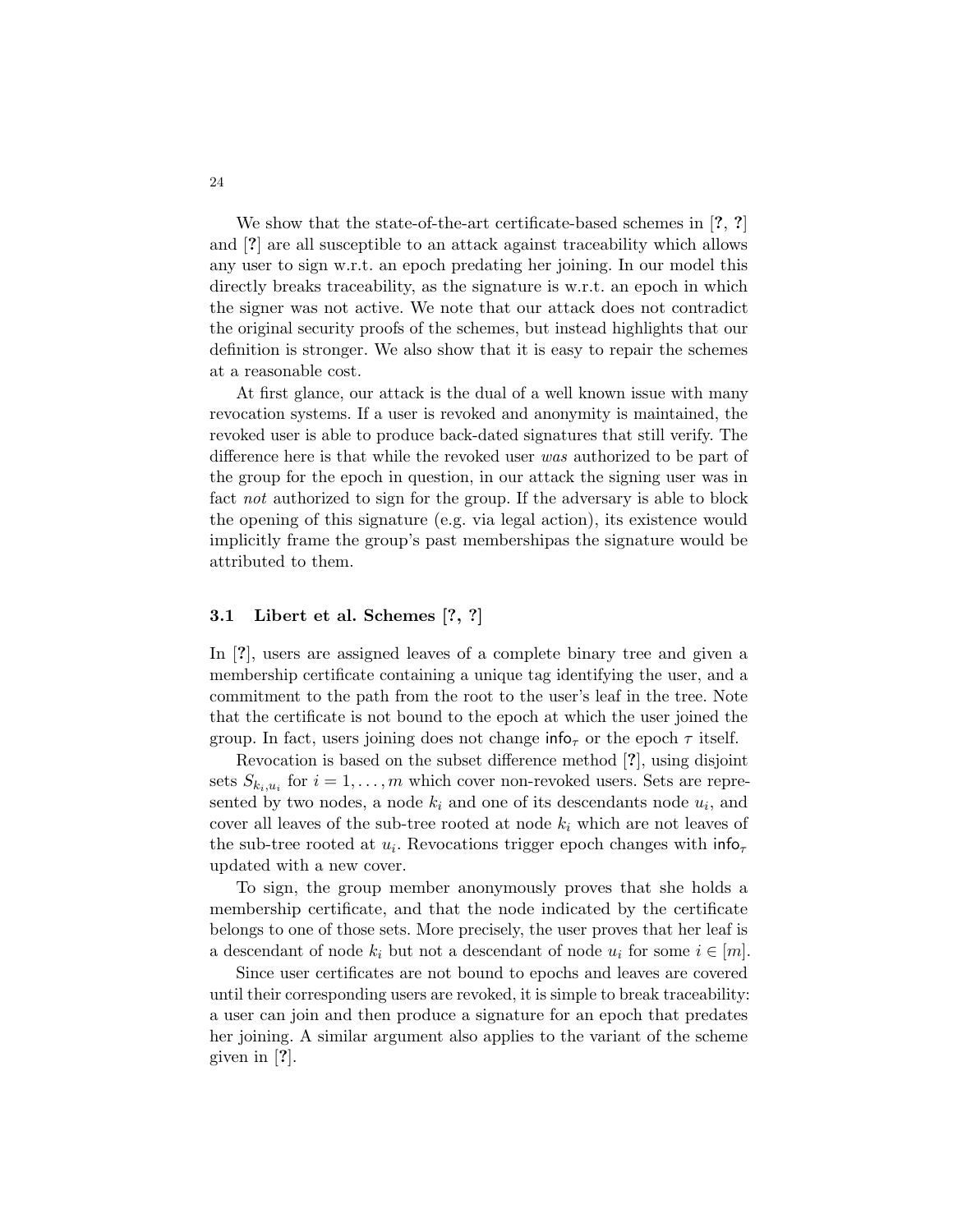We show that the state-of-the-art certificate-based schemes in [**?**, **?**] and [**?**] are all susceptible to an attack against traceability which allows any user to sign w.r.t. an epoch predating her joining. In our model this directly breaks traceability, as the signature is w.r.t. an epoch in which the signer was not active. We note that our attack does not contradict the original security proofs of the schemes, but instead highlights that our definition is stronger. We also show that it is easy to repair the schemes at a reasonable cost.

At first glance, our attack is the dual of a well known issue with many revocation systems. If a user is revoked and anonymity is maintained, the revoked user is able to produce back-dated signatures that still verify. The difference here is that while the revoked user *was* authorized to be part of the group for the epoch in question, in our attack the signing user was in fact *not* authorized to sign for the group. If the adversary is able to block the opening of this signature (e.g. via legal action), its existence would implicitly frame the group's past membershipas the signature would be attributed to them.

### 3.1 Libert et al. Schemes [?, ?]

In [**?**], users are assigned leaves of a complete binary tree and given a membership certificate containing a unique tag identifying the user, and a commitment to the path from the root to the user's leaf in the tree. Note that the certificate is not bound to the epoch at which the user joined the group. In fact, users joining does not change $\mathsf{info}_\tau$ or the epoch $\tau$ itself.

Revocation is based on the subset difference method [**?**], using disjoint sets $S_{k_i,u_i}$ for $i = 1, \ldots, m$ which cover non-revoked users. Sets are represented by two nodes, a node $k_i$ and one of its descendants node $u_i$, and cover all leaves of the sub-tree rooted at node $k_i$ which are not leaves of the sub-tree rooted at $u_i$. Revocations trigger epoch changes with $\mathsf{info}_\tau$ updated with a new cover.

To sign, the group member anonymously proves that she holds a membership certificate, and that the node indicated by the certificate belongs to one of those sets. More precisely, the user proves that her leaf is a descendant of node $k_i$ but not a descendant of node $u_i$ for some $i \in [m]$.

Since user certificates are not bound to epochs and leaves are covered until their corresponding users are revoked, it is simple to break traceability: a user can join and then produce a signature for an epoch that predates her joining. A similar argument also applies to the variant of the scheme given in [**?**].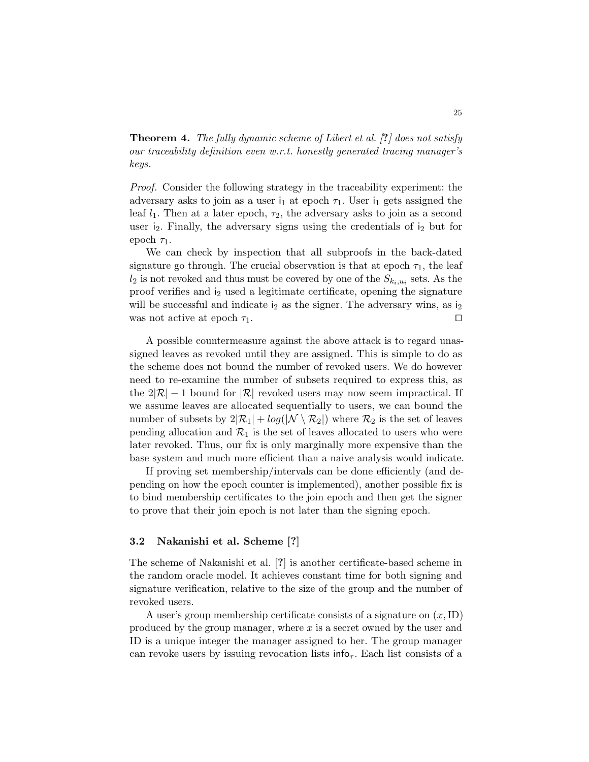**Theorem 4.** *The fully dynamic scheme of Libert et al. [?] does not satisfy our traceability definition even w.r.t. honestly generated tracing manager's keys.*

*Proof.* Consider the following strategy in the traceability experiment: the adversary asks to join as a user $\mathsf{i}_1$ at epoch $\tau_1$. User $\mathsf{i}_1$ gets assigned the leaf $l_1$. Then at a later epoch, $\tau_2$, the adversary asks to join as a second user $\mathsf{i}_2$. Finally, the adversary signs using the credentials of $\mathsf{i}_2$ but for epoch $\tau_1$.

We can check by inspection that all subproofs in the back-dated signature go through. The crucial observation is that at epoch $\tau_1$, the leaf $l_2$ is not revoked and thus must be covered by one of the $S_{k_i,u_i}$ sets. As the proof verifies and $\mathsf{i}_2$ used a legitimate certificate, opening the signature will be successful and indicate $\mathsf{i}_2$ as the signer. The adversary wins, as $\mathsf{i}_2$ was not active at epoch $\tau_1$. □

A possible countermeasure against the above attack is to regard unassigned leaves as revoked until they are assigned. This is simple to do as the scheme does not bound the number of revoked users. We do however need to re-examine the number of subsets required to express this, as the $2|\mathcal{R}| - 1$ bound for $|\mathcal{R}|$ revoked users may now seem impractical. If we assume leaves are allocated sequentially to users, we can bound the number of subsets by $2|\mathcal{R}_1| + log(|\mathcal{N} \setminus \mathcal{R}_2|)$ where $\mathcal{R}_2$ is the set of leaves pending allocation and $\mathcal{R}_1$ is the set of leaves allocated to users who were later revoked. Thus, our fix is only marginally more expensive than the base system and much more efficient than a naive analysis would indicate.

If proving set membership/intervals can be done efficiently (and depending on how the epoch counter is implemented), another possible fix is to bind membership certificates to the join epoch and then get the signer to prove that their join epoch is not later than the signing epoch.

### 3.2 Nakanishi et al. Scheme [?]

The scheme of Nakanishi et al. [?] is another certificate-based scheme in the random oracle model. It achieves constant time for both signing and signature verification, relative to the size of the group and the number of revoked users.

A user's group membership certificate consists of a signature on $(x, \mathrm{ID})$ produced by the group manager, where $x$ is a secret owned by the user and ID is a unique integer the manager assigned to her. The group manager can revoke users by issuing revocation lists $\mathsf{info}_\tau$. Each list consists of a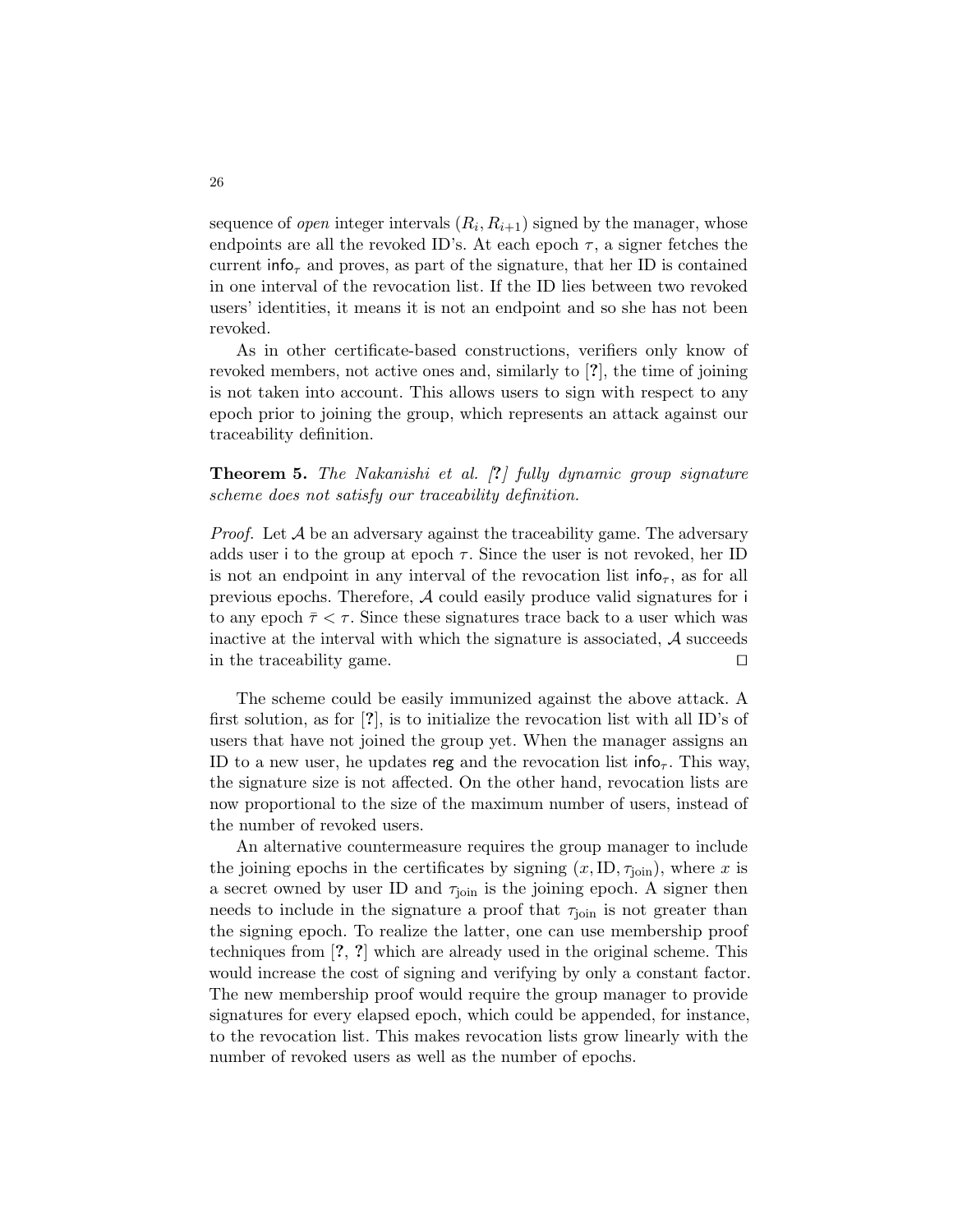sequence of *open* integer intervals $(R_i, R_{i+1})$ signed by the manager, whose endpoints are all the revoked ID's. At each epoch $\tau$, a signer fetches the current $\mathsf{info}_\tau$ and proves, as part of the signature, that her ID is contained in one interval of the revocation list. If the ID lies between two revoked users' identities, it means it is not an endpoint and so she has not been revoked.

As in other certificate-based constructions, verifiers only know of revoked members, not active ones and, similarly to [?], the time of joining is not taken into account. This allows users to sign with respect to any epoch prior to joining the group, which represents an attack against our traceability definition.

**Theorem 5.** *The Nakanishi et al. [?] fully dynamic group signature scheme does not satisfy our traceability definition.*

*Proof.* Let $\mathcal{A}$ be an adversary against the traceability game. The adversary adds user $\mathsf{i}$ to the group at epoch $\tau$. Since the user is not revoked, her ID is not an endpoint in any interval of the revocation list $\mathsf{info}_\tau$, as for all previous epochs. Therefore, $\mathcal{A}$ could easily produce valid signatures for $\mathsf{i}$ to any epoch $\bar{\tau} < \tau$. Since these signatures trace back to a user which was inactive at the interval with which the signature is associated, $\mathcal{A}$ succeeds in the traceability game. □

The scheme could be easily immunized against the above attack. A first solution, as for [?], is to initialize the revocation list with all ID's of users that have not joined the group yet. When the manager assigns an ID to a new user, he updates $\mathsf{reg}$ and the revocation list $\mathsf{info}_\tau$. This way, the signature size is not affected. On the other hand, revocation lists are now proportional to the size of the maximum number of users, instead of the number of revoked users.

An alternative countermeasure requires the group manager to include the joining epochs in the certificates by signing $(x, \mathrm{ID}, \tau_{\mathrm{join}})$, where $x$ is a secret owned by user ID and $\tau_{\mathrm{join}}$ is the joining epoch. A signer then needs to include in the signature a proof that $\tau_{\mathrm{join}}$ is not greater than the signing epoch. To realize the latter, one can use membership proof techniques from [?, ?] which are already used in the original scheme. This would increase the cost of signing and verifying by only a constant factor. The new membership proof would require the group manager to provide signatures for every elapsed epoch, which could be appended, for instance, to the revocation list. This makes revocation lists grow linearly with the number of revoked users as well as the number of epochs.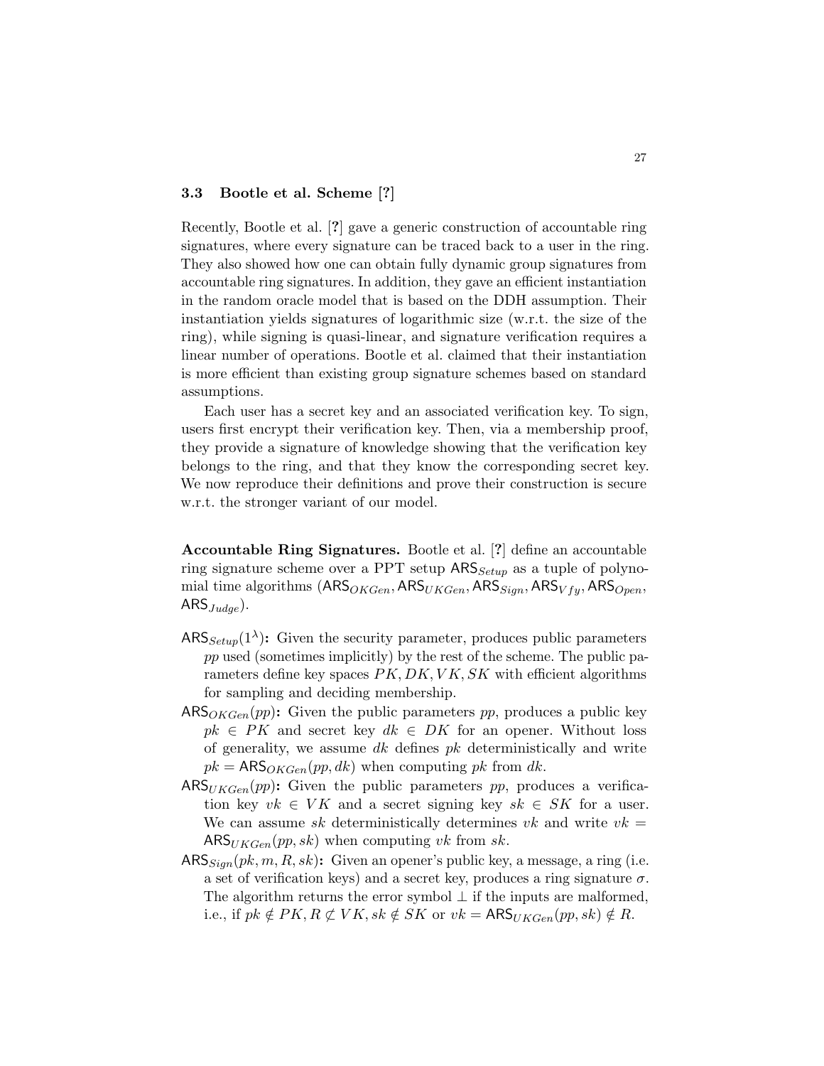### 3.3 Bootle et al. Scheme [?]

Recently, Bootle et al. [?] gave a generic construction of accountable ring signatures, where every signature can be traced back to a user in the ring. They also showed how one can obtain fully dynamic group signatures from accountable ring signatures. In addition, they gave an efficient instantiation in the random oracle model that is based on the DDH assumption. Their instantiation yields signatures of logarithmic size (w.r.t. the size of the ring), while signing is quasi-linear, and signature verification requires a linear number of operations. Bootle et al. claimed that their instantiation is more efficient than existing group signature schemes based on standard assumptions.

Each user has a secret key and an associated verification key. To sign, users first encrypt their verification key. Then, via a membership proof, they provide a signature of knowledge showing that the verification key belongs to the ring, and that they know the corresponding secret key. We now reproduce their definitions and prove their construction is secure w.r.t. the stronger variant of our model.

**Accountable Ring Signatures.** Bootle et al. [?] define an accountable ring signature scheme over a PPT setup $\mathsf{ARS}_{Setup}$ as a tuple of polynomial time algorithms $(\mathsf{ARS}_{OKGen}, \mathsf{ARS}_{UKGen}, \mathsf{ARS}_{Sign}, \mathsf{ARS}_{Vfy}, \mathsf{ARS}_{Open}, \mathsf{ARS}_{Judge})$.

- $\mathsf{ARS}_{Setup}(1^\lambda)$**:** Given the security parameter, produces public parameters $pp$ used (sometimes implicitly) by the rest of the scheme. The public parameters define key spaces $PK, DK, VK, SK$ with efficient algorithms for sampling and deciding membership.
- $\mathsf{ARS}_{OKGen}(pp)$**:** Given the public parameters $pp$, produces a public key $pk \in PK$ and secret key $dk \in DK$ for an opener. Without loss of generality, we assume $dk$ defines $pk$ deterministically and write $pk = \mathsf{ARS}_{OKGen}(pp, dk)$ when computing $pk$ from $dk$.
- $\mathsf{ARS}_{UKGen}(pp)$**:** Given the public parameters $pp$, produces a verification key $vk \in VK$ and a secret signing key $sk \in SK$ for a user. We can assume $sk$ deterministically determines $vk$ and write $vk = \mathsf{ARS}_{UKGen}(pp, sk)$ when computing $vk$ from $sk$.
- $\mathsf{ARS}_{Sign}(pk, m, R, sk)$**:** Given an opener's public key, a message, a ring (i.e. a set of verification keys) and a secret key, produces a ring signature $\sigma$. The algorithm returns the error symbol $\perp$ if the inputs are malformed, i.e., if $pk \notin PK, R \not\subset VK, sk \notin SK$ or $vk = \mathsf{ARS}_{UKGen}(pp, sk) \notin R$.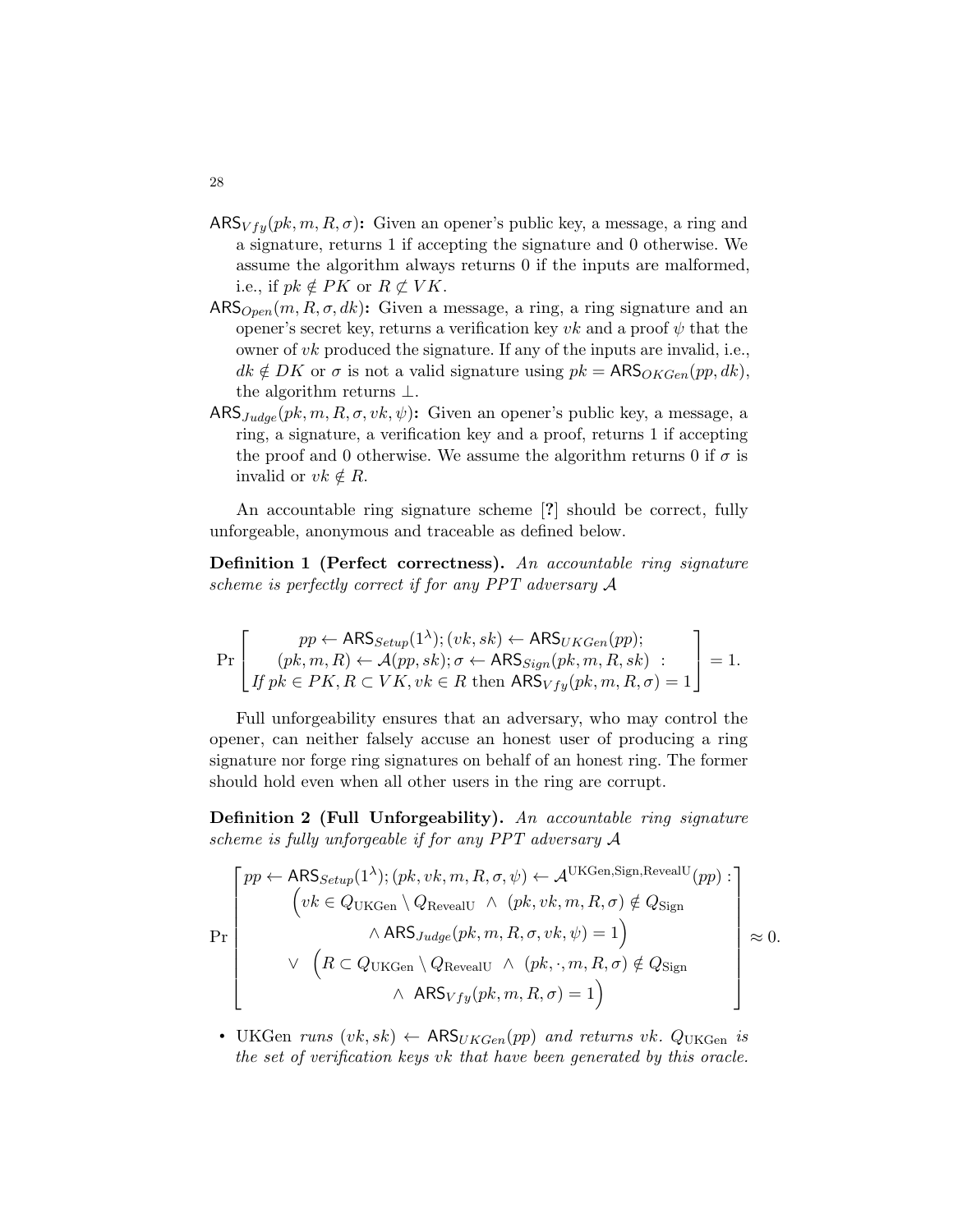$\mathsf{ARS}_{Vfy}(pk, m, R, \sigma)$**:** Given an opener's public key, a message, a ring and a signature, returns 1 if accepting the signature and 0 otherwise. We assume the algorithm always returns 0 if the inputs are malformed, i.e., if $pk \notin PK$ or $R \not\subset VK$.

$\mathsf{ARS}_{Open}(m, R, \sigma, dk)$**:** Given a message, a ring, a ring signature and an opener's secret key, returns a verification key $vk$ and a proof $\psi$ that the owner of $vk$ produced the signature. If any of the inputs are invalid, i.e., $dk \notin DK$ or $\sigma$ is not a valid signature using $pk = \mathsf{ARS}_{OKGen}(pp, dk)$, the algorithm returns $\perp$.

$\mathsf{ARS}_{Judge}(pk, m, R, \sigma, vk, \psi)$**:** Given an opener's public key, a message, a ring, a signature, a verification key and a proof, returns 1 if accepting the proof and 0 otherwise. We assume the algorithm returns 0 if $\sigma$ is invalid or $vk \notin R$.

An accountable ring signature scheme [**?**] should be correct, fully unforgeable, anonymous and traceable as defined below.

**Definition 1 (Perfect correctness).** *An accountable ring signature scheme is perfectly correct if for any PPT adversary $\mathcal{A}$*

$$
\Pr\left[\begin{array}{c} pp \leftarrow \mathsf{ARS}_{Setup}(1^\lambda); (vk, sk) \leftarrow \mathsf{ARS}_{UKGen}(pp); \\ (pk, m, R) \leftarrow \mathcal{A}(pp, sk); \sigma \leftarrow \mathsf{ARS}_{Sign}(pk, m, R, sk) \;: \\ \text{If } pk \in PK, R \subset VK, vk \in R \text{ then } \mathsf{ARS}_{Vfy}(pk, m, R, \sigma) = 1 \end{array}\right] = 1.
$$

Full unforgeability ensures that an adversary, who may control the opener, can neither falsely accuse an honest user of producing a ring signature nor forge ring signatures on behalf of an honest ring. The former should hold even when all other users in the ring are corrupt.

**Definition 2 (Full Unforgeability).** *An accountable ring signature scheme is fully unforgeable if for any PPT adversary $\mathcal{A}$*

$$
\Pr\left[\begin{array}{c} pp \leftarrow \mathsf{ARS}_{Setup}(1^\lambda); (pk, vk, m, R, \sigma, \psi) \leftarrow \mathcal{A}^{\text{UKGen,Sign,RevealU}}(pp) : \\ \Big(vk \in Q_{\text{UKGen}} \setminus Q_{\text{RevealU}} \;\wedge\; (pk, vk, m, R, \sigma) \notin Q_{\text{Sign}} \\ \wedge\, \mathsf{ARS}_{Judge}(pk, m, R, \sigma, vk, \psi) = 1\Big) \\ \vee \;\; \Big(R \subset Q_{\text{UKGen}} \setminus Q_{\text{RevealU}} \;\wedge\; (pk, \cdot, m, R, \sigma) \notin Q_{\text{Sign}} \\ \wedge\;\; \mathsf{ARS}_{Vfy}(pk, m, R, \sigma) = 1\Big) \end{array}\right] \approx 0.
$$

- UKGen *runs $(vk, sk) \leftarrow \mathsf{ARS}_{UKGen}(pp)$ and returns $vk$. $Q_{\text{UKGen}}$ is the set of verification keys $vk$ that have been generated by this oracle.*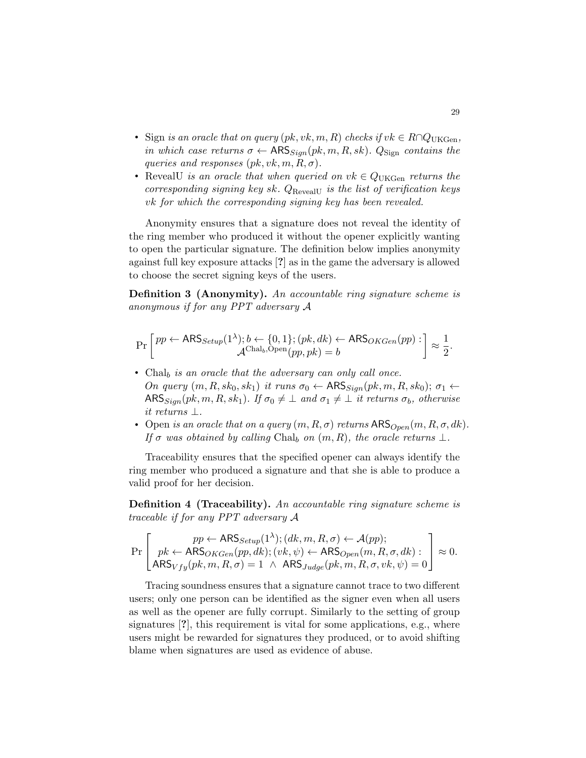- Sign *is an oracle that on query* $(pk, vk, m, R)$ *checks if* $vk \in R \cap Q_{\text{UKGen}}$*, in which case returns* $\sigma \leftarrow \mathsf{ARS}_{Sign}(pk, m, R, sk)$*.* $Q_{\text{Sign}}$ *contains the queries and responses* $(pk, vk, m, R, \sigma)$*.*
- RevealU *is an oracle that when queried on* $vk \in Q_{\text{UKGen}}$ *returns the corresponding signing key* $sk$*.* $Q_{\text{RevealU}}$ *is the list of verification keys* $vk$ *for which the corresponding signing key has been revealed.*

Anonymity ensures that a signature does not reveal the identity of the ring member who produced it without the opener explicitly wanting to open the particular signature. The definition below implies anonymity against full key exposure attacks [?] as in the game the adversary is allowed to choose the secret signing keys of the users.

**Definition 3 (Anonymity).** *An accountable ring signature scheme is anonymous if for any PPT adversary* $\mathcal{A}$

$$\Pr\left[\begin{array}{c} pp \leftarrow \mathsf{ARS}_{Setup}(1^\lambda); b \leftarrow \{0,1\}; (pk, dk) \leftarrow \mathsf{ARS}_{OKGen}(pp) : \\ \mathcal{A}^{\text{Chal}_b, \text{Open}}(pp, pk) = b \end{array}\right] \approx \frac{1}{2}.$$

- $\text{Chal}_b$ *is an oracle that the adversary can only call once. On query* $(m, R, sk_0, sk_1)$ *it runs* $\sigma_0 \leftarrow \mathsf{ARS}_{Sign}(pk, m, R, sk_0)$*;* $\sigma_1 \leftarrow \mathsf{ARS}_{Sign}(pk, m, R, sk_1)$*. If* $\sigma_0 \neq \perp$ *and* $\sigma_1 \neq \perp$ *it returns* $\sigma_b$*, otherwise it returns* $\perp$*.*
- Open *is an oracle that on a query* $(m, R, \sigma)$ *returns* $\mathsf{ARS}_{Open}(m, R, \sigma, dk)$*. If* $\sigma$ *was obtained by calling* $\text{Chal}_b$ *on* $(m, R)$*, the oracle returns* $\perp$*.*

Traceability ensures that the specified opener can always identify the ring member who produced a signature and that she is able to produce a valid proof for her decision.

**Definition 4 (Traceability).** *An accountable ring signature scheme is traceable if for any PPT adversary* $\mathcal{A}$

$$\Pr\left[\begin{array}{c} pp \leftarrow \mathsf{ARS}_{Setup}(1^\lambda); (dk, m, R, \sigma) \leftarrow \mathcal{A}(pp); \\ pk \leftarrow \mathsf{ARS}_{OKGen}(pp, dk); (vk, \psi) \leftarrow \mathsf{ARS}_{Open}(m, R, \sigma, dk) : \\ \mathsf{ARS}_{Vfy}(pk, m, R, \sigma) = 1 \ \wedge \ \mathsf{ARS}_{Judge}(pk, m, R, \sigma, vk, \psi) = 0 \end{array}\right] \approx 0.$$

Tracing soundness ensures that a signature cannot trace to two different users; only one person can be identified as the signer even when all users as well as the opener are fully corrupt. Similarly to the setting of group signatures [?], this requirement is vital for some applications, e.g., where users might be rewarded for signatures they produced, or to avoid shifting blame when signatures are used as evidence of abuse.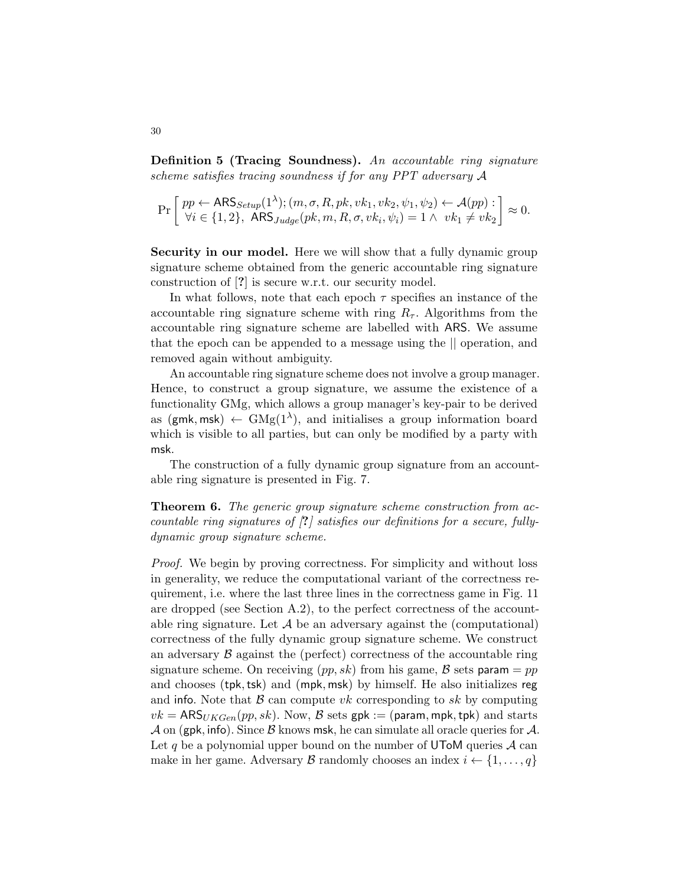**Definition 5 (Tracing Soundness).** *An accountable ring signature scheme satisfies tracing soundness if for any PPT adversary $\mathcal{A}$*

$$\Pr\left[\begin{array}{l} pp \leftarrow \mathsf{ARS}_{Setup}(1^\lambda); (m, \sigma, R, pk, vk_1, vk_2, \psi_1, \psi_2) \leftarrow \mathcal{A}(pp): \\ \forall i \in \{1,2\},\ \mathsf{ARS}_{Judge}(pk, m, R, \sigma, vk_i, \psi_i) = 1 \wedge\ vk_1 \neq vk_2 \end{array}\right] \approx 0.$$

**Security in our model.** Here we will show that a fully dynamic group signature scheme obtained from the generic accountable ring signature construction of [**?**] is secure w.r.t. our security model.

In what follows, note that each epoch $\tau$ specifies an instance of the accountable ring signature scheme with ring $R_\tau$. Algorithms from the accountable ring signature scheme are labelled with ARS. We assume that the epoch can be appended to a message using the || operation, and removed again without ambiguity.

An accountable ring signature scheme does not involve a group manager. Hence, to construct a group signature, we assume the existence of a functionality GMg, which allows a group manager's key-pair to be derived as $(\mathsf{gmk}, \mathsf{msk}) \leftarrow \mathrm{GMg}(1^\lambda)$, and initialises a group information board which is visible to all parties, but can only be modified by a party with msk.

The construction of a fully dynamic group signature from an accountable ring signature is presented in Fig. 7.

**Theorem 6.** *The generic group signature scheme construction from accountable ring signatures of [**?**] satisfies our definitions for a secure, fully-dynamic group signature scheme.*

*Proof.* We begin by proving correctness. For simplicity and without loss in generality, we reduce the computational variant of the correctness requirement, i.e. where the last three lines in the correctness game in Fig. 11 are dropped (see Section A.2), to the perfect correctness of the accountable ring signature. Let $\mathcal{A}$ be an adversary against the (computational) correctness of the fully dynamic group signature scheme. We construct an adversary $\mathcal{B}$ against the (perfect) correctness of the accountable ring signature scheme. On receiving $(pp, sk)$ from his game, $\mathcal{B}$ sets $\mathsf{param} = pp$ and chooses $(\mathsf{tpk}, \mathsf{tsk})$ and $(\mathsf{mpk}, \mathsf{msk})$ by himself. He also initializes reg and info. Note that $\mathcal{B}$ can compute $vk$ corresponding to $sk$ by computing $vk = \mathsf{ARS}_{UKGen}(pp, sk)$. Now, $\mathcal{B}$ sets $\mathsf{gpk} := (\mathsf{param}, \mathsf{mpk}, \mathsf{tpk})$ and starts $\mathcal{A}$ on $(\mathsf{gpk}, \mathsf{info})$. Since $\mathcal{B}$ knows msk, he can simulate all oracle queries for $\mathcal{A}$. Let $q$ be a polynomial upper bound on the number of UToM queries $\mathcal{A}$ can make in her game. Adversary $\mathcal{B}$ randomly chooses an index $i \leftarrow \{1, \ldots, q\}$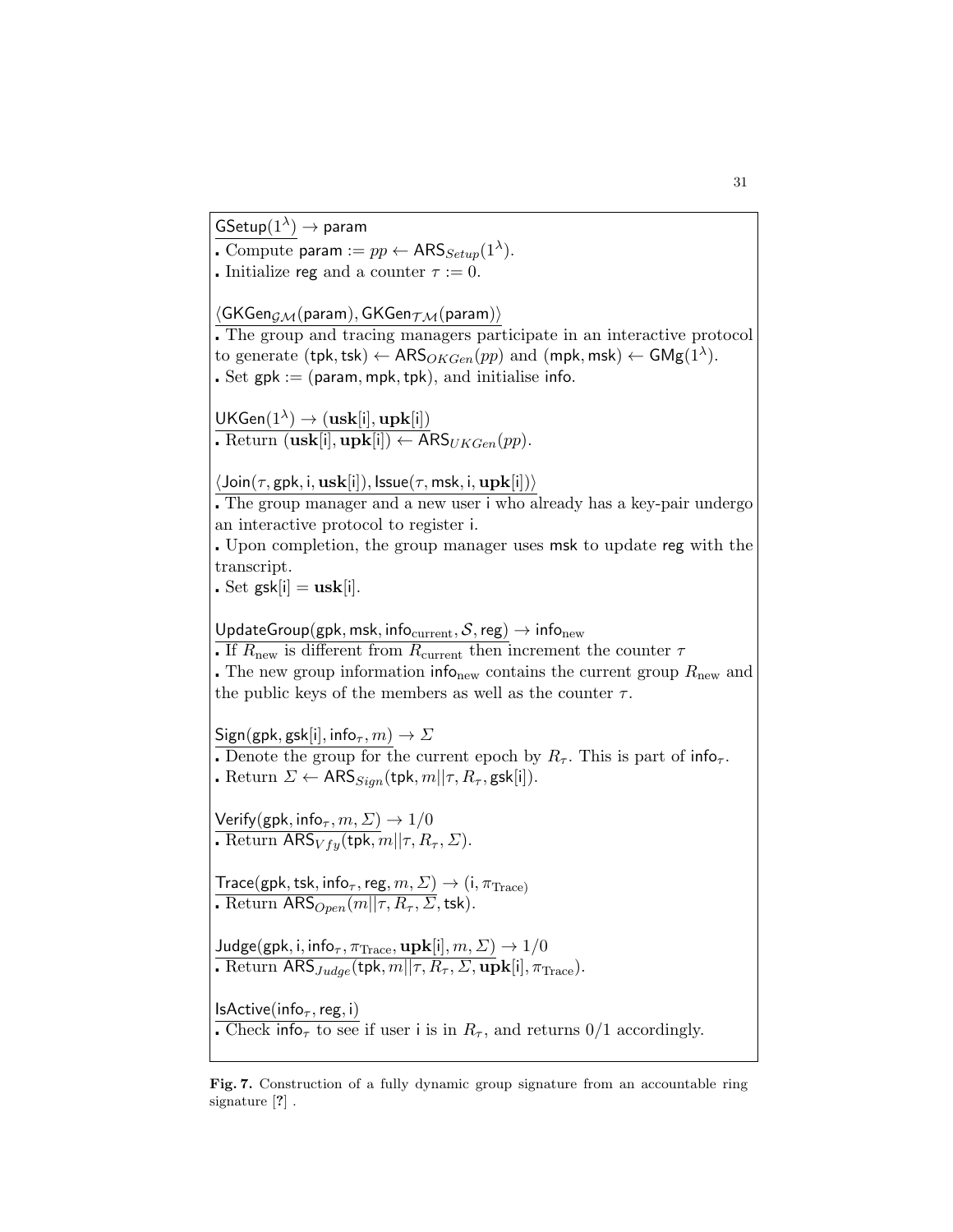$\underline{\mathsf{GSetup}(1^\lambda) \to \mathsf{param}}$

- Compute $\mathsf{param} := pp \leftarrow \mathsf{ARS}_{Setup}(1^\lambda)$.
- Initialize $\mathsf{reg}$ and a counter $\tau := 0$.

$\underline{\langle \mathsf{GKGen}_{\mathcal{GM}}(\mathsf{param}), \mathsf{GKGen}_{\mathcal{TM}}(\mathsf{param}) \rangle}$

- The group and tracing managers participate in an interactive protocol to generate $(\mathsf{tpk}, \mathsf{tsk}) \leftarrow \mathsf{ARS}_{OKGen}(pp)$ and $(\mathsf{mpk}, \mathsf{msk}) \leftarrow \mathsf{GMg}(1^\lambda)$.
- Set $\mathsf{gpk} := (\mathsf{param}, \mathsf{mpk}, \mathsf{tpk})$, and initialise $\mathsf{info}$.

$\underline{\mathsf{UKGen}(1^\lambda) \to (\mathbf{usk}[\mathsf{i}], \mathbf{upk}[\mathsf{i}])}$

- Return $(\mathbf{usk}[\mathsf{i}], \mathbf{upk}[\mathsf{i}]) \leftarrow \mathsf{ARS}_{UKGen}(pp)$.

$\underline{\langle \mathsf{Join}(\tau, \mathsf{gpk}, \mathsf{i}, \mathbf{usk}[\mathsf{i}]), \mathsf{Issue}(\tau, \mathsf{msk}, \mathsf{i}, \mathbf{upk}[\mathsf{i}]) \rangle}$

- The group manager and a new user $\mathsf{i}$ who already has a key-pair undergo an interactive protocol to register $\mathsf{i}$.
- Upon completion, the group manager uses $\mathsf{msk}$ to update $\mathsf{reg}$ with the transcript.
- Set $\mathsf{gsk}[\mathsf{i}] = \mathbf{usk}[\mathsf{i}]$.

$\underline{\mathsf{UpdateGroup}(\mathsf{gpk}, \mathsf{msk}, \mathsf{info}_{\text{current}}, \mathcal{S}, \mathsf{reg}) \to \mathsf{info}_{\text{new}}}$

- If $R_{\text{new}}$ is different from $R_{\text{current}}$ then increment the counter $\tau$
- The new group information $\mathsf{info}_{\text{new}}$ contains the current group $R_{\text{new}}$ and the public keys of the members as well as the counter $\tau$.

$\underline{\mathsf{Sign}(\mathsf{gpk}, \mathsf{gsk}[\mathsf{i}], \mathsf{info}_\tau, m) \to \Sigma}$

- Denote the group for the current epoch by $R_\tau$. This is part of $\mathsf{info}_\tau$.
- Return $\Sigma \leftarrow \mathsf{ARS}_{Sign}(\mathsf{tpk}, m||\tau, R_\tau, \mathsf{gsk}[\mathsf{i}])$.

$\underline{\mathsf{Verify}(\mathsf{gpk}, \mathsf{info}_\tau, m, \Sigma) \to 1/0}$

- Return $\mathsf{ARS}_{Vfy}(\mathsf{tpk}, m||\tau, R_\tau, \Sigma)$.

$\underline{\mathsf{Trace}(\mathsf{gpk}, \mathsf{tsk}, \mathsf{info}_\tau, \mathsf{reg}, m, \Sigma) \to (\mathsf{i}, \pi_{\text{Trace}})}$

- Return $\mathsf{ARS}_{Open}(m||\tau, R_\tau, \Sigma, \mathsf{tsk})$.

$\underline{\mathsf{Judge}(\mathsf{gpk}, \mathsf{i}, \mathsf{info}_\tau, \pi_{\text{Trace}}, \mathbf{upk}[\mathsf{i}], m, \Sigma) \to 1/0}$

- Return $\mathsf{ARS}_{Judge}(\mathsf{tpk}, m||\tau, R_\tau, \Sigma, \mathbf{upk}[\mathsf{i}], \pi_{\text{Trace}})$.

$\underline{\mathsf{IsActive}(\mathsf{info}_\tau, \mathsf{reg}, \mathsf{i})}$

- Check $\mathsf{info}_\tau$ to see if user $\mathsf{i}$ is in $R_\tau$, and returns $0/1$ accordingly.

**Fig. 7.** Construction of a fully dynamic group signature from an accountable ring signature [?] .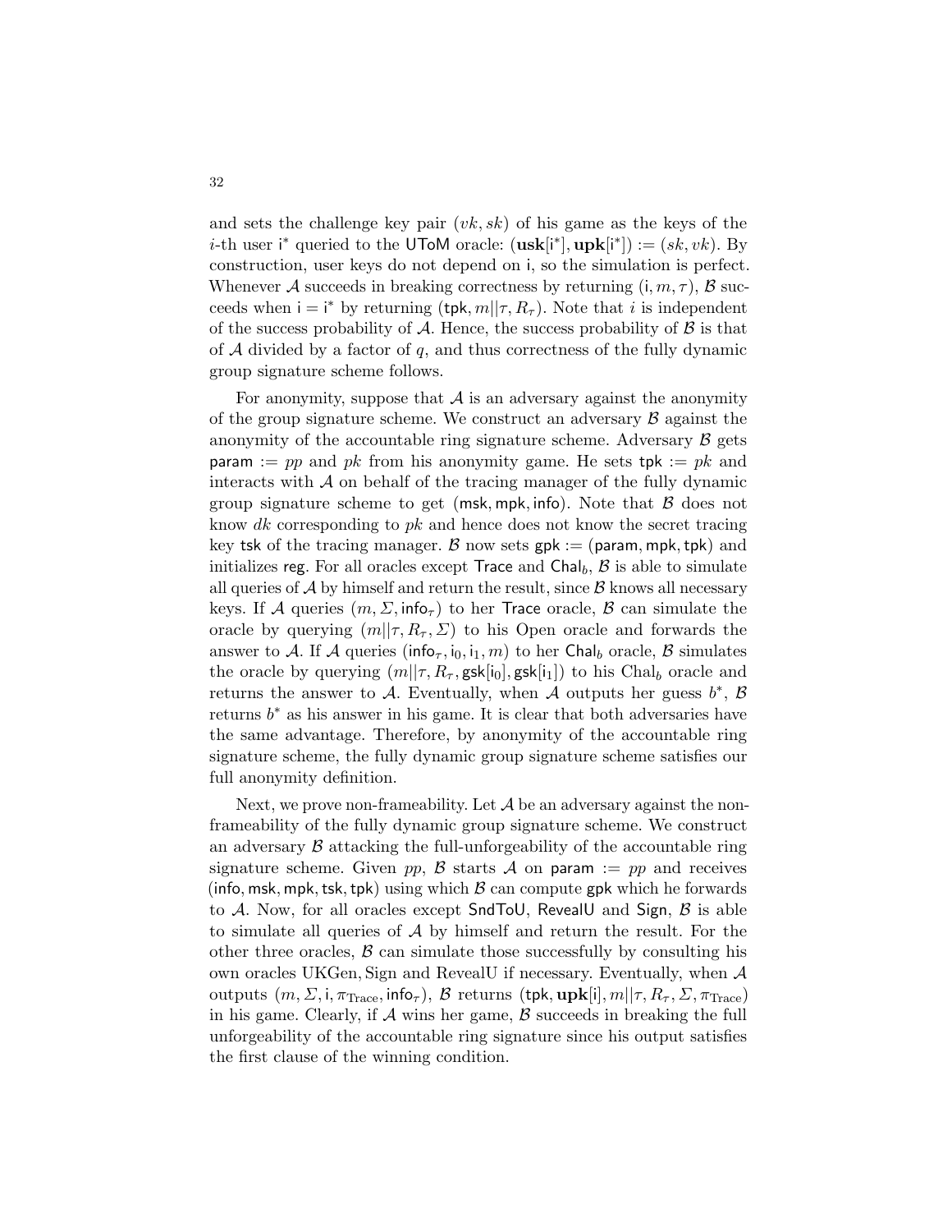and sets the challenge key pair $(vk, sk)$ of his game as the keys of the $i$-th user $\mathsf{i}^*$ queried to the $\mathsf{UToM}$ oracle: $(\mathbf{usk}[\mathsf{i}^*], \mathbf{upk}[\mathsf{i}^*]) := (sk, vk)$. By construction, user keys do not depend on $\mathsf{i}$, so the simulation is perfect. Whenever $\mathcal{A}$ succeeds in breaking correctness by returning $(\mathsf{i}, m, \tau)$, $\mathcal{B}$ succeeds when $\mathsf{i} = \mathsf{i}^*$ by returning $(\mathsf{tpk}, m||\tau, R_\tau)$. Note that $i$ is independent of the success probability of $\mathcal{A}$. Hence, the success probability of $\mathcal{B}$ is that of $\mathcal{A}$ divided by a factor of $q$, and thus correctness of the fully dynamic group signature scheme follows.

For anonymity, suppose that $\mathcal{A}$ is an adversary against the anonymity of the group signature scheme. We construct an adversary $\mathcal{B}$ against the anonymity of the accountable ring signature scheme. Adversary $\mathcal{B}$ gets $\mathsf{param} := pp$ and $pk$ from his anonymity game. He sets $\mathsf{tpk} := pk$ and interacts with $\mathcal{A}$ on behalf of the tracing manager of the fully dynamic group signature scheme to get $(\mathsf{msk}, \mathsf{mpk}, \mathsf{info})$. Note that $\mathcal{B}$ does not know $dk$ corresponding to $pk$ and hence does not know the secret tracing key $\mathsf{tsk}$ of the tracing manager. $\mathcal{B}$ now sets $\mathsf{gpk} := (\mathsf{param}, \mathsf{mpk}, \mathsf{tpk})$ and initializes $\mathsf{reg}$. For all oracles except $\mathsf{Trace}$ and $\mathsf{Chal}_b$, $\mathcal{B}$ is able to simulate all queries of $\mathcal{A}$ by himself and return the result, since $\mathcal{B}$ knows all necessary keys. If $\mathcal{A}$ queries $(m, \Sigma, \mathsf{info}_\tau)$ to her $\mathsf{Trace}$ oracle, $\mathcal{B}$ can simulate the oracle by querying $(m||\tau, R_\tau, \Sigma)$ to his Open oracle and forwards the answer to $\mathcal{A}$. If $\mathcal{A}$ queries $(\mathsf{info}_\tau, \mathsf{i}_0, \mathsf{i}_1, m)$ to her $\mathsf{Chal}_b$ oracle, $\mathcal{B}$ simulates the oracle by querying $(m||\tau, R_\tau, \mathsf{gsk}[\mathsf{i}_0], \mathsf{gsk}[\mathsf{i}_1])$ to his $\mathrm{Chal}_b$ oracle and returns the answer to $\mathcal{A}$. Eventually, when $\mathcal{A}$ outputs her guess $b^*$, $\mathcal{B}$ returns $b^*$ as his answer in his game. It is clear that both adversaries have the same advantage. Therefore, by anonymity of the accountable ring signature scheme, the fully dynamic group signature scheme satisfies our full anonymity definition.

Next, we prove non-frameability. Let $\mathcal{A}$ be an adversary against the non-frameability of the fully dynamic group signature scheme. We construct an adversary $\mathcal{B}$ attacking the full-unforgeability of the accountable ring signature scheme. Given $pp$, $\mathcal{B}$ starts $\mathcal{A}$ on $\mathsf{param} := pp$ and receives $(\mathsf{info}, \mathsf{msk}, \mathsf{mpk}, \mathsf{tsk}, \mathsf{tpk})$ using which $\mathcal{B}$ can compute $\mathsf{gpk}$ which he forwards to $\mathcal{A}$. Now, for all oracles except $\mathsf{SndToU}$, $\mathsf{RevealU}$ and $\mathsf{Sign}$, $\mathcal{B}$ is able to simulate all queries of $\mathcal{A}$ by himself and return the result. For the other three oracles, $\mathcal{B}$ can simulate those successfully by consulting his own oracles UKGen, Sign and RevealU if necessary. Eventually, when $\mathcal{A}$ outputs $(m, \Sigma, \mathsf{i}, \pi_{\mathrm{Trace}}, \mathsf{info}_\tau)$, $\mathcal{B}$ returns $(\mathsf{tpk}, \mathbf{upk}[\mathsf{i}], m||\tau, R_\tau, \Sigma, \pi_{\mathrm{Trace}})$ in his game. Clearly, if $\mathcal{A}$ wins her game, $\mathcal{B}$ succeeds in breaking the full unforgeability of the accountable ring signature since his output satisfies the first clause of the winning condition.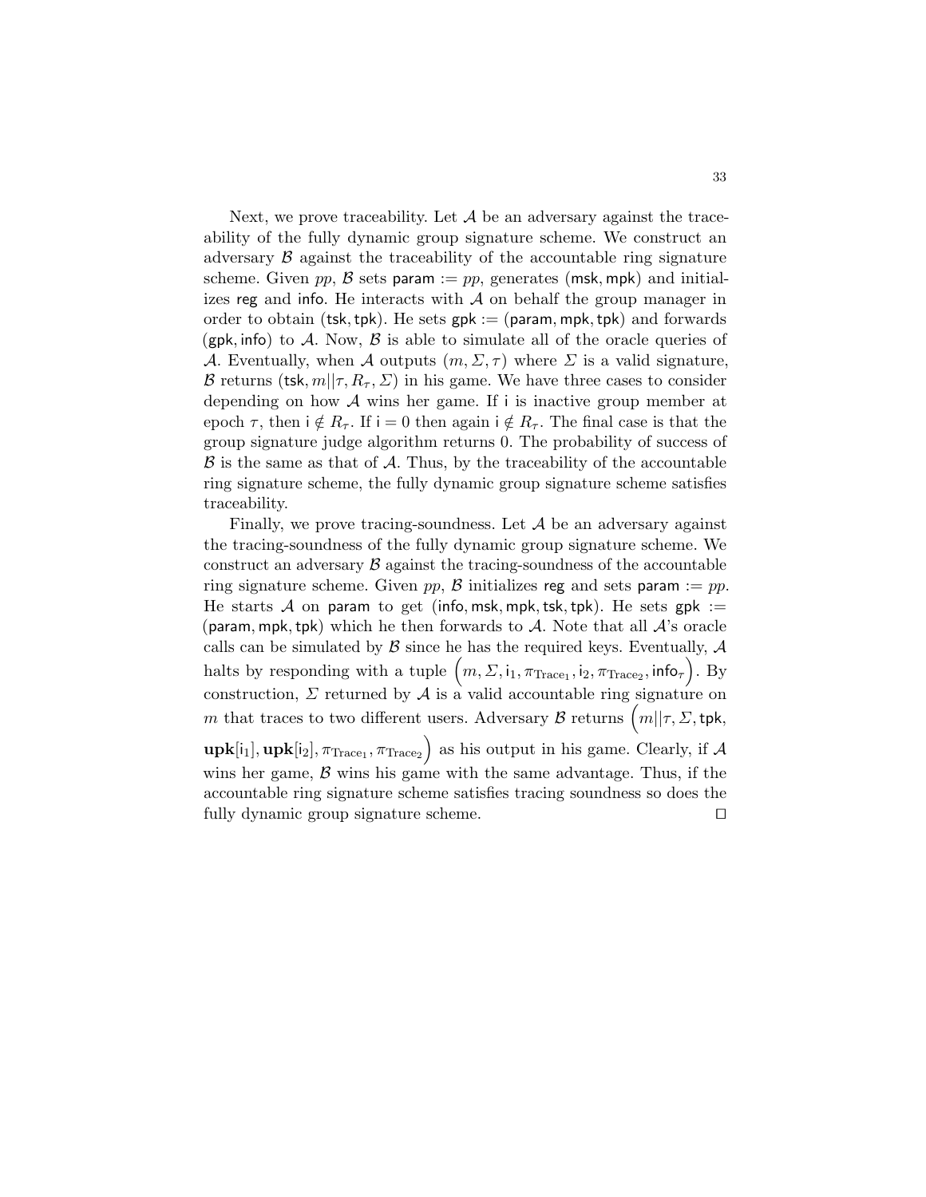Next, we prove traceability. Let $\mathcal{A}$ be an adversary against the traceability of the fully dynamic group signature scheme. We construct an adversary $\mathcal{B}$ against the traceability of the accountable ring signature scheme. Given $pp$, $\mathcal{B}$ sets $\mathsf{param} := pp$, generates $(\mathsf{msk}, \mathsf{mpk})$ and initializes $\mathsf{reg}$ and $\mathsf{info}$. He interacts with $\mathcal{A}$ on behalf the group manager in order to obtain $(\mathsf{tsk}, \mathsf{tpk})$. He sets $\mathsf{gpk} := (\mathsf{param}, \mathsf{mpk}, \mathsf{tpk})$ and forwards $(\mathsf{gpk}, \mathsf{info})$ to $\mathcal{A}$. Now, $\mathcal{B}$ is able to simulate all of the oracle queries of $\mathcal{A}$. Eventually, when $\mathcal{A}$ outputs $(m, \Sigma, \tau)$ where $\Sigma$ is a valid signature, $\mathcal{B}$ returns $(\mathsf{tsk}, m||\tau, R_\tau, \Sigma)$ in his game. We have three cases to consider depending on how $\mathcal{A}$ wins her game. If $\mathsf{i}$ is inactive group member at epoch $\tau$, then $\mathsf{i} \notin R_\tau$. If $\mathsf{i} = 0$ then again $\mathsf{i} \notin R_\tau$. The final case is that the group signature judge algorithm returns 0. The probability of success of $\mathcal{B}$ is the same as that of $\mathcal{A}$. Thus, by the traceability of the accountable ring signature scheme, the fully dynamic group signature scheme satisfies traceability.

Finally, we prove tracing-soundness. Let $\mathcal{A}$ be an adversary against the tracing-soundness of the fully dynamic group signature scheme. We construct an adversary $\mathcal{B}$ against the tracing-soundness of the accountable ring signature scheme. Given $pp$, $\mathcal{B}$ initializes $\mathsf{reg}$ and sets $\mathsf{param} := pp$. He starts $\mathcal{A}$ on $\mathsf{param}$ to get $(\mathsf{info}, \mathsf{msk}, \mathsf{mpk}, \mathsf{tsk}, \mathsf{tpk})$. He sets $\mathsf{gpk} := (\mathsf{param}, \mathsf{mpk}, \mathsf{tpk})$ which he then forwards to $\mathcal{A}$. Note that all $\mathcal{A}$'s oracle calls can be simulated by $\mathcal{B}$ since he has the required keys. Eventually, $\mathcal{A}$ halts by responding with a tuple $\left(m, \Sigma, \mathsf{i}_1, \pi_{\mathrm{Trace}_1}, \mathsf{i}_2, \pi_{\mathrm{Trace}_2}, \mathsf{info}_\tau\right)$. By construction, $\Sigma$ returned by $\mathcal{A}$ is a valid accountable ring signature on $m$ that traces to two different users. Adversary $\mathcal{B}$ returns $\left(m||\tau, \Sigma, \mathsf{tpk}, \mathbf{upk}[\mathsf{i}_1], \mathbf{upk}[\mathsf{i}_2], \pi_{\mathrm{Trace}_1}, \pi_{\mathrm{Trace}_2}\right)$ as his output in his game. Clearly, if $\mathcal{A}$ wins her game, $\mathcal{B}$ wins his game with the same advantage. Thus, if the accountable ring signature scheme satisfies tracing soundness so does the fully dynamic group signature scheme. □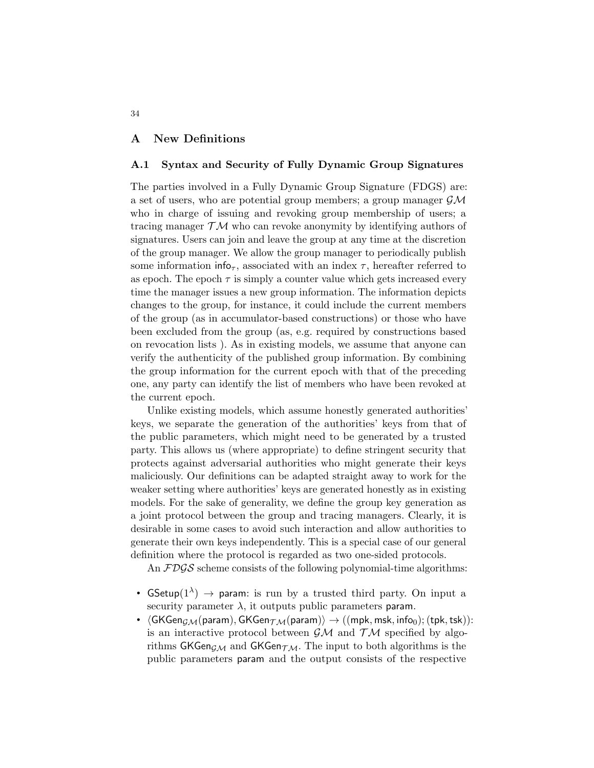# A New Definitions

## A.1 Syntax and Security of Fully Dynamic Group Signatures

The parties involved in a Fully Dynamic Group Signature (FDGS) are: a set of users, who are potential group members; a group manager $\mathcal{GM}$ who in charge of issuing and revoking group membership of users; a tracing manager $\mathcal{TM}$ who can revoke anonymity by identifying authors of signatures. Users can join and leave the group at any time at the discretion of the group manager. We allow the group manager to periodically publish some information $\mathsf{info}_\tau$, associated with an index $\tau$, hereafter referred to as epoch. The epoch $\tau$ is simply a counter value which gets increased every time the manager issues a new group information. The information depicts changes to the group, for instance, it could include the current members of the group (as in accumulator-based constructions) or those who have been excluded from the group (as, e.g. required by constructions based on revocation lists ). As in existing models, we assume that anyone can verify the authenticity of the published group information. By combining the group information for the current epoch with that of the preceding one, any party can identify the list of members who have been revoked at the current epoch.

Unlike existing models, which assume honestly generated authorities' keys, we separate the generation of the authorities' keys from that of the public parameters, which might need to be generated by a trusted party. This allows us (where appropriate) to define stringent security that protects against adversarial authorities who might generate their keys maliciously. Our definitions can be adapted straight away to work for the weaker setting where authorities' keys are generated honestly as in existing models. For the sake of generality, we define the group key generation as a joint protocol between the group and tracing managers. Clearly, it is desirable in some cases to avoid such interaction and allow authorities to generate their own keys independently. This is a special case of our general definition where the protocol is regarded as two one-sided protocols.

An $\mathcal{FDGS}$ scheme consists of the following polynomial-time algorithms:

- $\mathsf{GSetup}(1^\lambda) \rightarrow \mathsf{param}$: is run by a trusted third party. On input a security parameter $\lambda$, it outputs public parameters $\mathsf{param}$.
- $\langle \mathsf{GKGen}_{\mathcal{GM}}(\mathsf{param}), \mathsf{GKGen}_{\mathcal{TM}}(\mathsf{param})\rangle \rightarrow ((\mathsf{mpk}, \mathsf{msk}, \mathsf{info}_0); (\mathsf{tpk}, \mathsf{tsk}))$: is an interactive protocol between $\mathcal{GM}$ and $\mathcal{TM}$ specified by algorithms $\mathsf{GKGen}_{\mathcal{GM}}$ and $\mathsf{GKGen}_{\mathcal{TM}}$. The input to both algorithms is the public parameters $\mathsf{param}$ and the output consists of the respective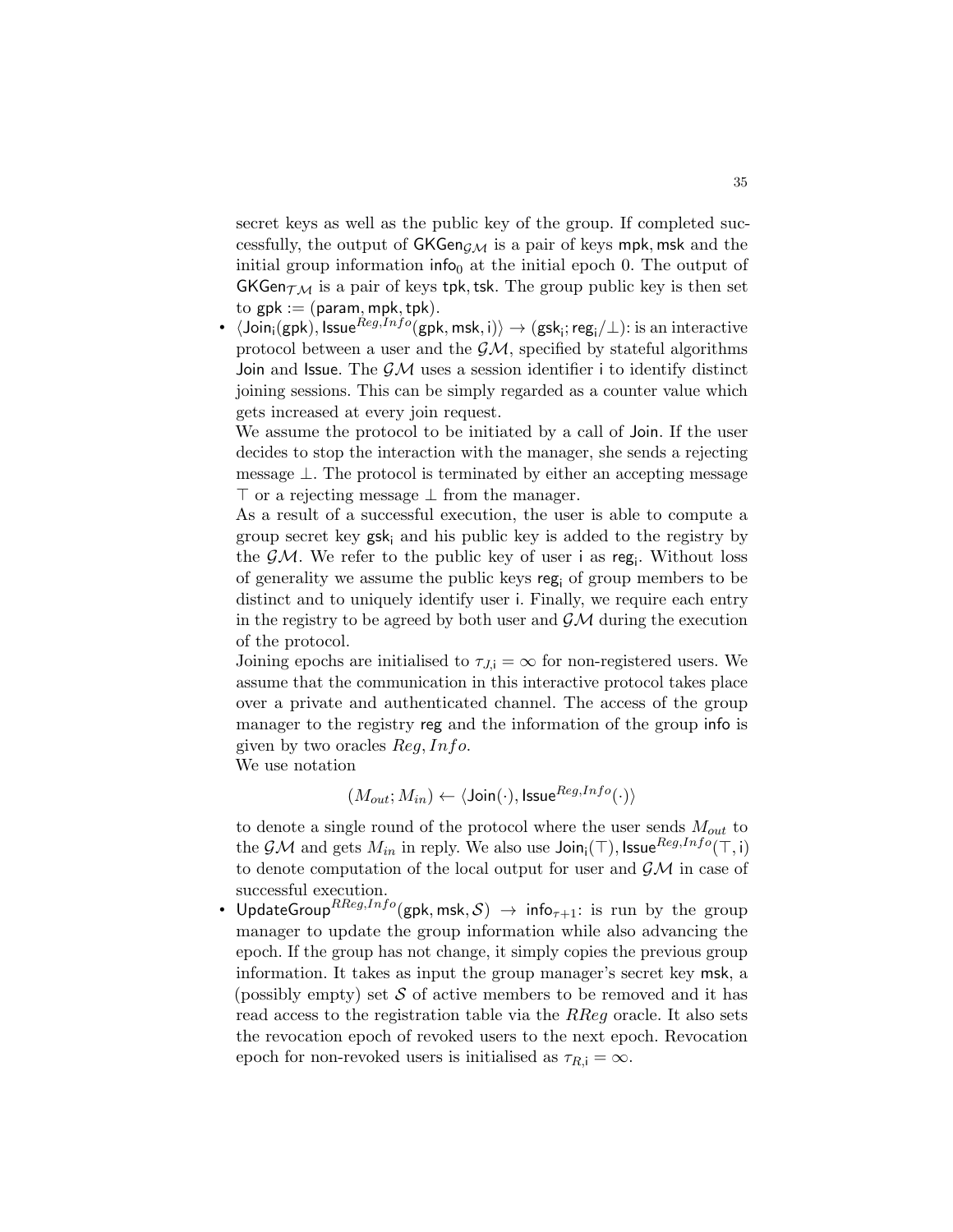secret keys as well as the public key of the group. If completed successfully, the output of $\mathsf{GKGen}_{\mathcal{GM}}$ is a pair of keys $\mathsf{mpk}, \mathsf{msk}$ and the initial group information $\mathsf{info}_0$ at the initial epoch 0. The output of $\mathsf{GKGen}_{\mathcal{TM}}$ is a pair of keys $\mathsf{tpk}, \mathsf{tsk}$. The group public key is then set to $\mathsf{gpk} := (\mathsf{param}, \mathsf{mpk}, \mathsf{tpk})$.

- $\langle \mathsf{Join}_{\mathsf{i}}(\mathsf{gpk}), \mathsf{Issue}^{Reg,Info}(\mathsf{gpk}, \mathsf{msk}, \mathsf{i})\rangle \rightarrow (\mathsf{gsk}_{\mathsf{i}}; \mathsf{reg}_{\mathsf{i}}/\bot)$: is an interactive protocol between a user and the $\mathcal{GM}$, specified by stateful algorithms Join and Issue. The $\mathcal{GM}$ uses a session identifier $\mathsf{i}$ to identify distinct joining sessions. This can be simply regarded as a counter value which gets increased at every join request.
  We assume the protocol to be initiated by a call of Join. If the user decides to stop the interaction with the manager, she sends a rejecting message $\bot$. The protocol is terminated by either an accepting message $\top$ or a rejecting message $\bot$ from the manager.
  As a result of a successful execution, the user is able to compute a group secret key $\mathsf{gsk}_{\mathsf{i}}$ and his public key is added to the registry by the $\mathcal{GM}$. We refer to the public key of user $\mathsf{i}$ as $\mathsf{reg}_{\mathsf{i}}$. Without loss of generality we assume the public keys $\mathsf{reg}_{\mathsf{i}}$ of group members to be distinct and to uniquely identify user $\mathsf{i}$. Finally, we require each entry in the registry to be agreed by both user and $\mathcal{GM}$ during the execution of the protocol.
  Joining epochs are initialised to $\tau_{J,\mathsf{i}} = \infty$ for non-registered users. We assume that the communication in this interactive protocol takes place over a private and authenticated channel. The access of the group manager to the registry $\mathsf{reg}$ and the information of the group $\mathsf{info}$ is given by two oracles $Reg, Info$.
  We use notation
  $$(M_{out}; M_{in}) \leftarrow \langle \mathsf{Join}(\cdot), \mathsf{Issue}^{Reg,Info}(\cdot)\rangle$$
  to denote a single round of the protocol where the user sends $M_{out}$ to the $\mathcal{GM}$ and gets $M_{in}$ in reply. We also use $\mathsf{Join}_{\mathsf{i}}(\top), \mathsf{Issue}^{Reg,Info}(\top, \mathsf{i})$ to denote computation of the local output for user and $\mathcal{GM}$ in case of successful execution.
- $\mathsf{UpdateGroup}^{RReg,Info}(\mathsf{gpk}, \mathsf{msk}, \mathcal{S}) \rightarrow \mathsf{info}_{\tau+1}$: is run by the group manager to update the group information while also advancing the epoch. If the group has not change, it simply copies the previous group information. It takes as input the group manager's secret key $\mathsf{msk}$, a (possibly empty) set $\mathcal{S}$ of active members to be removed and it has read access to the registration table via the $RReg$ oracle. It also sets the revocation epoch of revoked users to the next epoch. Revocation epoch for non-revoked users is initialised as $\tau_{R,\mathsf{i}} = \infty$.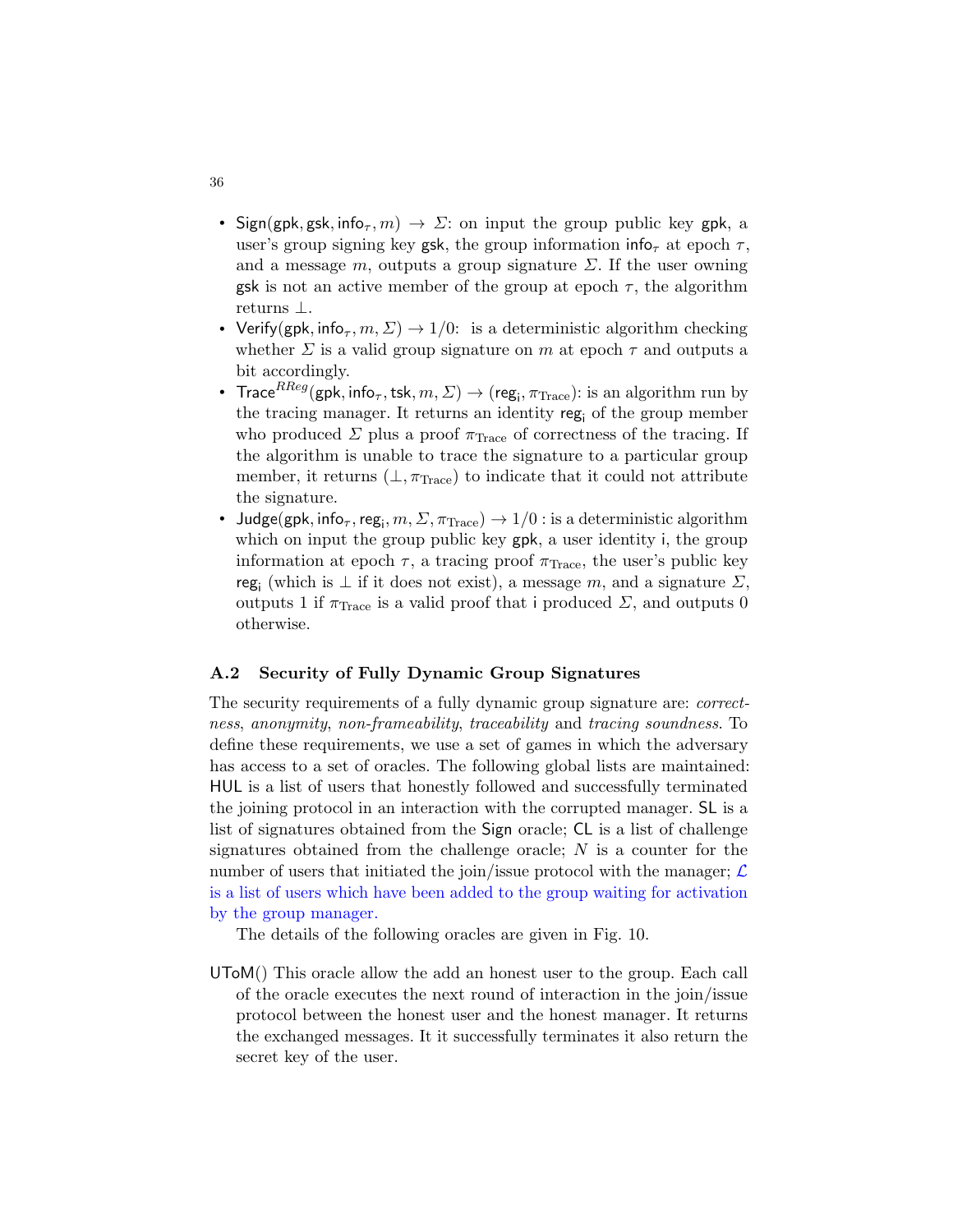- $\mathsf{Sign}(\mathsf{gpk}, \mathsf{gsk}, \mathsf{info}_\tau, m) \rightarrow \Sigma$: on input the group public key $\mathsf{gpk}$, a user's group signing key $\mathsf{gsk}$, the group information $\mathsf{info}_\tau$ at epoch $\tau$, and a message $m$, outputs a group signature $\Sigma$. If the user owning $\mathsf{gsk}$ is not an active member of the group at epoch $\tau$, the algorithm returns $\perp$.
- $\mathsf{Verify}(\mathsf{gpk}, \mathsf{info}_\tau, m, \Sigma) \rightarrow 1/0$: is a deterministic algorithm checking whether $\Sigma$ is a valid group signature on $m$ at epoch $\tau$ and outputs a bit accordingly.
- $\mathsf{Trace}^{RReg}(\mathsf{gpk}, \mathsf{info}_\tau, \mathsf{tsk}, m, \Sigma) \rightarrow (\mathsf{reg_i}, \pi_{\text{Trace}})$: is an algorithm run by the tracing manager. It returns an identity $\mathsf{reg_i}$ of the group member who produced $\Sigma$ plus a proof $\pi_{\text{Trace}}$ of correctness of the tracing. If the algorithm is unable to trace the signature to a particular group member, it returns $(\perp, \pi_{\text{Trace}})$ to indicate that it could not attribute the signature.
- $\mathsf{Judge}(\mathsf{gpk}, \mathsf{info}_\tau, \mathsf{reg_i}, m, \Sigma, \pi_{\text{Trace}}) \rightarrow 1/0$ : is a deterministic algorithm which on input the group public key $\mathsf{gpk}$, a user identity $\mathsf{i}$, the group information at epoch $\tau$, a tracing proof $\pi_{\text{Trace}}$, the user's public key $\mathsf{reg_i}$ (which is $\perp$ if it does not exist), a message $m$, and a signature $\Sigma$, outputs 1 if $\pi_{\text{Trace}}$ is a valid proof that $\mathsf{i}$ produced $\Sigma$, and outputs 0 otherwise.

## A.2 Security of Fully Dynamic Group Signatures

The security requirements of a fully dynamic group signature are: *correctness*, *anonymity*, *non-frameability*, *traceability* and *tracing soundness*. To define these requirements, we use a set of games in which the adversary has access to a set of oracles. The following global lists are maintained: HUL is a list of users that honestly followed and successfully terminated the joining protocol in an interaction with the corrupted manager. SL is a list of signatures obtained from the Sign oracle; CL is a list of challenge signatures obtained from the challenge oracle; $N$ is a counter for the number of users that initiated the join/issue protocol with the manager; $\mathcal{L}$ is a list of users which have been added to the group waiting for activation by the group manager.

The details of the following oracles are given in Fig. 10.

UToM() This oracle allow the add an honest user to the group. Each call of the oracle executes the next round of interaction in the join/issue protocol between the honest user and the honest manager. It returns the exchanged messages. It it successfully terminates it also return the secret key of the user.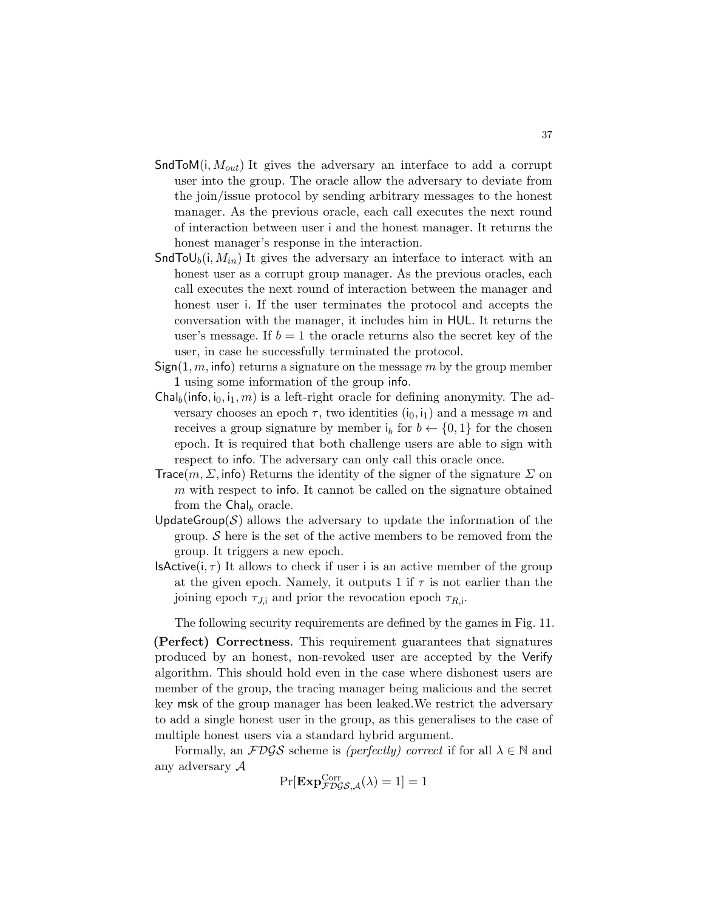$\mathsf{SndToM}(\mathsf{i}, M_{out})$ It gives the adversary an interface to add a corrupt user into the group. The oracle allow the adversary to deviate from the join/issue protocol by sending arbitrary messages to the honest manager. As the previous oracle, each call executes the next round of interaction between user i and the honest manager. It returns the honest manager's response in the interaction.

$\mathsf{SndToU}_b(\mathsf{i}, M_{in})$ It gives the adversary an interface to interact with an honest user as a corrupt group manager. As the previous oracles, each call executes the next round of interaction between the manager and honest user i. If the user terminates the protocol and accepts the conversation with the manager, it includes him in HUL. It returns the user's message. If $b = 1$ the oracle returns also the secret key of the user, in case he successfully terminated the protocol.

$\mathsf{Sign}(1, m, \mathsf{info})$ returns a signature on the message $m$ by the group member 1 using some information of the group info.

$\mathsf{Chal}_b(\mathsf{info}, \mathsf{i}_0, \mathsf{i}_1, m)$ is a left-right oracle for defining anonymity. The adversary chooses an epoch $\tau$, two identities $(\mathsf{i}_0, \mathsf{i}_1)$ and a message $m$ and receives a group signature by member $\mathsf{i}_b$ for $b \leftarrow \{0, 1\}$ for the chosen epoch. It is required that both challenge users are able to sign with respect to info. The adversary can only call this oracle once.

$\mathsf{Trace}(m, \Sigma, \mathsf{info})$ Returns the identity of the signer of the signature $\Sigma$ on $m$ with respect to info. It cannot be called on the signature obtained from the $\mathsf{Chal}_b$ oracle.

$\mathsf{UpdateGroup}(\mathcal{S})$ allows the adversary to update the information of the group. $\mathcal{S}$ here is the set of the active members to be removed from the group. It triggers a new epoch.

$\mathsf{IsActive}(\mathsf{i}, \tau)$ It allows to check if user i is an active member of the group at the given epoch. Namely, it outputs 1 if $\tau$ is not earlier than the joining epoch $\tau_{J,\mathsf{i}}$ and prior the revocation epoch $\tau_{R,\mathsf{i}}$.

The following security requirements are defined by the games in Fig. 11.

**(Perfect) Correctness**. This requirement guarantees that signatures produced by an honest, non-revoked user are accepted by the Verify algorithm. This should hold even in the case where dishonest users are member of the group, the tracing manager being malicious and the secret key msk of the group manager has been leaked.We restrict the adversary to add a single honest user in the group, as this generalises to the case of multiple honest users via a standard hybrid argument.

Formally, an $\mathcal{FDGS}$ scheme is *(perfectly) correct* if for all $\lambda \in \mathbb{N}$ and any adversary $\mathcal{A}$

$$\Pr[\mathbf{Exp}^{\mathrm{Corr}}_{\mathcal{FDGS},\mathcal{A}}(\lambda) = 1] = 1$$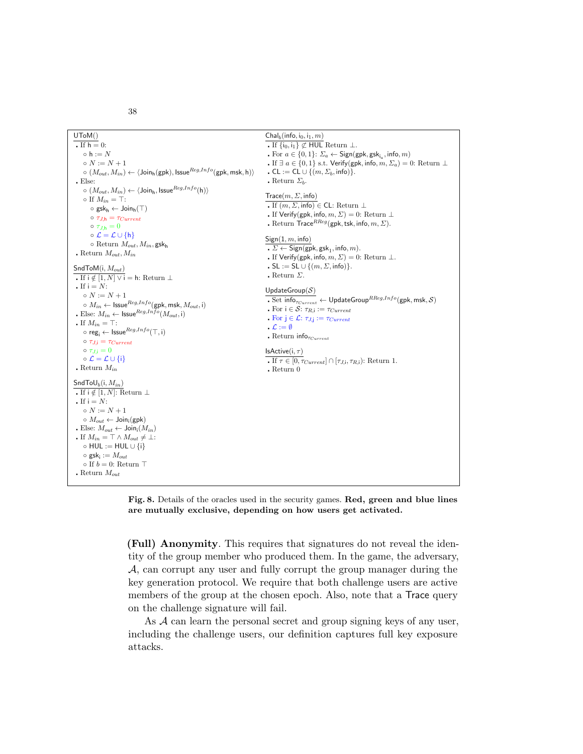**UToM()**

- If $\mathsf{h} = 0$:
  - $\mathsf{h} := N$
  - $N := N + 1$
  - $(M_{out}, M_{in}) \leftarrow \langle \mathsf{Join_h}(\mathsf{gpk}), \mathsf{Issue}^{Reg,Info}(\mathsf{gpk}, \mathsf{msk}, \mathsf{h}) \rangle$
- Else:
  - $(M_{out}, M_{in}) \leftarrow \langle \mathsf{Join_h}, \mathsf{Issue}^{Reg,Info}(\mathsf{h}) \rangle$
  - If $M_{in} = \top$:
    - $\mathsf{gsk_h} \leftarrow \mathsf{Join_h}(\top)$
    - $\tau_{J,\mathsf{h}} = \tau_{Current}$
    - $\tau_{J,\mathsf{h}} = 0$
    - $\mathcal{L} = \mathcal{L} \cup \{\mathsf{h}\}$
    - Return $M_{out}, M_{in}, \mathsf{gsk_h}$
- Return $M_{out}, M_{in}$

**SndToM(i, $M_{out}$)**

- If $\mathsf{i} \notin [1, N] \vee \mathsf{i} = \mathsf{h}$: Return $\perp$
- If $\mathsf{i} = N$:
  - $N := N + 1$
  - $M_{in} \leftarrow \mathsf{Issue}^{Reg,Info}(\mathsf{gpk}, \mathsf{msk}, M_{out}, \mathsf{i})$
- Else: $M_{in} \leftarrow \mathsf{Issue}^{Reg,Info}(M_{out}, \mathsf{i})$
- If $M_{in} = \top$:
  - $\mathsf{reg_i} \leftarrow \mathsf{Issue}^{Reg,Info}(\top, \mathsf{i})$
  - $\tau_{J,\mathsf{i}} = \tau_{Current}$
  - $\tau_{J,\mathsf{i}} = 0$
  - $\mathcal{L} = \mathcal{L} \cup \{\mathsf{i}\}$
- Return $M_{in}$

**SndToU$_b$(i, $M_{in}$)**

- If $\mathsf{i} \notin [1, N]$: Return $\perp$
- If $\mathsf{i} = N$:
  - $N := N + 1$
  - $M_{out} \leftarrow \mathsf{Join_i}(\mathsf{gpk})$
- Else: $M_{out} \leftarrow \mathsf{Join_i}(M_{in})$
- If $M_{in} = \top \wedge M_{out} \neq \perp$:
  - $\mathsf{HUL} := \mathsf{HUL} \cup \{\mathsf{i}\}$
  - $\mathsf{gsk_i} := M_{out}$
  - If $b = 0$: Return $\top$
- Return $M_{out}$

**Chal$_b$(info, i$_0$, i$_1$, $m$)**

- If $\{\mathsf{i}_0, \mathsf{i}_1\} \not\subset \mathsf{HUL}$ Return $\perp$.
- For $a \in \{0, 1\}$: $\Sigma_a \leftarrow \mathsf{Sign}(\mathsf{gpk}, \mathsf{gsk}_{\mathsf{i}_a}, \mathsf{info}, m)$
- If $\exists\, a \in \{0, 1\}$ s.t. $\mathsf{Verify}(\mathsf{gpk}, \mathsf{info}, m, \Sigma_a) = 0$: Return $\perp$
- $\mathsf{CL} := \mathsf{CL} \cup \{(m, \Sigma_b, \mathsf{info})\}$.
- Return $\Sigma_b$.

**Trace($m$, $\Sigma$, info)**

- If $(m, \Sigma, \mathsf{info}) \in \mathsf{CL}$: Return $\perp$
- If $\mathsf{Verify}(\mathsf{gpk}, \mathsf{info}, m, \Sigma) = 0$: Return $\perp$
- Return $\mathsf{Trace}^{RReg}(\mathsf{gpk}, \mathsf{tsk}, \mathsf{info}, m, \Sigma)$.

**Sign(1, $m$, info)**

- $\Sigma \leftarrow \mathsf{Sign}(\mathsf{gpk}, \mathsf{gsk}_1, \mathsf{info}, m)$.
- If $\mathsf{Verify}(\mathsf{gpk}, \mathsf{info}, m, \Sigma) = 0$: Return $\perp$.
- $\mathsf{SL} := \mathsf{SL} \cup \{(m, \Sigma, \mathsf{info})\}$.
- Return $\Sigma$.

**UpdateGroup($\mathcal{S}$)**

- Set $\mathsf{info}_{\tau_{Current}} \leftarrow \mathsf{UpdateGroup}^{RReg,Info}(\mathsf{gpk}, \mathsf{msk}, \mathcal{S})$
- For $\mathsf{i} \in \mathcal{S}$: $\tau_{R,\mathsf{i}} := \tau_{Current}$
- For $\mathsf{j} \in \mathcal{L}$: $\tau_{J,\mathsf{j}} := \tau_{Current}$
- $\mathcal{L} := \emptyset$
- Return $\mathsf{info}_{\tau_{Current}}$

**IsActive(i, $\tau$)**

- If $\tau \in [0, \tau_{Current}] \cap [\tau_{J,\mathsf{i}}, \tau_{R,\mathsf{i}})$: Return 1.
- Return 0

**Fig. 8.** Details of the oracles used in the security games. **Red, green and blue lines are mutually exclusive, depending on how users get activated.**

**(Full) Anonymity**. This requires that signatures do not reveal the identity of the group member who produced them. In the game, the adversary, $\mathcal{A}$, can corrupt any user and fully corrupt the group manager during the key generation protocol. We require that both challenge users are active members of the group at the chosen epoch. Also, note that a Trace query on the challenge signature will fail.

As $\mathcal{A}$ can learn the personal secret and group signing keys of any user, including the challenge users, our definition captures full key exposure attacks.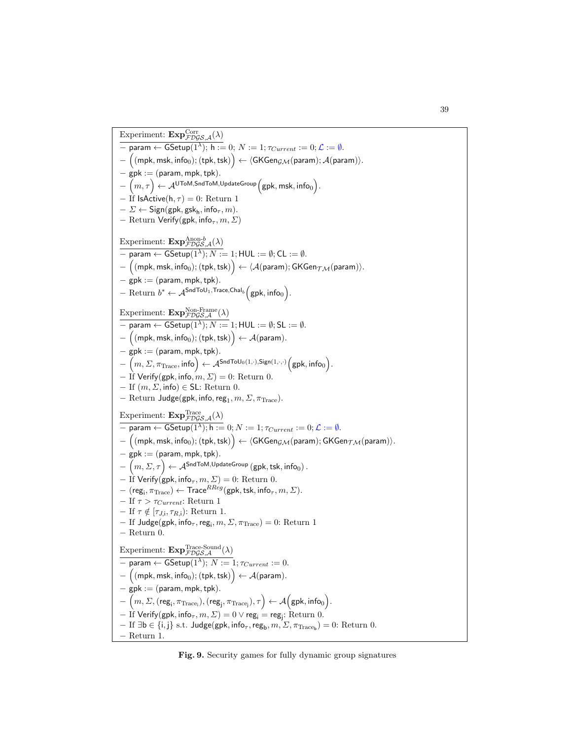Experiment: $\mathbf{Exp}^{\mathrm{Corr}}_{\mathcal{FDGS},\mathcal{A}}(\lambda)$

- $\mathsf{param} \leftarrow \mathsf{GSetup}(1^\lambda)$; $\mathsf{h} := 0$; $N := 1$; $\tau_{Current} := 0$; $\mathcal{L} := \emptyset$.
- $\Big((\mathsf{mpk}, \mathsf{msk}, \mathsf{info}_0); (\mathsf{tpk}, \mathsf{tsk})\Big) \leftarrow \langle \mathsf{GKGen}_{\mathcal{GM}}(\mathsf{param}); \mathcal{A}(\mathsf{param})\rangle$.
- $\mathsf{gpk} := (\mathsf{param}, \mathsf{mpk}, \mathsf{tpk})$.
- $\Big(m, \tau\Big) \leftarrow \mathcal{A}^{\mathsf{UToM},\mathsf{SndToM},\mathsf{UpdateGroup}}\Big(\mathsf{gpk}, \mathsf{msk}, \mathsf{info}_0\Big)$.
- If $\mathsf{IsActive}(\mathsf{h}, \tau) = 0$: Return 1
- $\Sigma \leftarrow \mathsf{Sign}(\mathsf{gpk}, \mathsf{gsk}_{\mathsf{h}}, \mathsf{info}_\tau, m)$.
- Return $\mathsf{Verify}(\mathsf{gpk}, \mathsf{info}_\tau, m, \Sigma)$

Experiment: $\mathbf{Exp}^{\mathrm{Anon}\text{-}b}_{\mathcal{FDGS},\mathcal{A}}(\lambda)$

- $\mathsf{param} \leftarrow \mathsf{GSetup}(1^\lambda)$; $N := 1$; $\mathsf{HUL} := \emptyset$; $\mathsf{CL} := \emptyset$.
- $\Big((\mathsf{mpk}, \mathsf{msk}, \mathsf{info}_0); (\mathsf{tpk}, \mathsf{tsk})\Big) \leftarrow \langle \mathcal{A}(\mathsf{param}); \mathsf{GKGen}_{\mathcal{TM}}(\mathsf{param})\rangle$.
- $\mathsf{gpk} := (\mathsf{param}, \mathsf{mpk}, \mathsf{tpk})$.
- Return $b^* \leftarrow \mathcal{A}^{\mathsf{SndToU}_1,\mathsf{Trace},\mathsf{Chal}_b}\Big(\mathsf{gpk}, \mathsf{info}_0\Big)$.

Experiment: $\mathbf{Exp}^{\mathrm{Non\text{-}Frame}}_{\mathcal{FDGS},\mathcal{A}}(\lambda)$

- $\mathsf{param} \leftarrow \mathsf{GSetup}(1^\lambda)$; $N := 1$; $\mathsf{HUL} := \emptyset$; $\mathsf{SL} := \emptyset$.
- $\Big((\mathsf{mpk}, \mathsf{msk}, \mathsf{info}_0); (\mathsf{tpk}, \mathsf{tsk})\Big) \leftarrow \mathcal{A}(\mathsf{param})$.
- $\mathsf{gpk} := (\mathsf{param}, \mathsf{mpk}, \mathsf{tpk})$.
- $\Big(m, \Sigma, \pi_{\mathrm{Trace}}, \mathsf{info}\Big) \leftarrow \mathcal{A}^{\mathsf{SndToU}_0(1,\cdot),\mathsf{Sign}(1,\cdot,\cdot)}\Big(\mathsf{gpk}, \mathsf{info}_0\Big)$.
- If $\mathsf{Verify}(\mathsf{gpk}, \mathsf{info}, m, \Sigma) = 0$: Return 0.
- If $(m, \Sigma, \mathsf{info}) \in \mathsf{SL}$: Return 0.
- Return $\mathsf{Judge}(\mathsf{gpk}, \mathsf{info}, \mathsf{reg}_1, m, \Sigma, \pi_{\mathrm{Trace}})$.

Experiment: $\mathbf{Exp}^{\mathrm{Trace}}_{\mathcal{FDGS},\mathcal{A}}(\lambda)$

- $\mathsf{param} \leftarrow \mathsf{GSetup}(1^\lambda)$; $\mathsf{h} := 0$; $N := 1$; $\tau_{Current} := 0$; $\mathcal{L} := \emptyset$.
- $\Big((\mathsf{mpk}, \mathsf{msk}, \mathsf{info}_0); (\mathsf{tpk}, \mathsf{tsk})\Big) \leftarrow \langle \mathsf{GKGen}_{\mathcal{GM}}(\mathsf{param}); \mathsf{GKGen}_{\mathcal{TM}}(\mathsf{param})\rangle$.
- $\mathsf{gpk} := (\mathsf{param}, \mathsf{mpk}, \mathsf{tpk})$.
- $\Big(m, \Sigma, \tau\Big) \leftarrow \mathcal{A}^{\mathsf{SndToM},\mathsf{UpdateGroup}}\left(\mathsf{gpk}, \mathsf{tsk}, \mathsf{info}_0\right)$.
- If $\mathsf{Verify}(\mathsf{gpk}, \mathsf{info}_\tau, m, \Sigma) = 0$: Return 0.
- $(\mathsf{reg}_{\mathsf{i}}, \pi_{\mathrm{Trace}}) \leftarrow \mathsf{Trace}^{RReg}(\mathsf{gpk}, \mathsf{tsk}, \mathsf{info}_\tau, m, \Sigma)$.
- If $\tau > \tau_{Current}$: Return 1
- If $\tau \notin [\tau_{J,\mathsf{i}}, \tau_{R,\mathsf{i}})$: Return 1.
- If $\mathsf{Judge}(\mathsf{gpk}, \mathsf{info}_\tau, \mathsf{reg}_{\mathsf{i}}, m, \Sigma, \pi_{\mathrm{Trace}}) = 0$: Return 1
- Return 0.

Experiment: $\mathbf{Exp}^{\mathrm{Trace\text{-}Sound}}_{\mathcal{FDGS},\mathcal{A}}(\lambda)$

- $\mathsf{param} \leftarrow \mathsf{GSetup}(1^\lambda)$; $N := 1$; $\tau_{Current} := 0$.
- $\Big((\mathsf{mpk}, \mathsf{msk}, \mathsf{info}_0); (\mathsf{tpk}, \mathsf{tsk})\Big) \leftarrow \mathcal{A}(\mathsf{param})$.
- $\mathsf{gpk} := (\mathsf{param}, \mathsf{mpk}, \mathsf{tpk})$.
- $\Big(m, \Sigma, (\mathsf{reg}_{\mathsf{i}}, \pi_{\mathrm{Trace}_{\mathsf{i}}}), (\mathsf{reg}_{\mathsf{j}}, \pi_{\mathrm{Trace}_{\mathsf{j}}}), \tau\Big) \leftarrow \mathcal{A}\Big(\mathsf{gpk}, \mathsf{info}_0\Big)$.
- If $\mathsf{Verify}(\mathsf{gpk}, \mathsf{info}_\tau, m, \Sigma) = 0 \vee \mathsf{reg}_{\mathsf{i}} = \mathsf{reg}_{\mathsf{j}}$: Return 0.
- If $\exists \mathsf{b} \in \{\mathsf{i}, \mathsf{j}\}$ s.t. $\mathsf{Judge}(\mathsf{gpk}, \mathsf{info}_\tau, \mathsf{reg}_{\mathsf{b}}, m, \Sigma, \pi_{\mathrm{Trace}_{\mathsf{b}}}) = 0$: Return 0.
- Return 1.

**Fig. 9.** Security games for fully dynamic group signatures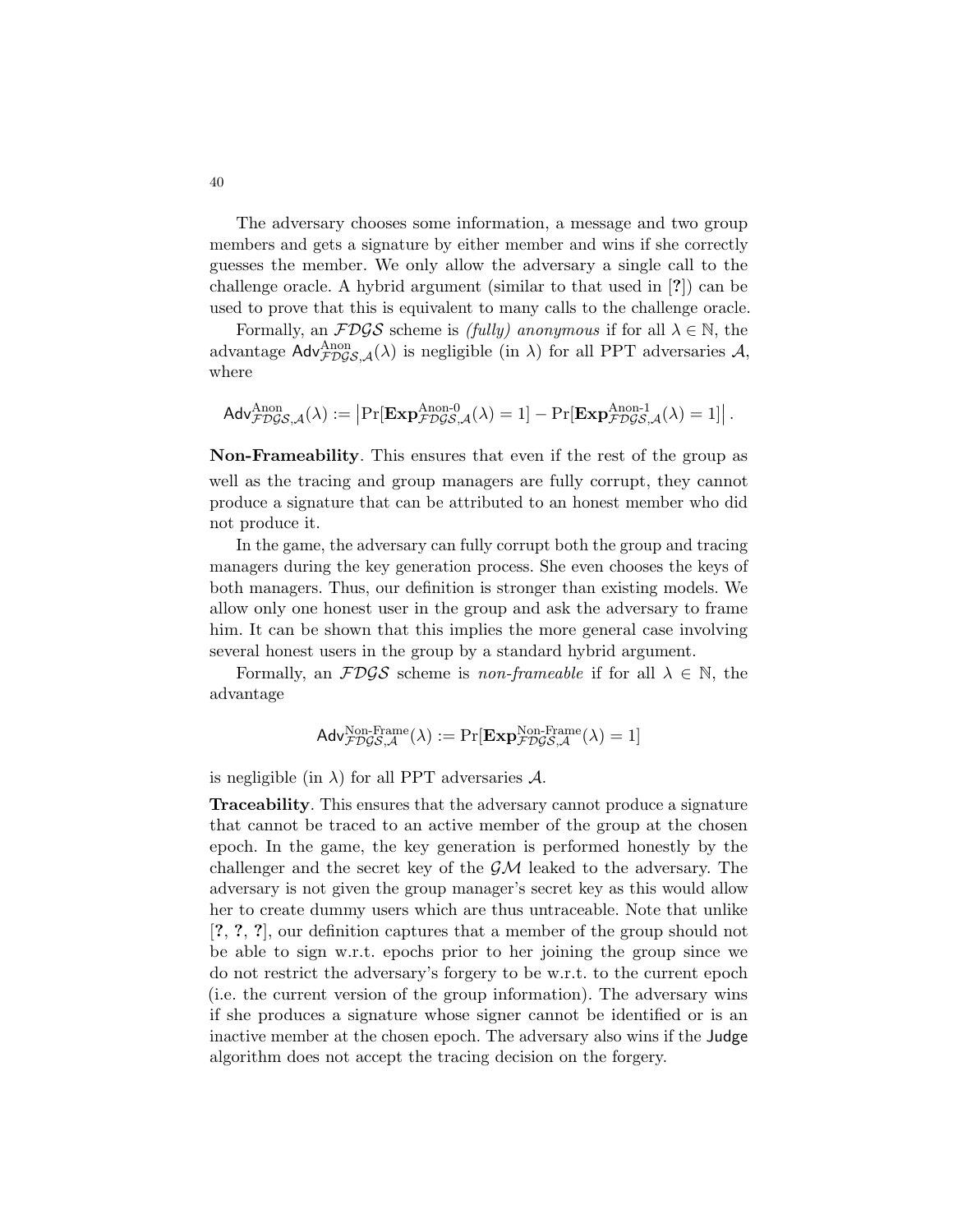The adversary chooses some information, a message and two group members and gets a signature by either member and wins if she correctly guesses the member. We only allow the adversary a single call to the challenge oracle. A hybrid argument (similar to that used in [**?**]) can be used to prove that this is equivalent to many calls to the challenge oracle.

Formally, an $\mathcal{FDGS}$ scheme is *(fully) anonymous* if for all $\lambda \in \mathbb{N}$, the advantage $\mathsf{Adv}^{\mathrm{Anon}}_{\mathcal{FDGS},\mathcal{A}}(\lambda)$ is negligible (in $\lambda$) for all PPT adversaries $\mathcal{A}$, where

$$\mathsf{Adv}^{\mathrm{Anon}}_{\mathcal{FDGS},\mathcal{A}}(\lambda) := \left|\Pr[\mathbf{Exp}^{\mathrm{Anon}\text{-}0}_{\mathcal{FDGS},\mathcal{A}}(\lambda) = 1] - \Pr[\mathbf{Exp}^{\mathrm{Anon}\text{-}1}_{\mathcal{FDGS},\mathcal{A}}(\lambda) = 1]\right|.$$

**Non-Frameability**. This ensures that even if the rest of the group as well as the tracing and group managers are fully corrupt, they cannot produce a signature that can be attributed to an honest member who did not produce it.

In the game, the adversary can fully corrupt both the group and tracing managers during the key generation process. She even chooses the keys of both managers. Thus, our definition is stronger than existing models. We allow only one honest user in the group and ask the adversary to frame him. It can be shown that this implies the more general case involving several honest users in the group by a standard hybrid argument.

Formally, an $\mathcal{FDGS}$ scheme is *non-frameable* if for all $\lambda \in \mathbb{N}$, the advantage

$$\mathsf{Adv}^{\mathrm{Non\text{-}Frame}}_{\mathcal{FDGS},\mathcal{A}}(\lambda) := \Pr[\mathbf{Exp}^{\mathrm{Non\text{-}Frame}}_{\mathcal{FDGS},\mathcal{A}}(\lambda) = 1]$$

is negligible (in $\lambda$) for all PPT adversaries $\mathcal{A}$.

**Traceability**. This ensures that the adversary cannot produce a signature that cannot be traced to an active member of the group at the chosen epoch. In the game, the key generation is performed honestly by the challenger and the secret key of the $\mathcal{GM}$ leaked to the adversary. The adversary is not given the group manager's secret key as this would allow her to create dummy users which are thus untraceable. Note that unlike [**?**, **?**, **?**], our definition captures that a member of the group should not be able to sign w.r.t. epochs prior to her joining the group since we do not restrict the adversary's forgery to be w.r.t. to the current epoch (i.e. the current version of the group information). The adversary wins if she produces a signature whose signer cannot be identified or is an inactive member at the chosen epoch. The adversary also wins if the $\mathsf{Judge}$ algorithm does not accept the tracing decision on the forgery.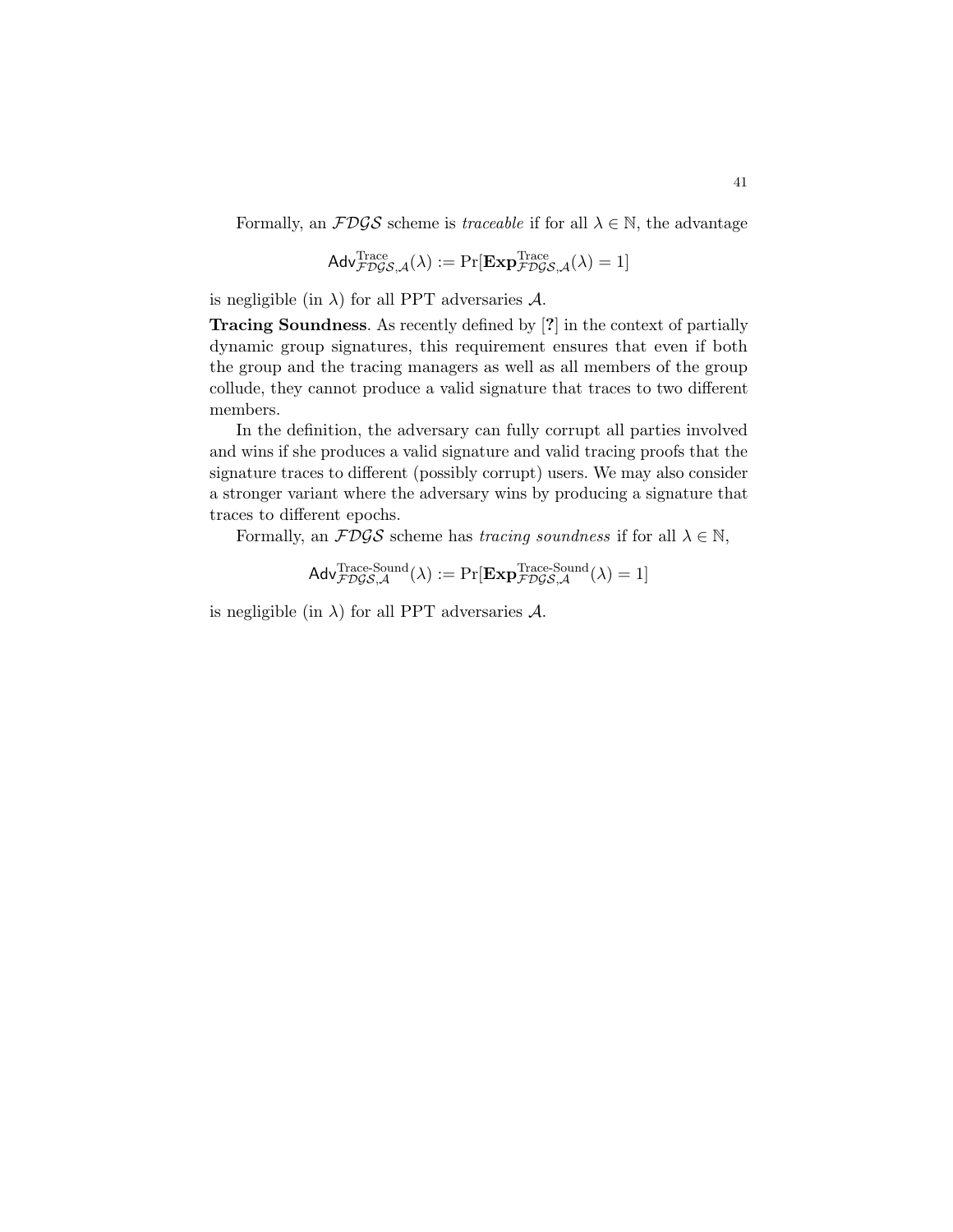Formally, an $\mathcal{FDGS}$ scheme is *traceable* if for all $\lambda \in \mathbb{N}$, the advantage

$$\mathsf{Adv}^{\text{Trace}}_{\mathcal{FDGS},\mathcal{A}}(\lambda) := \Pr[\mathbf{Exp}^{\text{Trace}}_{\mathcal{FDGS},\mathcal{A}}(\lambda) = 1]$$

is negligible (in $\lambda$) for all PPT adversaries $\mathcal{A}$.

**Tracing Soundness**. As recently defined by [**?**] in the context of partially dynamic group signatures, this requirement ensures that even if both the group and the tracing managers as well as all members of the group collude, they cannot produce a valid signature that traces to two different members.

In the definition, the adversary can fully corrupt all parties involved and wins if she produces a valid signature and valid tracing proofs that the signature traces to different (possibly corrupt) users. We may also consider a stronger variant where the adversary wins by producing a signature that traces to different epochs.

Formally, an $\mathcal{FDGS}$ scheme has *tracing soundness* if for all $\lambda \in \mathbb{N}$,

$$\mathsf{Adv}^{\text{Trace-Sound}}_{\mathcal{FDGS},\mathcal{A}}(\lambda) := \Pr[\mathbf{Exp}^{\text{Trace-Sound}}_{\mathcal{FDGS},\mathcal{A}}(\lambda) = 1]$$

is negligible (in $\lambda$) for all PPT adversaries $\mathcal{A}$.